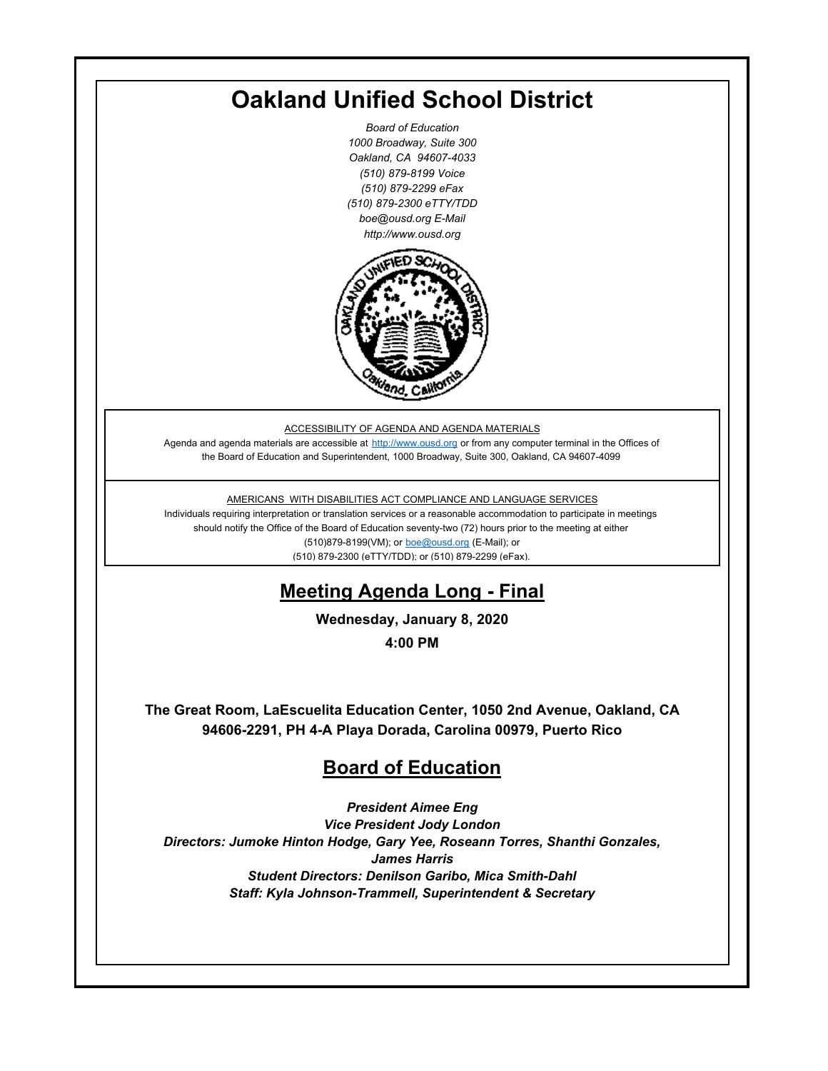# Oakland Unified School District

*Board of Education*
*1000 Broadway, Suite 300*
*Oakland, CA 94607-4033*
*(510) 879-8199 Voice*
*(510) 879-2299 eFax*
*(510) 879-2300 eTTY/TDD*
*boe@ousd.org E-Mail*
*http://www.ousd.org*

ACCESSIBILITY OF AGENDA AND AGENDA MATERIALS

Agenda and agenda materials are accessible at http://www.ousd.org or from any computer terminal in the Offices of the Board of Education and Superintendent, 1000 Broadway, Suite 300, Oakland, CA 94607-4099

AMERICANS WITH DISABILITIES ACT COMPLIANCE AND LANGUAGE SERVICES

Individuals requiring interpretation or translation services or a reasonable accommodation to participate in meetings should notify the Office of the Board of Education seventy-two (72) hours prior to the meeting at either (510)879-8199(VM); or boe@ousd.org (E-Mail); or (510) 879-2300 (eTTY/TDD); or (510) 879-2299 (eFax).

## Meeting Agenda Long - Final

**Wednesday, January 8, 2020**

**4:00 PM**

**The Great Room, LaEscuelita Education Center, 1050 2nd Avenue, Oakland, CA 94606-2291, PH 4-A Playa Dorada, Carolina 00979, Puerto Rico**

## Board of Education

***President Aimee Eng***
***Vice President Jody London***
***Directors: Jumoke Hinton Hodge, Gary Yee, Roseann Torres, Shanthi Gonzales, James Harris***
***Student Directors: Denilson Garibo, Mica Smith-Dahl***
***Staff: Kyla Johnson-Trammell, Superintendent & Secretary***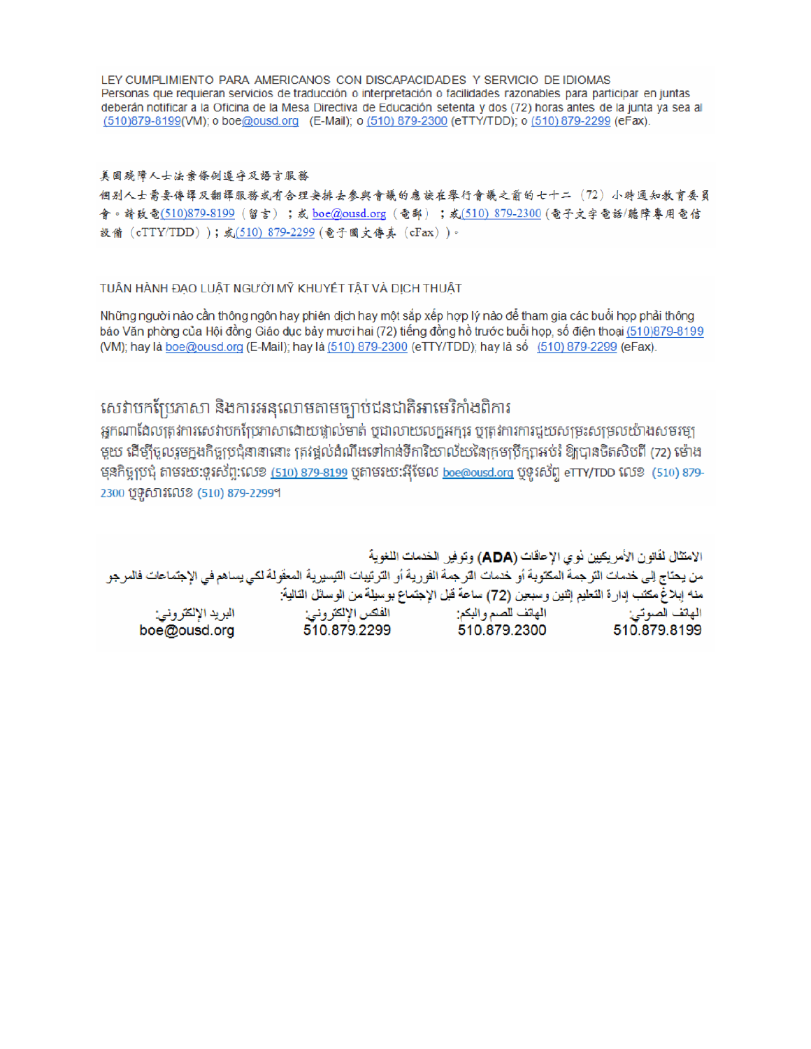LEY CUMPLIMIENTO PARA AMERICANOS CON DISCAPACIDADES Y SERVICIO DE IDIOMAS
Personas que requieran servicios de traducción o interpretación o facilidades razonables para participar en juntas deberán notificar a la Oficina de la Mesa Directiva de Educación setenta y dos (72) horas antes de la junta ya sea al (510)879-8199(VM); o boe@ousd.org (E-Mail); o (510) 879-2300 (eTTY/TDD); o (510) 879-2299 (eFax).

美國殘障人士法案條例遵守及語言服務
個別人士需要傳譯及翻譯服務或有合理安排去參與會議的應該在舉行會議之前的七十二（72）小時通知教育委員會。請致電(510)879-8199（留言）；或 boe@ousd.org（電郵）；或(510) 879-2300（電子文字電話/聽障專用電信設備（eTTY/TDD））；或(510) 879-2299（電子圖文傳真（eFax））。

TUÂN HÀNH ĐẠO LUẬT NGƯỜI MỸ KHUYẾT TẬT VÀ DỊCH THUẬT

Những người nào cần thông ngôn hay phiên dịch hay một sắp xếp hợp lý nào để tham gia các buổi họp phải thông báo Văn phòng của Hội đồng Giáo dục bảy mươi hai (72) tiếng đồng hồ trước buổi họp, số điện thoại (510)879-8199 (VM); hay là boe@ousd.org (E-Mail); hay là (510) 879-2300 (eTTY/TDD); hay là số (510) 879-2299 (eFax).

សេវាបកប្រែភាសា និងការអនុលោមតាមច្បាប់ជនជាតិអាមេរិកាំងពិការ
អ្នកណាដែលត្រូវការសេវាបកប្រែភាសាដោយផ្ទាល់មាត់ ឬជាលាយលក្ខអក្សរ ឬត្រូវការការជួយសម្រះសម្រួលយ៉ាងសមរម្យមួយ ដើម្បីចូលរួមក្នុងកិច្ចប្រជុំនានានោះ ត្រូវផ្តល់ដំណឹងទៅកាន់ទីការិយាល័យនៃក្រុមប្រឹក្សាអប់រំ ឱ្យបានចិតសិបពីរ (72) ម៉ោង មុនកិច្ចប្រជុំ តាមរយៈទូរស័ព្ទ:លេខ (510) 879-8199 ឬតាមរយៈអ៊ីមែល boe@ousd.org ឬទូរស័ព្ទ eTTY/TDD លេខ (510) 879-2300 ឬទូសារលេខ (510) 879-2299។

الامتثال لقانون الأمريكيين ذوي الإعاقات (ADA) وتوفير الخدمات اللغوية
من يحتاج إلى خدمات الترجمة المكتوبة أو خدمات الترجمة الفورية أو الترتيبات التيسيرية المعقولة لكي يساهم في الإجتماعات فالمرجو منه إبلاغ مكتب إدارة التعليم إثنين وسبعين (72) ساعة قبل الإجتماع بوسيلة من الوسائل التالية:

| الهاتف الصوتي: | الهاتف للصم والبكم: | الفاكس الإلكتروني: | البريد الإلكتروني: |
|---|---|---|---|
| 510.879.8199 | 510.879.2300 | 510.879.2299 | boe@ousd.org |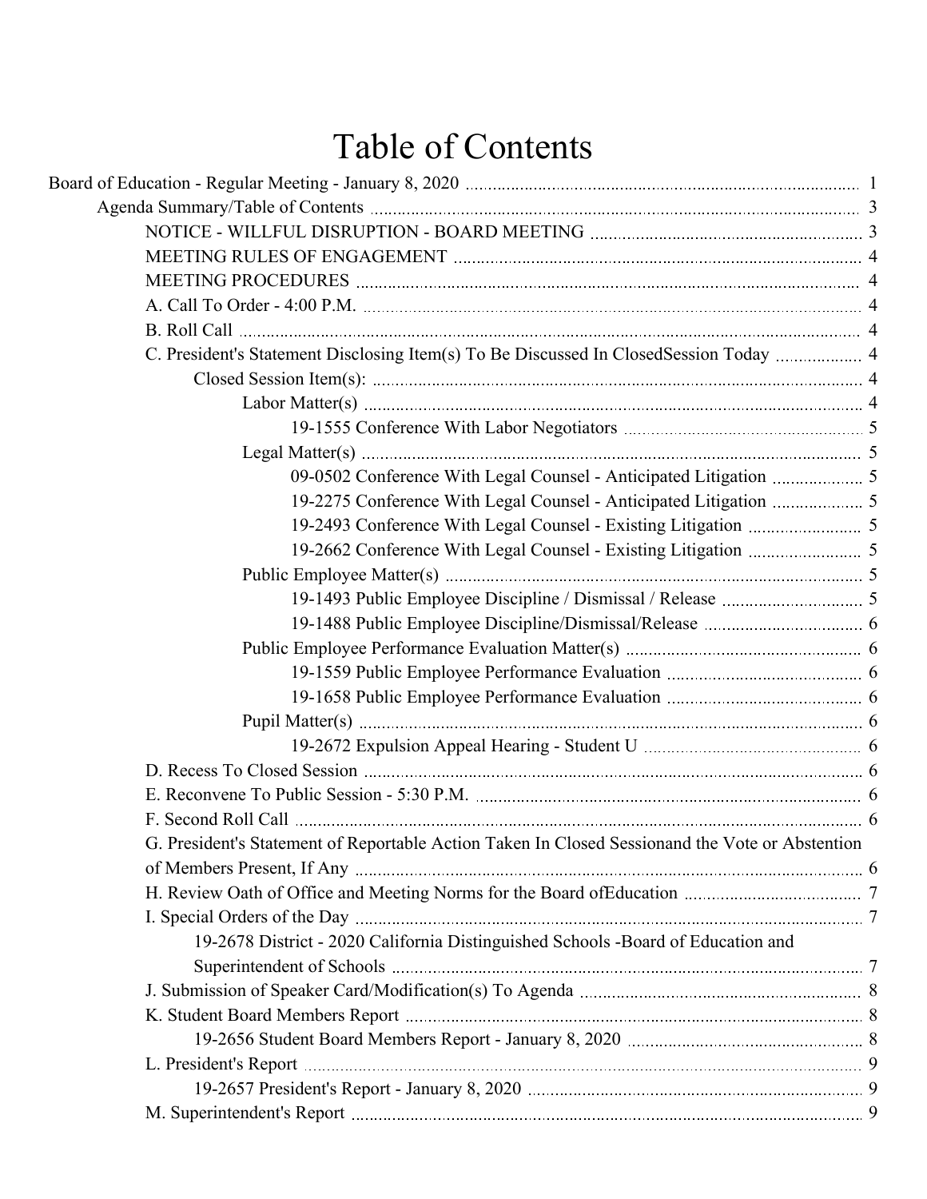# Table of Contents

- Board of Education - Regular Meeting - January 8, 2020 ..... 1
  - Agenda Summary/Table of Contents ..... 3
    - NOTICE - WILLFUL DISRUPTION - BOARD MEETING ..... 3
    - MEETING RULES OF ENGAGEMENT ..... 4
    - MEETING PROCEDURES ..... 4
    - A. Call To Order - 4:00 P.M. ..... 4
    - B. Roll Call ..... 4
    - C. President's Statement Disclosing Item(s) To Be Discussed In ClosedSession Today ..... 4
      - Closed Session Item(s): ..... 4
        - Labor Matter(s) ..... 4
          - 19-1555 Conference With Labor Negotiators ..... 5
        - Legal Matter(s) ..... 5
          - 09-0502 Conference With Legal Counsel - Anticipated Litigation ..... 5
          - 19-2275 Conference With Legal Counsel - Anticipated Litigation ..... 5
          - 19-2493 Conference With Legal Counsel - Existing Litigation ..... 5
          - 19-2662 Conference With Legal Counsel - Existing Litigation ..... 5
        - Public Employee Matter(s) ..... 5
          - 19-1493 Public Employee Discipline / Dismissal / Release ..... 5
          - 19-1488 Public Employee Discipline/Dismissal/Release ..... 6
        - Public Employee Performance Evaluation Matter(s) ..... 6
          - 19-1559 Public Employee Performance Evaluation ..... 6
          - 19-1658 Public Employee Performance Evaluation ..... 6
        - Pupil Matter(s) ..... 6
          - 19-2672 Expulsion Appeal Hearing - Student U ..... 6
    - D. Recess To Closed Session ..... 6
    - E. Reconvene To Public Session - 5:30 P.M. ..... 6
    - F. Second Roll Call ..... 6
    - G. President's Statement of Reportable Action Taken In Closed Sessionand the Vote or Abstention of Members Present, If Any ..... 6
    - H. Review Oath of Office and Meeting Norms for the Board ofEducation ..... 7
    - I. Special Orders of the Day ..... 7
      - 19-2678 District - 2020 California Distinguished Schools -Board of Education and Superintendent of Schools ..... 7
    - J. Submission of Speaker Card/Modification(s) To Agenda ..... 8
    - K. Student Board Members Report ..... 8
      - 19-2656 Student Board Members Report - January 8, 2020 ..... 8
    - L. President's Report ..... 9
      - 19-2657 President's Report - January 8, 2020 ..... 9
    - M. Superintendent's Report ..... 9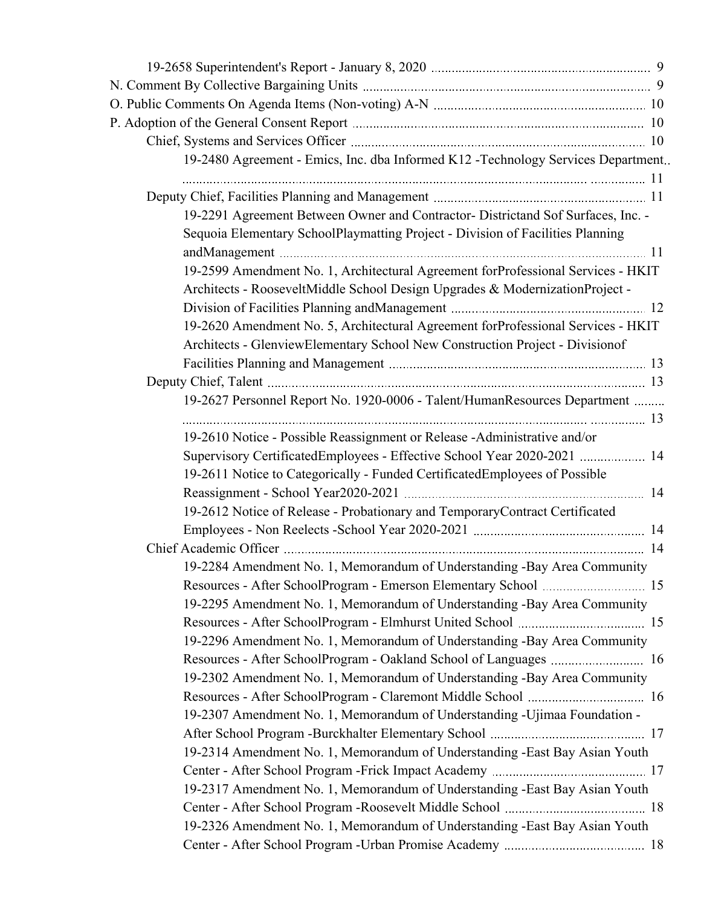19-2658 Superintendent's Report - January 8, 2020 ... 9

N. Comment By Collective Bargaining Units ... 9

O. Public Comments On Agenda Items (Non-voting) A-N ... 10

P. Adoption of the General Consent Report ... 10

- Chief, Systems and Services Officer ... 10
  - 19-2480 Agreement - Emics, Inc. dba Informed K12 -Technology Services Department... 11
- Deputy Chief, Facilities Planning and Management ... 11
  - 19-2291 Agreement Between Owner and Contractor- Districtand Sof Surfaces, Inc. - Sequoia Elementary SchoolPlaymatting Project - Division of Facilities Planning andManagement ... 11
  - 19-2599 Amendment No. 1, Architectural Agreement forProfessional Services - HKIT Architects - RooseveltMiddle School Design Upgrades & ModernizationProject - Division of Facilities Planning andManagement ... 12
  - 19-2620 Amendment No. 5, Architectural Agreement forProfessional Services - HKIT Architects - GlenviewElementary School New Construction Project - Divisionof Facilities Planning and Management ... 13
- Deputy Chief, Talent ... 13
  - 19-2627 Personnel Report No. 1920-0006 - Talent/HumanResources Department ... 13
  - 19-2610 Notice - Possible Reassignment or Release -Administrative and/or Supervisory CertificatedEmployees - Effective School Year 2020-2021 ... 14
  - 19-2611 Notice to Categorically - Funded CertificatedEmployees of Possible Reassignment - School Year2020-2021 ... 14
  - 19-2612 Notice of Release - Probationary and TemporaryContract Certificated Employees - Non Reelects -School Year 2020-2021 ... 14
- Chief Academic Officer ... 14
  - 19-2284 Amendment No. 1, Memorandum of Understanding -Bay Area Community Resources - After SchoolProgram - Emerson Elementary School ... 15
  - 19-2295 Amendment No. 1, Memorandum of Understanding -Bay Area Community Resources - After SchoolProgram - Elmhurst United School ... 15
  - 19-2296 Amendment No. 1, Memorandum of Understanding -Bay Area Community Resources - After SchoolProgram - Oakland School of Languages ... 16
  - 19-2302 Amendment No. 1, Memorandum of Understanding -Bay Area Community Resources - After SchoolProgram - Claremont Middle School ... 16
  - 19-2307 Amendment No. 1, Memorandum of Understanding -Ujimaa Foundation - After School Program -Burckhalter Elementary School ... 17
  - 19-2314 Amendment No. 1, Memorandum of Understanding -East Bay Asian Youth Center - After School Program -Frick Impact Academy ... 17
  - 19-2317 Amendment No. 1, Memorandum of Understanding -East Bay Asian Youth Center - After School Program -Roosevelt Middle School ... 18
  - 19-2326 Amendment No. 1, Memorandum of Understanding -East Bay Asian Youth Center - After School Program -Urban Promise Academy ... 18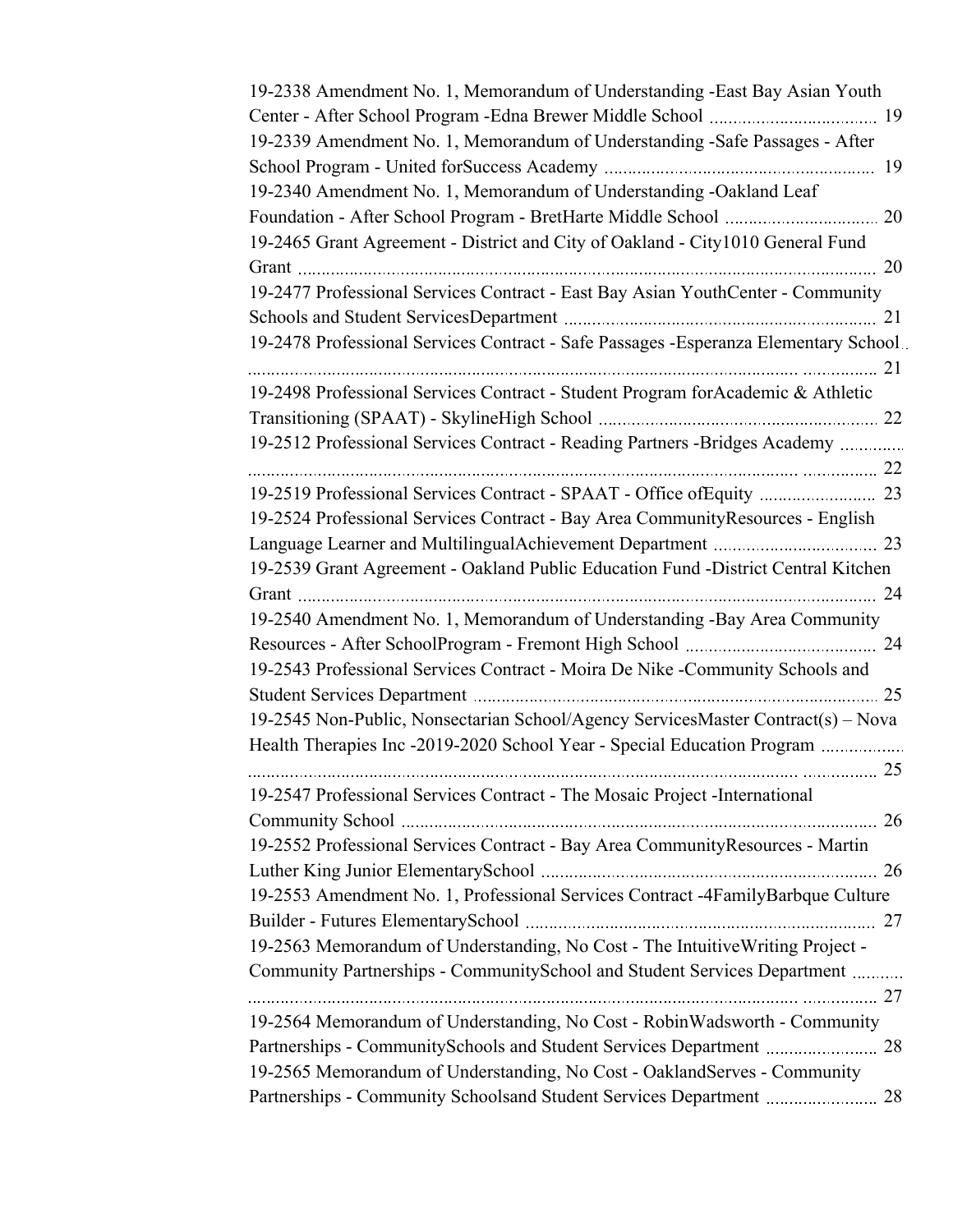19-2338 Amendment No. 1, Memorandum of Understanding -East Bay Asian Youth Center - After School Program -Edna Brewer Middle School ........ 19

19-2339 Amendment No. 1, Memorandum of Understanding -Safe Passages - After School Program - United forSuccess Academy ........ 19

19-2340 Amendment No. 1, Memorandum of Understanding -Oakland Leaf Foundation - After School Program - BretHarte Middle School ........ 20

19-2465 Grant Agreement - District and City of Oakland - City1010 General Fund Grant ........ 20

19-2477 Professional Services Contract - East Bay Asian YouthCenter - Community Schools and Student ServicesDepartment ........ 21

19-2478 Professional Services Contract - Safe Passages -Esperanza Elementary School ........ 21

19-2498 Professional Services Contract - Student Program forAcademic & Athletic Transitioning (SPAAT) - SkylineHigh School ........ 22

19-2512 Professional Services Contract - Reading Partners -Bridges Academy ........ 22

19-2519 Professional Services Contract - SPAAT - Office ofEquity ........ 23

19-2524 Professional Services Contract - Bay Area CommunityResources - English Language Learner and MultilingualAchievement Department ........ 23

19-2539 Grant Agreement - Oakland Public Education Fund -District Central Kitchen Grant ........ 24

19-2540 Amendment No. 1, Memorandum of Understanding -Bay Area Community Resources - After SchoolProgram - Fremont High School ........ 24

19-2543 Professional Services Contract - Moira De Nike -Community Schools and Student Services Department ........ 25

19-2545 Non-Public, Nonsectarian School/Agency ServicesMaster Contract(s) – Nova Health Therapies Inc -2019-2020 School Year - Special Education Program ........ 25

19-2547 Professional Services Contract - The Mosaic Project -International Community School ........ 26

19-2552 Professional Services Contract - Bay Area CommunityResources - Martin Luther King Junior ElementarySchool ........ 26

19-2553 Amendment No. 1, Professional Services Contract -4FamilyBarbque Culture Builder - Futures ElementarySchool ........ 27

19-2563 Memorandum of Understanding, No Cost - The IntuitiveWriting Project - Community Partnerships - CommunitySchool and Student Services Department ........ 27

19-2564 Memorandum of Understanding, No Cost - RobinWadsworth - Community Partnerships - CommunitySchools and Student Services Department ........ 28

19-2565 Memorandum of Understanding, No Cost - OaklandServes - Community Partnerships - Community Schoolsand Student Services Department ........ 28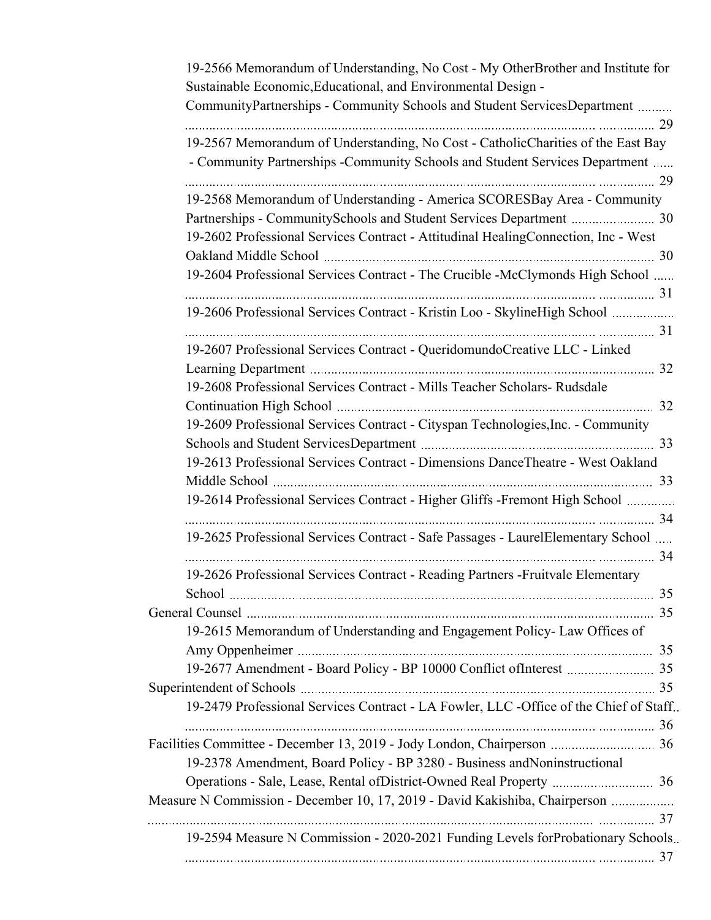- 19-2566 Memorandum of Understanding, No Cost - My OtherBrother and Institute for Sustainable Economic,Educational, and Environmental Design - CommunityPartnerships - Community Schools and Student ServicesDepartment ........ 29
- 19-2567 Memorandum of Understanding, No Cost - CatholicCharities of the East Bay - Community Partnerships -Community Schools and Student Services Department ...... 29
- 19-2568 Memorandum of Understanding - America SCORESBay Area - Community Partnerships - CommunitySchools and Student Services Department ........ 30
- 19-2602 Professional Services Contract - Attitudinal HealingConnection, Inc - West Oakland Middle School ........ 30
- 19-2604 Professional Services Contract - The Crucible -McClymonds High School ........ 31
- 19-2606 Professional Services Contract - Kristin Loo - SkylineHigh School ........ 31
- 19-2607 Professional Services Contract - QueridomundoCreative LLC - Linked Learning Department ........ 32
- 19-2608 Professional Services Contract - Mills Teacher Scholars- Rudsdale Continuation High School ........ 32
- 19-2609 Professional Services Contract - Cityspan Technologies,Inc. - Community Schools and Student ServicesDepartment ........ 33
- 19-2613 Professional Services Contract - Dimensions DanceTheatre - West Oakland Middle School ........ 33
- 19-2614 Professional Services Contract - Higher Gliffs -Fremont High School ........ 34
- 19-2625 Professional Services Contract - Safe Passages - LaurelElementary School ........ 34
- 19-2626 Professional Services Contract - Reading Partners -Fruitvale Elementary School ........ 35

General Counsel ........ 35

- 19-2615 Memorandum of Understanding and Engagement Policy- Law Offices of Amy Oppenheimer ........ 35
- 19-2677 Amendment - Board Policy - BP 10000 Conflict ofInterest ........ 35

Superintendent of Schools ........ 35

- 19-2479 Professional Services Contract - LA Fowler, LLC -Office of the Chief of Staff ........ 36

Facilities Committee - December 13, 2019 - Jody London, Chairperson ........ 36

- 19-2378 Amendment, Board Policy - BP 3280 - Business andNoninstructional Operations - Sale, Lease, Rental ofDistrict-Owned Real Property ........ 36

Measure N Commission - December 10, 17, 2019 - David Kakishiba, Chairperson ........ 37

- 19-2594 Measure N Commission - 2020-2021 Funding Levels forProbationary Schools ........ 37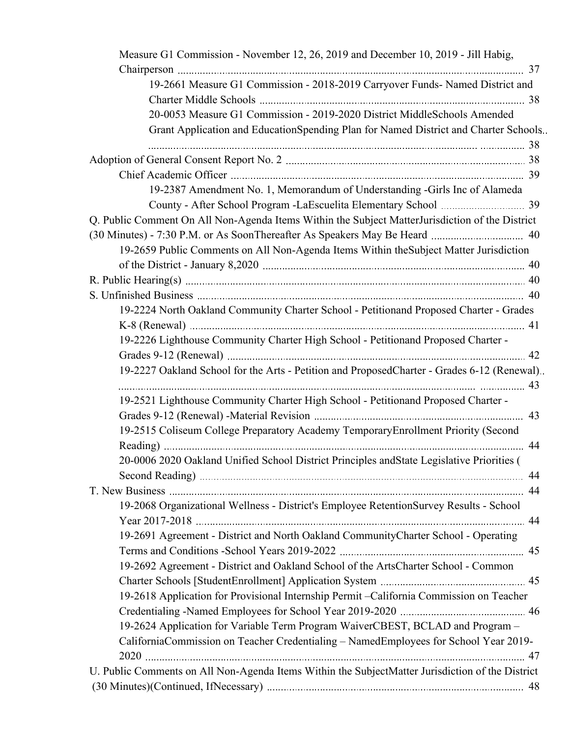Measure G1 Commission - November 12, 26, 2019 and December 10, 2019 - Jill Habig, Chairperson ........ 37

19-2661 Measure G1 Commission - 2018-2019 Carryover Funds- Named District and Charter Middle Schools ........ 38

20-0053 Measure G1 Commission - 2019-2020 District MiddleSchools Amended Grant Application and EducationSpending Plan for Named District and Charter Schools ........ 38

Adoption of General Consent Report No. 2 ........ 38

Chief Academic Officer ........ 39

19-2387 Amendment No. 1, Memorandum of Understanding -Girls Inc of Alameda County - After School Program -LaEscuelita Elementary School ........ 39

Q. Public Comment On All Non-Agenda Items Within the Subject MatterJurisdiction of the District (30 Minutes) - 7:30 P.M. or As SoonThereafter As Speakers May Be Heard ........ 40

19-2659 Public Comments on All Non-Agenda Items Within theSubject Matter Jurisdiction of the District - January 8,2020 ........ 40

R. Public Hearing(s) ........ 40

S. Unfinished Business ........ 40

19-2224 North Oakland Community Charter School - Petitionand Proposed Charter - Grades K-8 (Renewal) ........ 41

19-2226 Lighthouse Community Charter High School - Petitionand Proposed Charter - Grades 9-12 (Renewal) ........ 42

19-2227 Oakland School for the Arts - Petition and ProposedCharter - Grades 6-12 (Renewal) ........ 43

19-2521 Lighthouse Community Charter High School - Petitionand Proposed Charter - Grades 9-12 (Renewal) -Material Revision ........ 43

19-2515 Coliseum College Preparatory Academy TemporaryEnrollment Priority (Second Reading) ........ 44

20-0006 2020 Oakland Unified School District Principles andState Legislative Priorities ( Second Reading) ........ 44

T. New Business ........ 44

19-2068 Organizational Wellness - District's Employee RetentionSurvey Results - School Year 2017-2018 ........ 44

19-2691 Agreement - District and North Oakland CommunityCharter School - Operating Terms and Conditions -School Years 2019-2022 ........ 45

19-2692 Agreement - District and Oakland School of the ArtsCharter School - Common Charter Schools [StudentEnrollment] Application System ........ 45

19-2618 Application for Provisional Internship Permit –California Commission on Teacher Credentialing -Named Employees for School Year 2019-2020 ........ 46

19-2624 Application for Variable Term Program WaiverCBEST, BCLAD and Program – CaliforniaCommission on Teacher Credentialing – NamedEmployees for School Year 2019-2020 ........ 47

U. Public Comments on All Non-Agenda Items Within the SubjectMatter Jurisdiction of the District (30 Minutes)(Continued, IfNecessary) ........ 48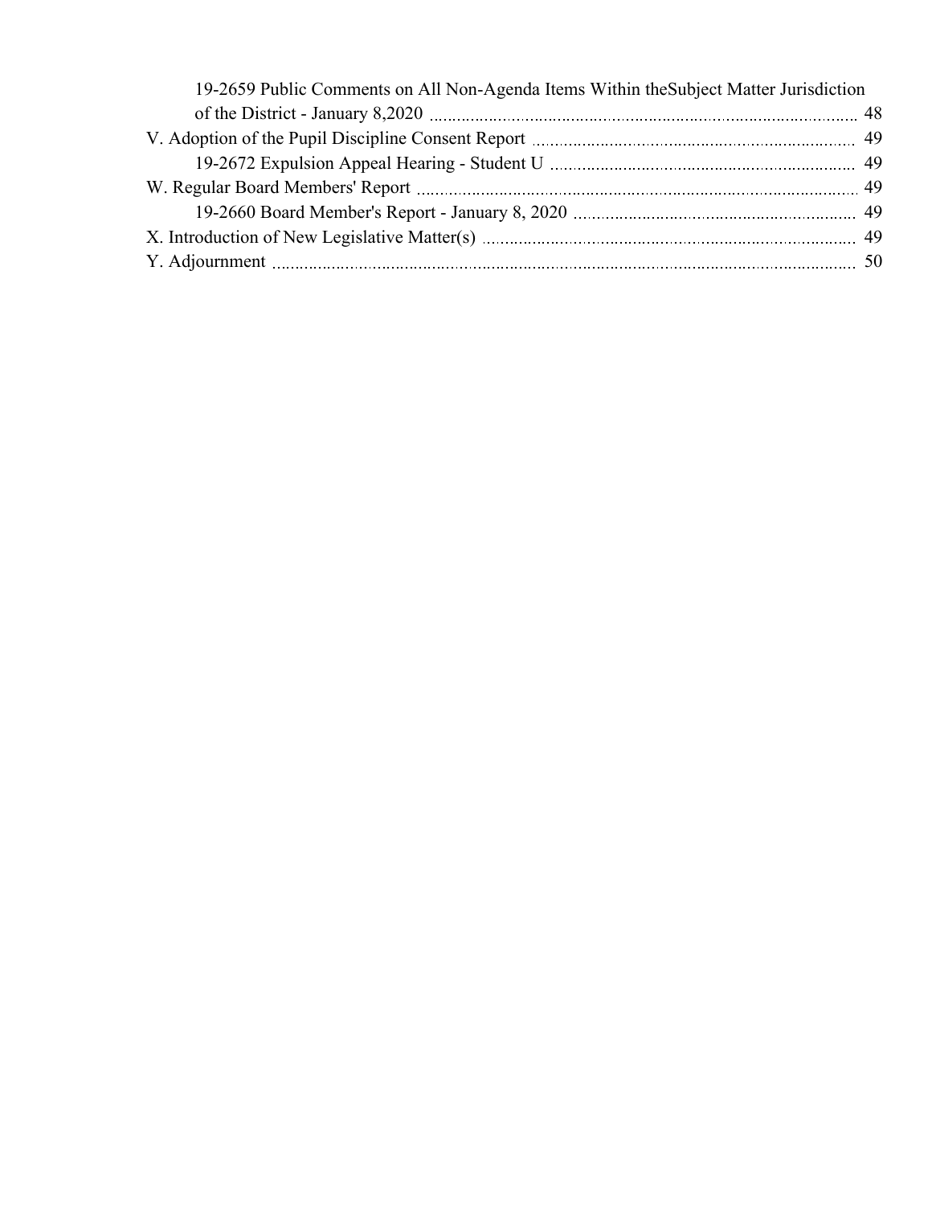19-2659 Public Comments on All Non-Agenda Items Within theSubject Matter Jurisdiction of the District - January 8,2020 ... 48

V. Adoption of the Pupil Discipline Consent Report ... 49

19-2672 Expulsion Appeal Hearing - Student U ... 49

W. Regular Board Members' Report ... 49

19-2660 Board Member's Report - January 8, 2020 ... 49

X. Introduction of New Legislative Matter(s) ... 49

Y. Adjournment ... 50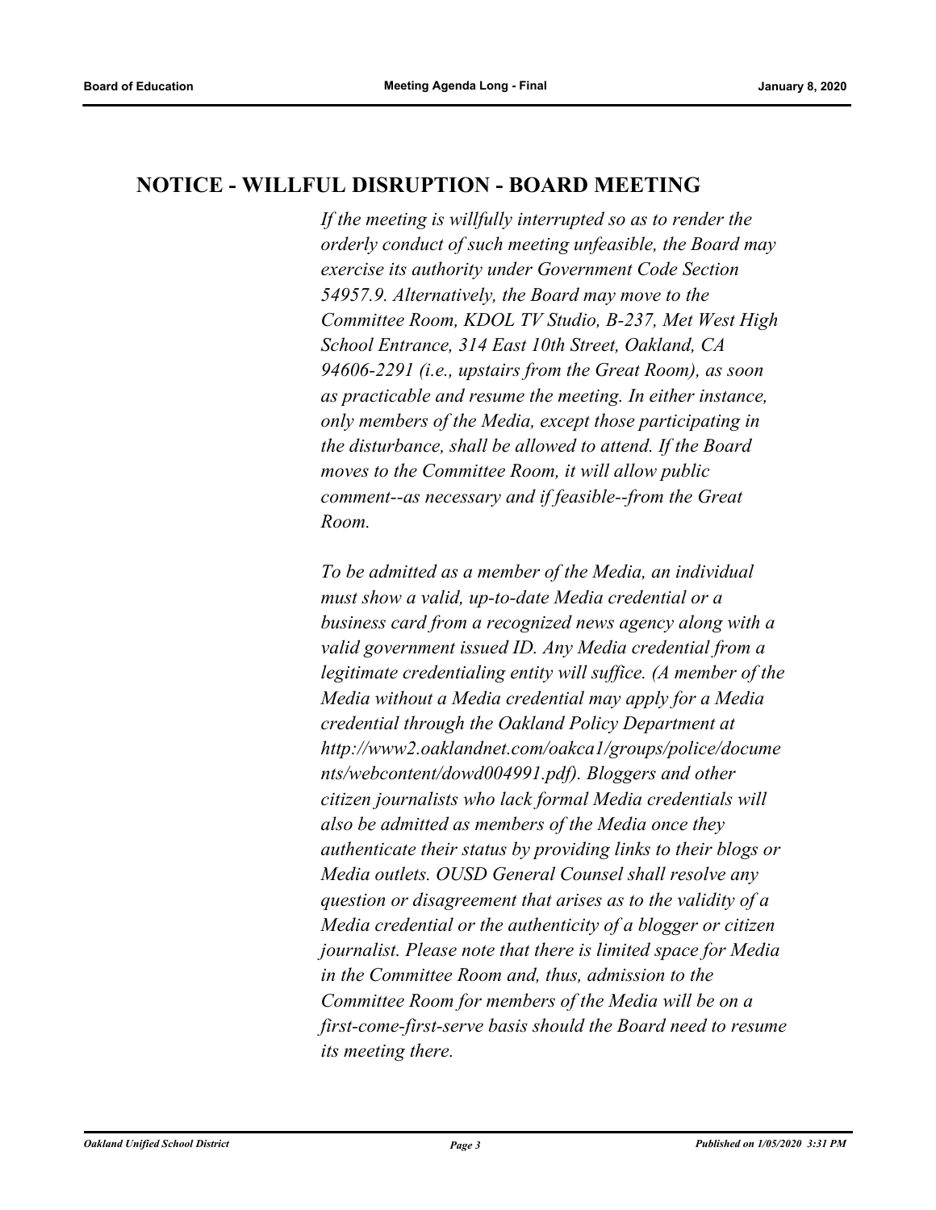## NOTICE - WILLFUL DISRUPTION - BOARD MEETING

*If the meeting is willfully interrupted so as to render the orderly conduct of such meeting unfeasible, the Board may exercise its authority under Government Code Section 54957.9. Alternatively, the Board may move to the Committee Room, KDOL TV Studio, B-237, Met West High School Entrance, 314 East 10th Street, Oakland, CA 94606-2291 (i.e., upstairs from the Great Room), as soon as practicable and resume the meeting. In either instance, only members of the Media, except those participating in the disturbance, shall be allowed to attend. If the Board moves to the Committee Room, it will allow public comment--as necessary and if feasible--from the Great Room.*

*To be admitted as a member of the Media, an individual must show a valid, up-to-date Media credential or a business card from a recognized news agency along with a valid government issued ID. Any Media credential from a legitimate credentialing entity will suffice. (A member of the Media without a Media credential may apply for a Media credential through the Oakland Policy Department at http://www2.oaklandnet.com/oakca1/groups/police/documents/webcontent/dowd004991.pdf). Bloggers and other citizen journalists who lack formal Media credentials will also be admitted as members of the Media once they authenticate their status by providing links to their blogs or Media outlets. OUSD General Counsel shall resolve any question or disagreement that arises as to the validity of a Media credential or the authenticity of a blogger or citizen journalist. Please note that there is limited space for Media in the Committee Room and, thus, admission to the Committee Room for members of the Media will be on a first-come-first-serve basis should the Board need to resume its meeting there.*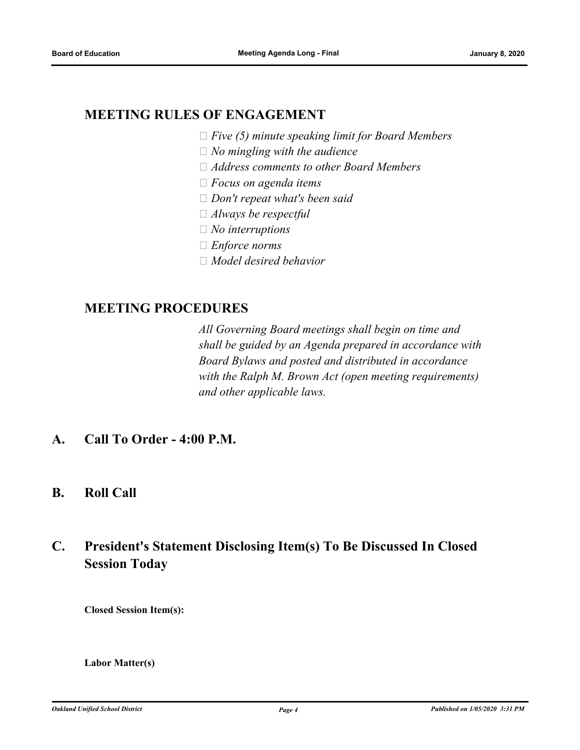## MEETING RULES OF ENGAGEMENT

- *Five (5) minute speaking limit for Board Members*
- *No mingling with the audience*
- *Address comments to other Board Members*
- *Focus on agenda items*
- *Don't repeat what's been said*
- *Always be respectful*
- *No interruptions*
- *Enforce norms*
- *Model desired behavior*

## MEETING PROCEDURES

*All Governing Board meetings shall begin on time and shall be guided by an Agenda prepared in accordance with Board Bylaws and posted and distributed in accordance with the Ralph M. Brown Act (open meeting requirements) and other applicable laws.*

## A. Call To Order - 4:00 P.M.

## B. Roll Call

## C. President's Statement Disclosing Item(s) To Be Discussed In Closed Session Today

**Closed Session Item(s):**

**Labor Matter(s)**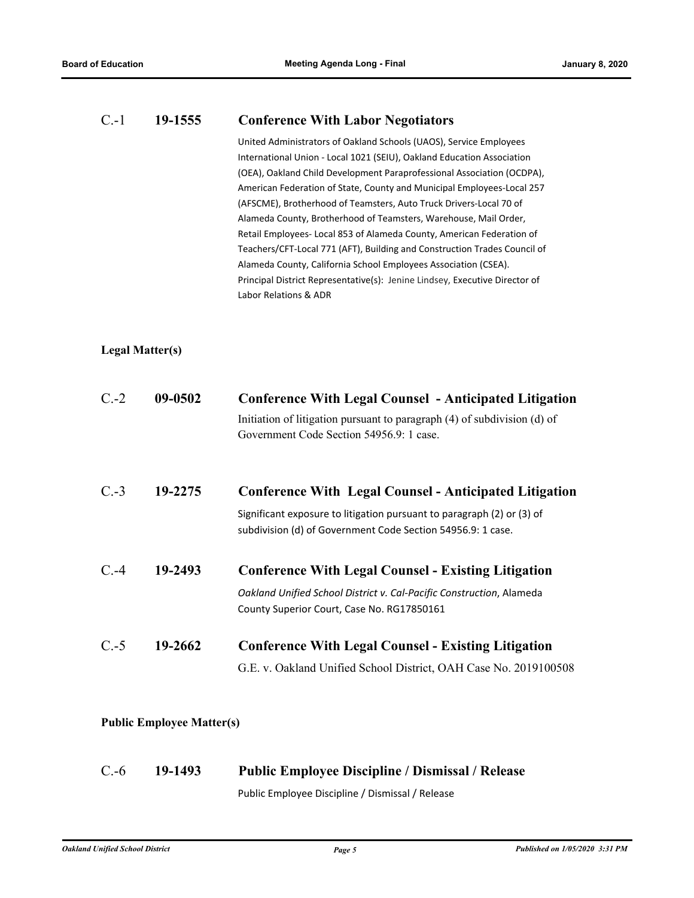### C.-1 19-1555 Conference With Labor Negotiators

United Administrators of Oakland Schools (UAOS), Service Employees International Union - Local 1021 (SEIU), Oakland Education Association (OEA), Oakland Child Development Paraprofessional Association (OCDPA), American Federation of State, County and Municipal Employees-Local 257 (AFSCME), Brotherhood of Teamsters, Auto Truck Drivers-Local 70 of Alameda County, Brotherhood of Teamsters, Warehouse, Mail Order, Retail Employees- Local 853 of Alameda County, American Federation of Teachers/CFT-Local 771 (AFT), Building and Construction Trades Council of Alameda County, California School Employees Association (CSEA). Principal District Representative(s): Jenine Lindsey, Executive Director of Labor Relations & ADR

**Legal Matter(s)**

### C.-2 09-0502 Conference With Legal Counsel - Anticipated Litigation

Initiation of litigation pursuant to paragraph (4) of subdivision (d) of Government Code Section 54956.9: 1 case.

### C.-3 19-2275 Conference With Legal Counsel - Anticipated Litigation

Significant exposure to litigation pursuant to paragraph (2) or (3) of subdivision (d) of Government Code Section 54956.9: 1 case.

### C.-4 19-2493 Conference With Legal Counsel - Existing Litigation

*Oakland Unified School District v. Cal-Pacific Construction*, Alameda County Superior Court, Case No. RG17850161

### C.-5 19-2662 Conference With Legal Counsel - Existing Litigation

G.E. v. Oakland Unified School District, OAH Case No. 2019100508

**Public Employee Matter(s)**

### C.-6 19-1493 Public Employee Discipline / Dismissal / Release

Public Employee Discipline / Dismissal / Release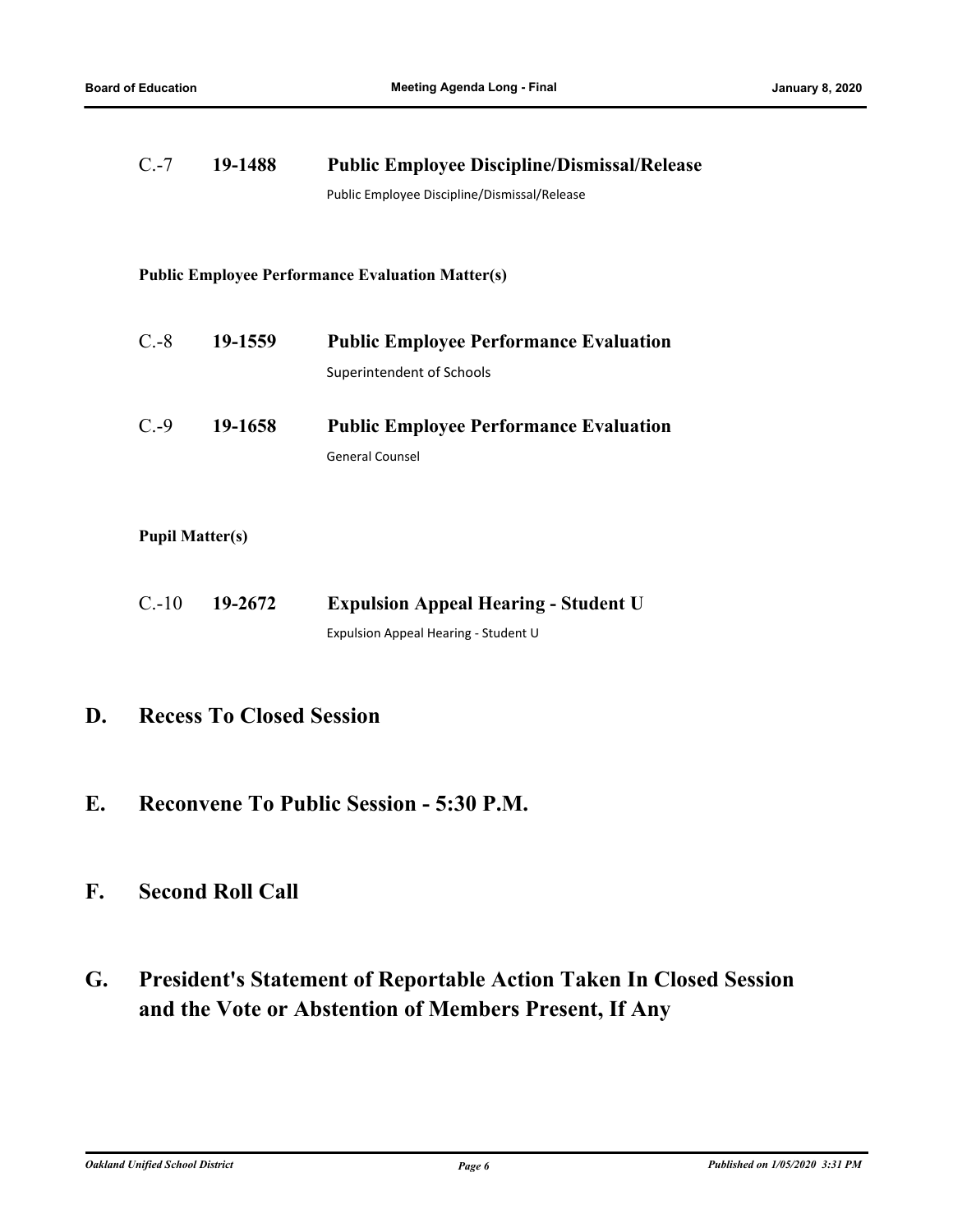C.-7 **19-1488** **Public Employee Discipline/Dismissal/Release**

Public Employee Discipline/Dismissal/Release

**Public Employee Performance Evaluation Matter(s)**

C.-8 **19-1559** **Public Employee Performance Evaluation**

Superintendent of Schools

C.-9 **19-1658** **Public Employee Performance Evaluation**

General Counsel

**Pupil Matter(s)**

C.-10 **19-2672** **Expulsion Appeal Hearing - Student U**

Expulsion Appeal Hearing - Student U

## D. Recess To Closed Session

## E. Reconvene To Public Session - 5:30 P.M.

## F. Second Roll Call

## G. President's Statement of Reportable Action Taken In Closed Session and the Vote or Abstention of Members Present, If Any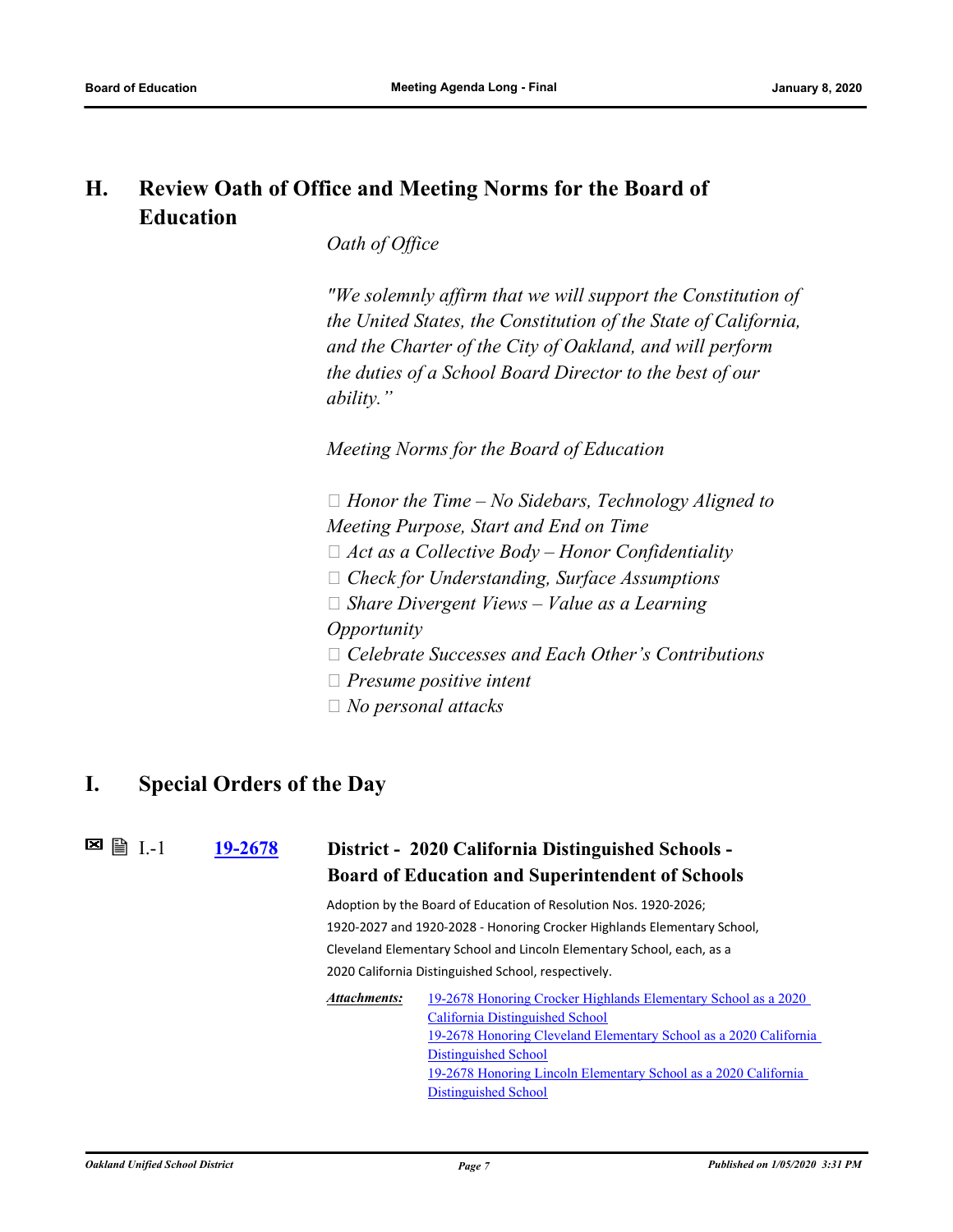## H. Review Oath of Office and Meeting Norms for the Board of Education

*Oath of Office*

*"We solemnly affirm that we will support the Constitution of the United States, the Constitution of the State of California, and the Charter of the City of Oakland, and will perform the duties of a School Board Director to the best of our ability."*

*Meeting Norms for the Board of Education*

-  *Honor the Time – No Sidebars, Technology Aligned to Meeting Purpose, Start and End on Time*
-  *Act as a Collective Body – Honor Confidentiality*
-  *Check for Understanding, Surface Assumptions*
-  *Share Divergent Views – Value as a Learning Opportunity*
-  *Celebrate Successes and Each Other's Contributions*
-  *Presume positive intent*
-  *No personal attacks*

## I. Special Orders of the Day

I.-1 **19-2678** **District - 2020 California Distinguished Schools - Board of Education and Superintendent of Schools**

Adoption by the Board of Education of Resolution Nos. 1920-2026; 1920-2027 and 1920-2028 - Honoring Crocker Highlands Elementary School, Cleveland Elementary School and Lincoln Elementary School, each, as a 2020 California Distinguished School, respectively.

***Attachments:*** 19-2678 Honoring Crocker Highlands Elementary School as a 2020 California Distinguished School
19-2678 Honoring Cleveland Elementary School as a 2020 California Distinguished School
19-2678 Honoring Lincoln Elementary School as a 2020 California Distinguished School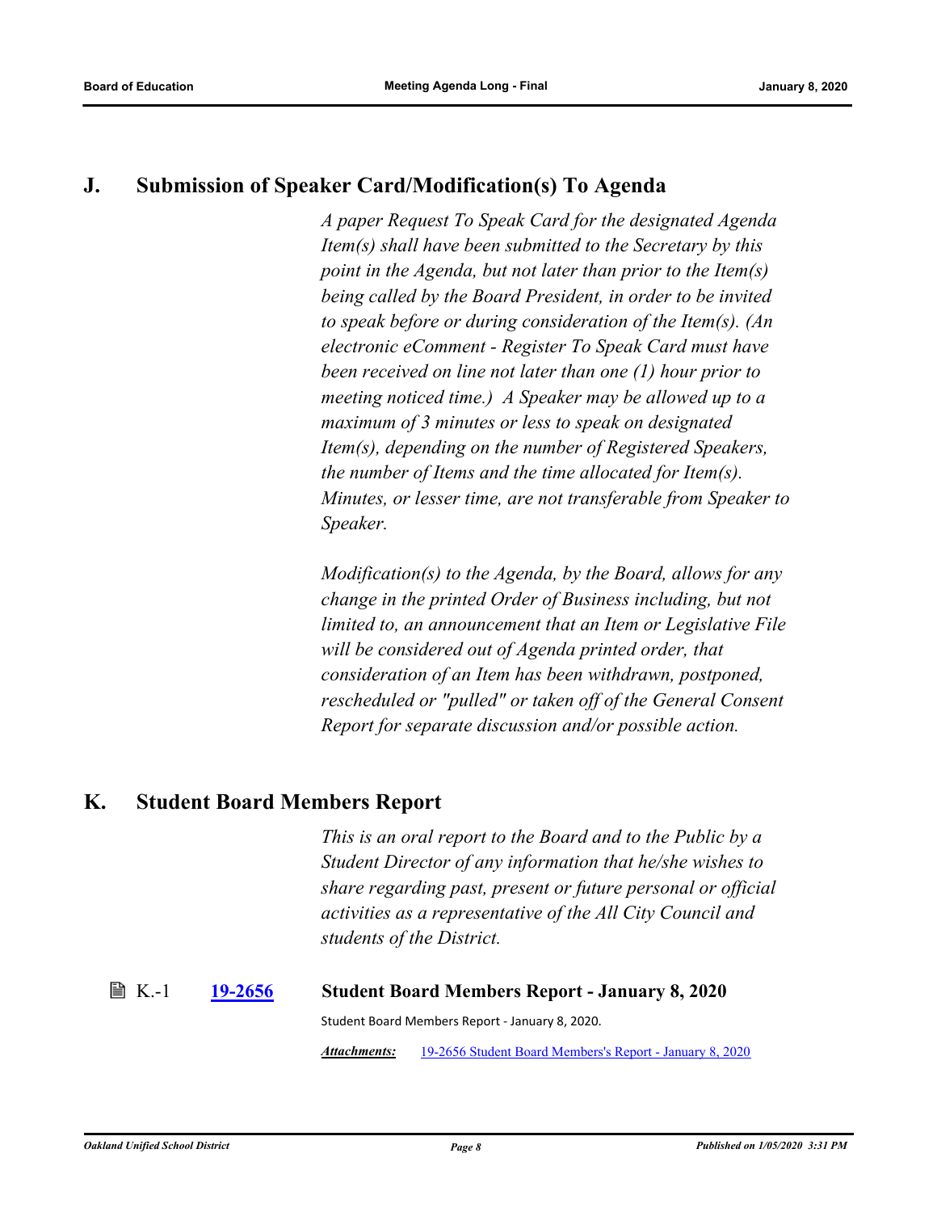## J. Submission of Speaker Card/Modification(s) To Agenda

*A paper Request To Speak Card for the designated Agenda Item(s) shall have been submitted to the Secretary by this point in the Agenda, but not later than prior to the Item(s) being called by the Board President, in order to be invited to speak before or during consideration of the Item(s). (An electronic eComment - Register To Speak Card must have been received on line not later than one (1) hour prior to meeting noticed time.) A Speaker may be allowed up to a maximum of 3 minutes or less to speak on designated Item(s), depending on the number of Registered Speakers, the number of Items and the time allocated for Item(s). Minutes, or lesser time, are not transferable from Speaker to Speaker.*

*Modification(s) to the Agenda, by the Board, allows for any change in the printed Order of Business including, but not limited to, an announcement that an Item or Legislative File will be considered out of Agenda printed order, that consideration of an Item has been withdrawn, postponed, rescheduled or "pulled" or taken off of the General Consent Report for separate discussion and/or possible action.*

## K. Student Board Members Report

*This is an oral report to the Board and to the Public by a Student Director of any information that he/she wishes to share regarding past, present or future personal or official activities as a representative of the All City Council and students of the District.*

K.-1 **19-2656** **Student Board Members Report - January 8, 2020**

Student Board Members Report - January 8, 2020.

***Attachments:*** 19-2656 Student Board Members's Report - January 8, 2020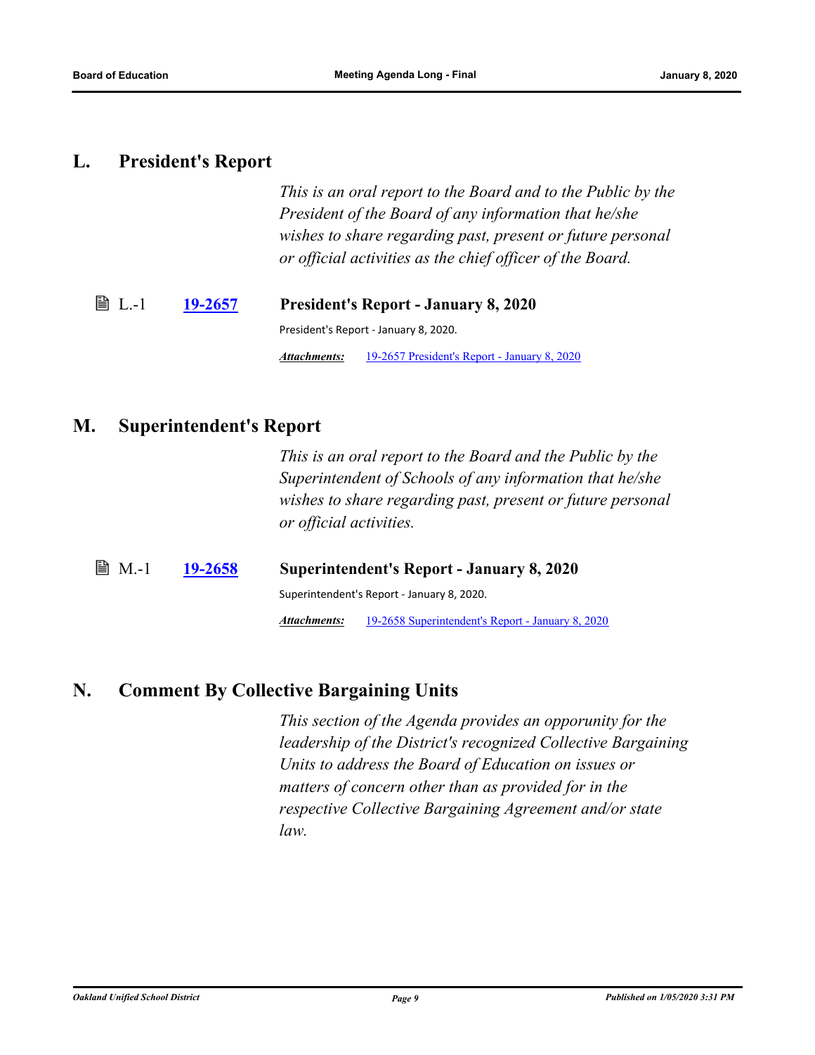## L. President's Report

*This is an oral report to the Board and to the Public by the President of the Board of any information that he/she wishes to share regarding past, present or future personal or official activities as the chief officer of the Board.*

L.-1 **19-2657** **President's Report - January 8, 2020**

President's Report - January 8, 2020.

***Attachments:*** 19-2657 President's Report - January 8, 2020

## M. Superintendent's Report

*This is an oral report to the Board and the Public by the Superintendent of Schools of any information that he/she wishes to share regarding past, present or future personal or official activities.*

M.-1 **19-2658** **Superintendent's Report - January 8, 2020**

Superintendent's Report - January 8, 2020.

***Attachments:*** 19-2658 Superintendent's Report - January 8, 2020

## N. Comment By Collective Bargaining Units

*This section of the Agenda provides an opporunity for the leadership of the District's recognized Collective Bargaining Units to address the Board of Education on issues or matters of concern other than as provided for in the respective Collective Bargaining Agreement and/or state law.*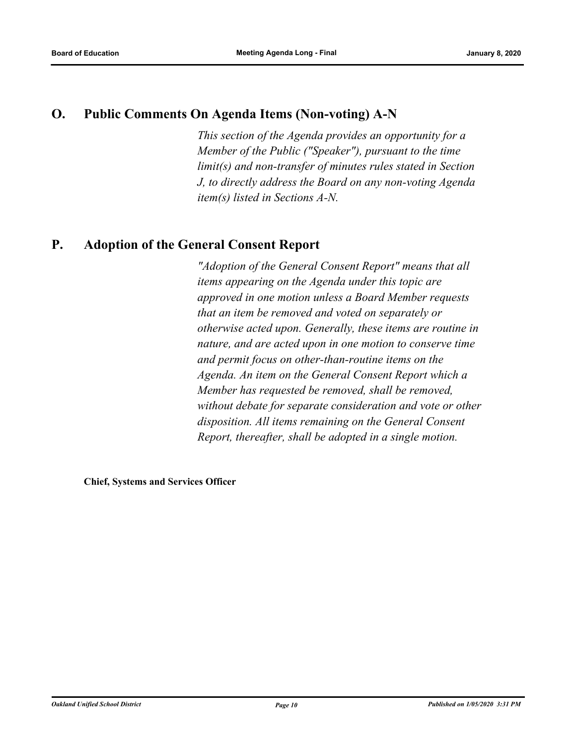## O. Public Comments On Agenda Items (Non-voting) A-N

*This section of the Agenda provides an opportunity for a Member of the Public ("Speaker"), pursuant to the time limit(s) and non-transfer of minutes rules stated in Section J, to directly address the Board on any non-voting Agenda item(s) listed in Sections A-N.*

## P. Adoption of the General Consent Report

*"Adoption of the General Consent Report" means that all items appearing on the Agenda under this topic are approved in one motion unless a Board Member requests that an item be removed and voted on separately or otherwise acted upon. Generally, these items are routine in nature, and are acted upon in one motion to conserve time and permit focus on other-than-routine items on the Agenda. An item on the General Consent Report which a Member has requested be removed, shall be removed, without debate for separate consideration and vote or other disposition. All items remaining on the General Consent Report, thereafter, shall be adopted in a single motion.*

**Chief, Systems and Services Officer**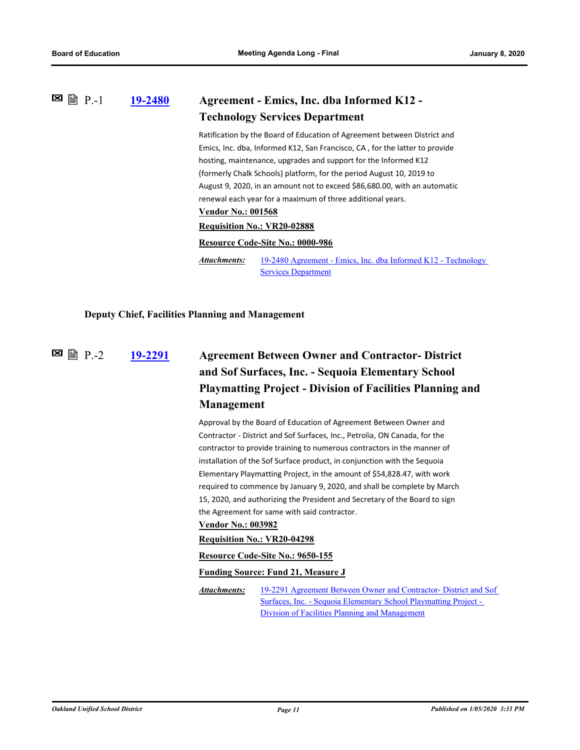### P.-1 [19-2480](19-2480) Agreement - Emics, Inc. dba Informed K12 - Technology Services Department

Ratification by the Board of Education of Agreement between District and Emics, Inc. dba, Informed K12, San Francisco, CA , for the latter to provide hosting, maintenance, upgrades and support for the Informed K12 (formerly Chalk Schools) platform, for the period August 10, 2019 to August 9, 2020, in an amount not to exceed $86,680.00, with an automatic renewal each year for a maximum of three additional years.

**Vendor No.: 001568**

**Requisition No.: VR20-02888**

**Resource Code-Site No.: 0000-986**

***Attachments:*** 19-2480 Agreement - Emics, Inc. dba Informed K12 - Technology Services Department

## Deputy Chief, Facilities Planning and Management

### P.-2 [19-2291](19-2291) Agreement Between Owner and Contractor- District and Sof Surfaces, Inc. - Sequoia Elementary School Playmatting Project - Division of Facilities Planning and Management

Approval by the Board of Education of Agreement Between Owner and Contractor - District and Sof Surfaces, Inc., Petrolia, ON Canada, for the contractor to provide training to numerous contractors in the manner of installation of the Sof Surface product, in conjunction with the Sequoia Elementary Playmatting Project, in the amount of $54,828.47, with work required to commence by January 9, 2020, and shall be complete by March 15, 2020, and authorizing the President and Secretary of the Board to sign the Agreement for same with said contractor.

**Vendor No.: 003982**

**Requisition No.: VR20-04298**

**Resource Code-Site No.: 9650-155**

**Funding Source: Fund 21, Measure J**

***Attachments:*** 19-2291 Agreement Between Owner and Contractor- District and Sof Surfaces, Inc. - Sequoia Elementary School Playmatting Project - Division of Facilities Planning and Management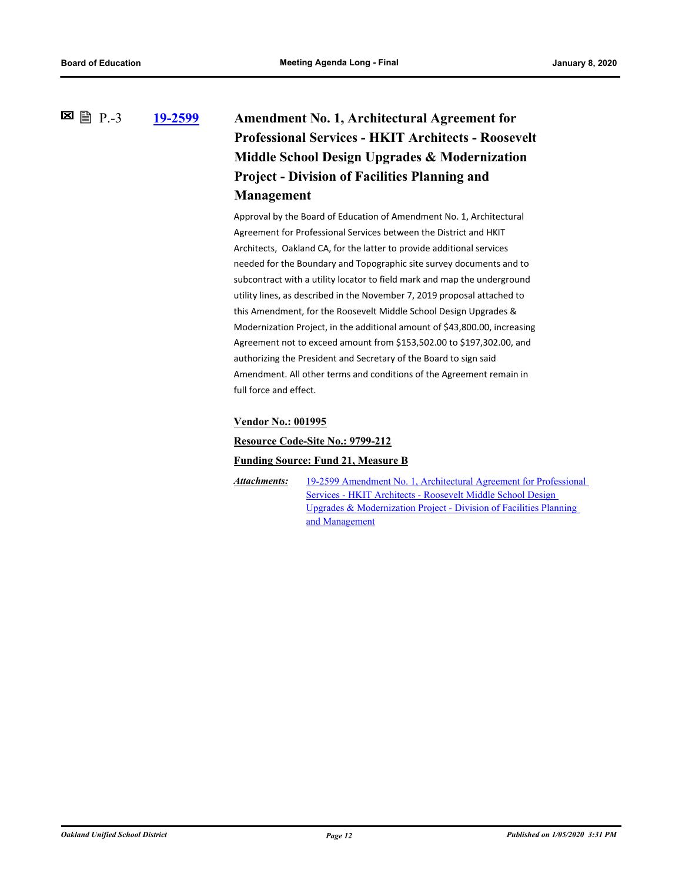## P.-3 19-2599 Amendment No. 1, Architectural Agreement for Professional Services - HKIT Architects - Roosevelt Middle School Design Upgrades & Modernization Project - Division of Facilities Planning and Management

Approval by the Board of Education of Amendment No. 1, Architectural Agreement for Professional Services between the District and HKIT Architects, Oakland CA, for the latter to provide additional services needed for the Boundary and Topographic site survey documents and to subcontract with a utility locator to field mark and map the underground utility lines, as described in the November 7, 2019 proposal attached to this Amendment, for the Roosevelt Middle School Design Upgrades & Modernization Project, in the additional amount of $43,800.00, increasing Agreement not to exceed amount from $153,502.00 to $197,302.00, and authorizing the President and Secretary of the Board to sign said Amendment. All other terms and conditions of the Agreement remain in full force and effect.

**Vendor No.: 001995**

**Resource Code-Site No.: 9799-212**

**Funding Source: Fund 21, Measure B**

***Attachments:*** 19-2599 Amendment No. 1, Architectural Agreement for Professional Services - HKIT Architects - Roosevelt Middle School Design Upgrades & Modernization Project - Division of Facilities Planning and Management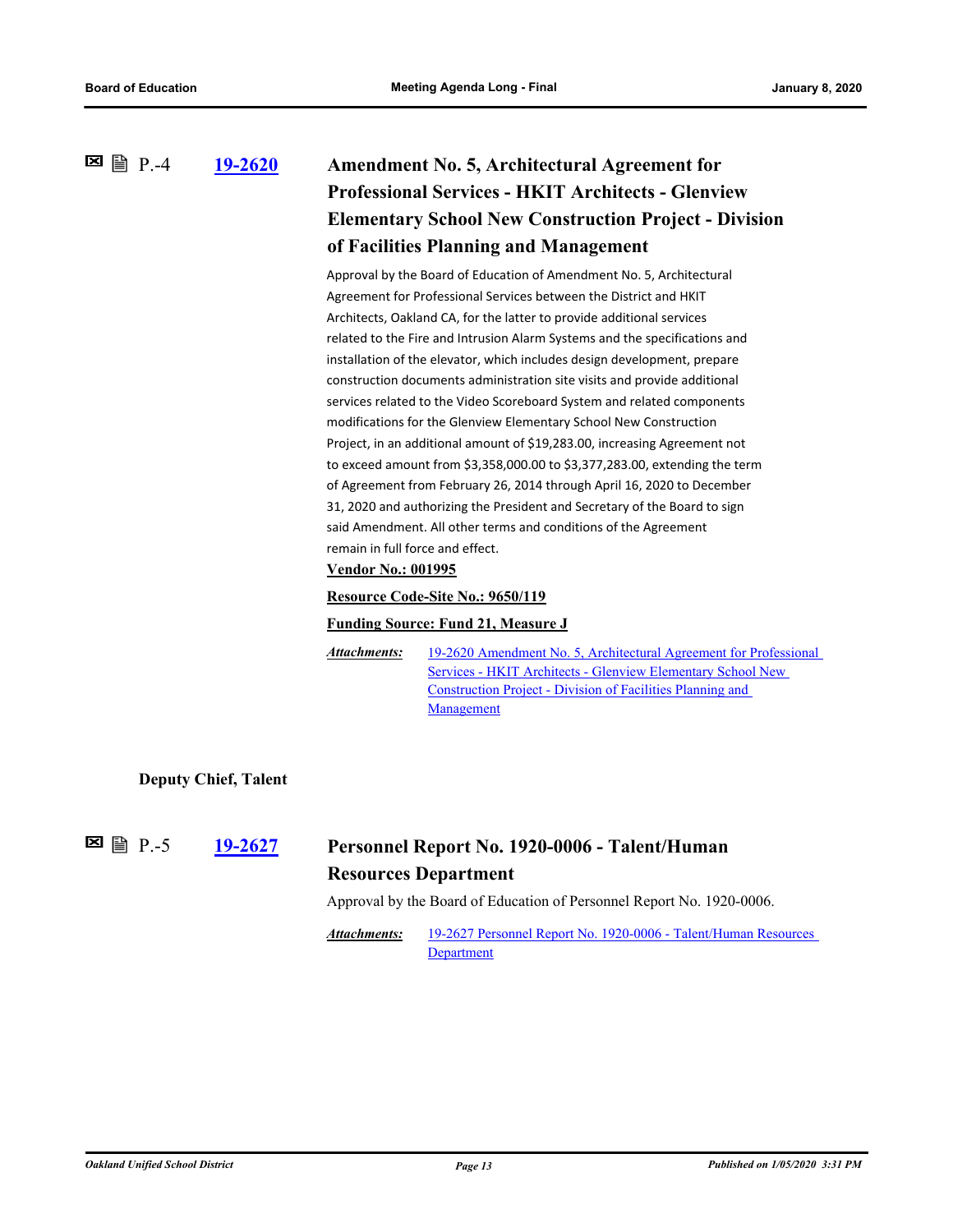P.-4 **19-2620** 

### Amendment No. 5, Architectural Agreement for Professional Services - HKIT Architects - Glenview Elementary School New Construction Project - Division of Facilities Planning and Management

Approval by the Board of Education of Amendment No. 5, Architectural Agreement for Professional Services between the District and HKIT Architects, Oakland CA, for the latter to provide additional services related to the Fire and Intrusion Alarm Systems and the specifications and installation of the elevator, which includes design development, prepare construction documents administration site visits and provide additional services related to the Video Scoreboard System and related components modifications for the Glenview Elementary School New Construction Project, in an additional amount of $19,283.00, increasing Agreement not to exceed amount from $3,358,000.00 to $3,377,283.00, extending the term of Agreement from February 26, 2014 through April 16, 2020 to December 31, 2020 and authorizing the President and Secretary of the Board to sign said Amendment. All other terms and conditions of the Agreement remain in full force and effect.

**Vendor No.: 001995**

**Resource Code-Site No.: 9650/119**

**Funding Source: Fund 21, Measure J**

*Attachments:* 19-2620 Amendment No. 5, Architectural Agreement for Professional Services - HKIT Architects - Glenview Elementary School New Construction Project - Division of Facilities Planning and Management

**Deputy Chief, Talent**

P.-5 **19-2627** 

### Personnel Report No. 1920-0006 - Talent/Human Resources Department

Approval by the Board of Education of Personnel Report No. 1920-0006.

*Attachments:* 19-2627 Personnel Report No. 1920-0006 - Talent/Human Resources Department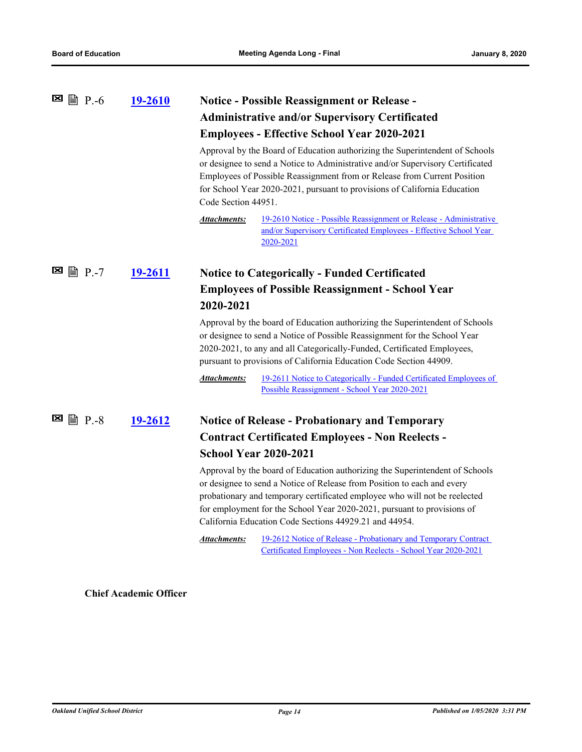P.-6 **19-2610**

### Notice - Possible Reassignment or Release - Administrative and/or Supervisory Certificated Employees - Effective School Year 2020-2021

Approval by the Board of Education authorizing the Superintendent of Schools or designee to send a Notice to Administrative and/or Supervisory Certificated Employees of Possible Reassignment from or Release from Current Position for School Year 2020-2021, pursuant to provisions of California Education Code Section 44951.

***Attachments:*** 19-2610 Notice - Possible Reassignment or Release - Administrative and/or Supervisory Certificated Employees - Effective School Year 2020-2021

P.-7 **19-2611**

### Notice to Categorically - Funded Certificated Employees of Possible Reassignment - School Year 2020-2021

Approval by the board of Education authorizing the Superintendent of Schools or designee to send a Notice of Possible Reassignment for the School Year 2020-2021, to any and all Categorically-Funded, Certificated Employees, pursuant to provisions of California Education Code Section 44909.

***Attachments:*** 19-2611 Notice to Categorically - Funded Certificated Employees of Possible Reassignment - School Year 2020-2021

P.-8 **19-2612**

### Notice of Release - Probationary and Temporary Contract Certificated Employees - Non Reelects - School Year 2020-2021

Approval by the board of Education authorizing the Superintendent of Schools or designee to send a Notice of Release from Position to each and every probationary and temporary certificated employee who will not be reelected for employment for the School Year 2020-2021, pursuant to provisions of California Education Code Sections 44929.21 and 44954.

***Attachments:*** 19-2612 Notice of Release - Probationary and Temporary Contract Certificated Employees - Non Reelects - School Year 2020-2021

**Chief Academic Officer**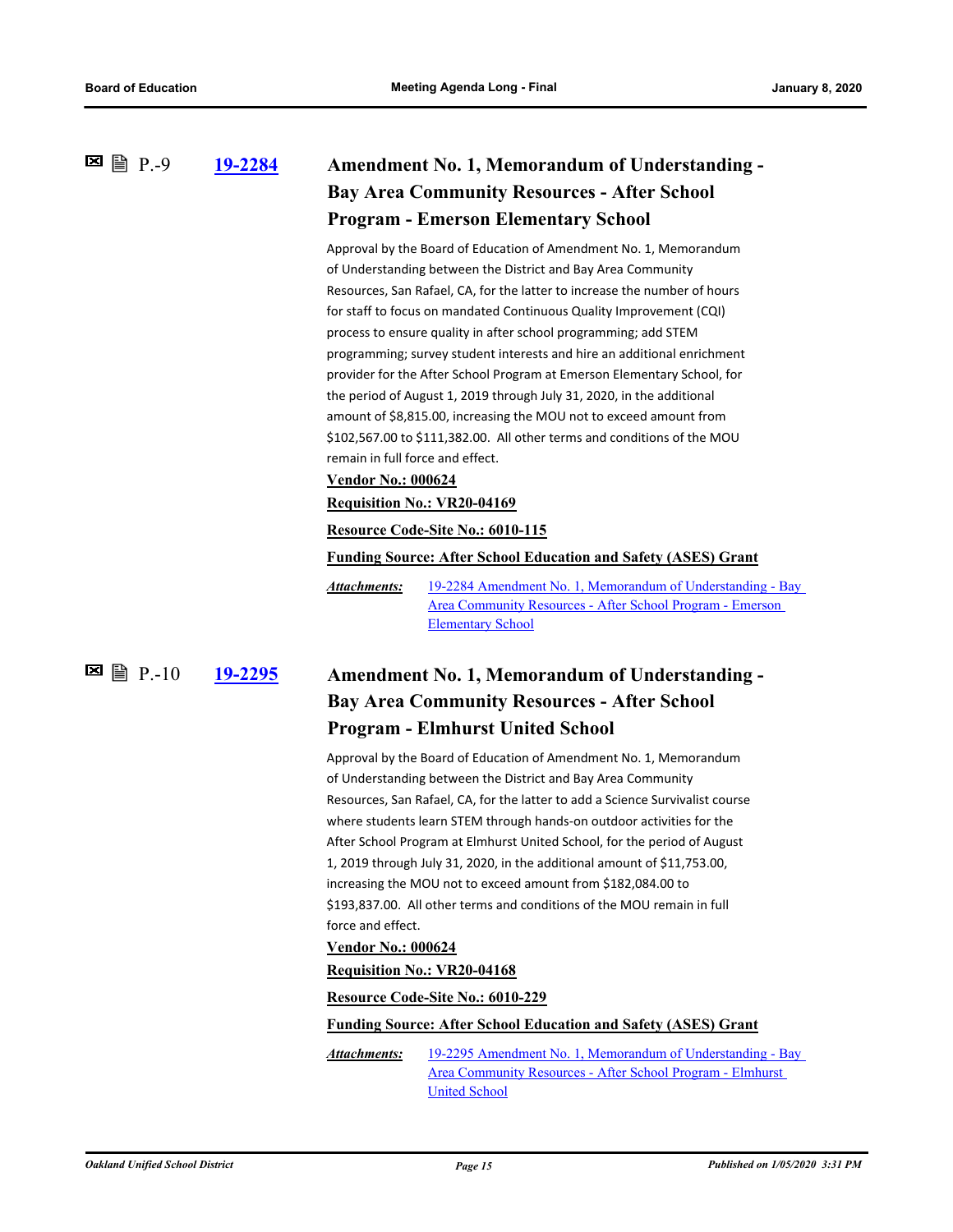### P.-9 19-2284 Amendment No. 1, Memorandum of Understanding - Bay Area Community Resources - After School Program - Emerson Elementary School

Approval by the Board of Education of Amendment No. 1, Memorandum of Understanding between the District and Bay Area Community Resources, San Rafael, CA, for the latter to increase the number of hours for staff to focus on mandated Continuous Quality Improvement (CQI) process to ensure quality in after school programming; add STEM programming; survey student interests and hire an additional enrichment provider for the After School Program at Emerson Elementary School, for the period of August 1, 2019 through July 31, 2020, in the additional amount of $8,815.00, increasing the MOU not to exceed amount from $102,567.00 to $111,382.00. All other terms and conditions of the MOU remain in full force and effect.

**Vendor No.: 000624**

**Requisition No.: VR20-04169**

**Resource Code-Site No.: 6010-115**

**Funding Source: After School Education and Safety (ASES) Grant**

***Attachments:*** 19-2284 Amendment No. 1, Memorandum of Understanding - Bay Area Community Resources - After School Program - Emerson Elementary School

### P.-10 19-2295 Amendment No. 1, Memorandum of Understanding - Bay Area Community Resources - After School Program - Elmhurst United School

Approval by the Board of Education of Amendment No. 1, Memorandum of Understanding between the District and Bay Area Community Resources, San Rafael, CA, for the latter to add a Science Survivalist course where students learn STEM through hands-on outdoor activities for the After School Program at Elmhurst United School, for the period of August 1, 2019 through July 31, 2020, in the additional amount of $11,753.00, increasing the MOU not to exceed amount from $182,084.00 to $193,837.00. All other terms and conditions of the MOU remain in full force and effect.

**Vendor No.: 000624**

**Requisition No.: VR20-04168**

**Resource Code-Site No.: 6010-229**

**Funding Source: After School Education and Safety (ASES) Grant**

***Attachments:*** 19-2295 Amendment No. 1, Memorandum of Understanding - Bay Area Community Resources - After School Program - Elmhurst United School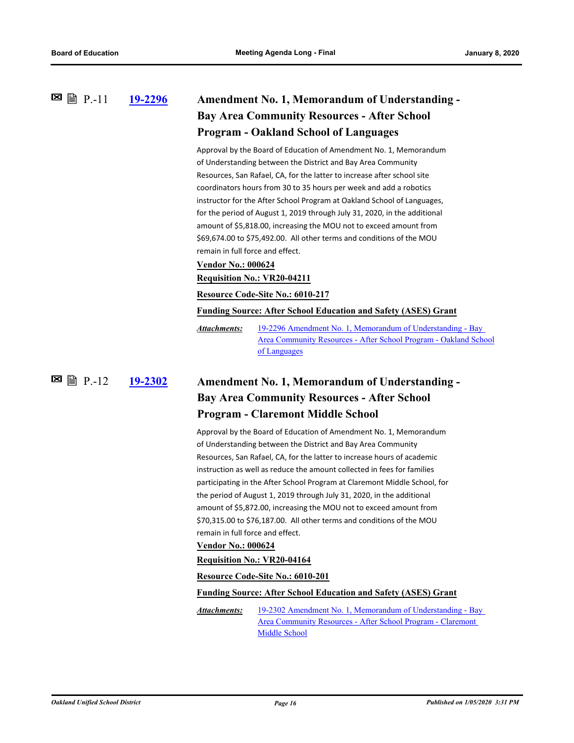### P.-11 [19-2296](#) Amendment No. 1, Memorandum of Understanding - Bay Area Community Resources - After School Program - Oakland School of Languages

Approval by the Board of Education of Amendment No. 1, Memorandum of Understanding between the District and Bay Area Community Resources, San Rafael, CA, for the latter to increase after school site coordinators hours from 30 to 35 hours per week and add a robotics instructor for the After School Program at Oakland School of Languages, for the period of August 1, 2019 through July 31, 2020, in the additional amount of $5,818.00, increasing the MOU not to exceed amount from $69,674.00 to $75,492.00. All other terms and conditions of the MOU remain in full force and effect.

**Vendor No.: 000624**

**Requisition No.: VR20-04211**

**Resource Code-Site No.: 6010-217**

**Funding Source: After School Education and Safety (ASES) Grant**

***Attachments:*** 19-2296 Amendment No. 1, Memorandum of Understanding - Bay Area Community Resources - After School Program - Oakland School of Languages

### P.-12 [19-2302](#) Amendment No. 1, Memorandum of Understanding - Bay Area Community Resources - After School Program - Claremont Middle School

Approval by the Board of Education of Amendment No. 1, Memorandum of Understanding between the District and Bay Area Community Resources, San Rafael, CA, for the latter to increase hours of academic instruction as well as reduce the amount collected in fees for families participating in the After School Program at Claremont Middle School, for the period of August 1, 2019 through July 31, 2020, in the additional amount of $5,872.00, increasing the MOU not to exceed amount from $70,315.00 to $76,187.00. All other terms and conditions of the MOU remain in full force and effect.

**Vendor No.: 000624**

**Requisition No.: VR20-04164**

**Resource Code-Site No.: 6010-201**

**Funding Source: After School Education and Safety (ASES) Grant**

***Attachments:*** 19-2302 Amendment No. 1, Memorandum of Understanding - Bay Area Community Resources - After School Program - Claremont Middle School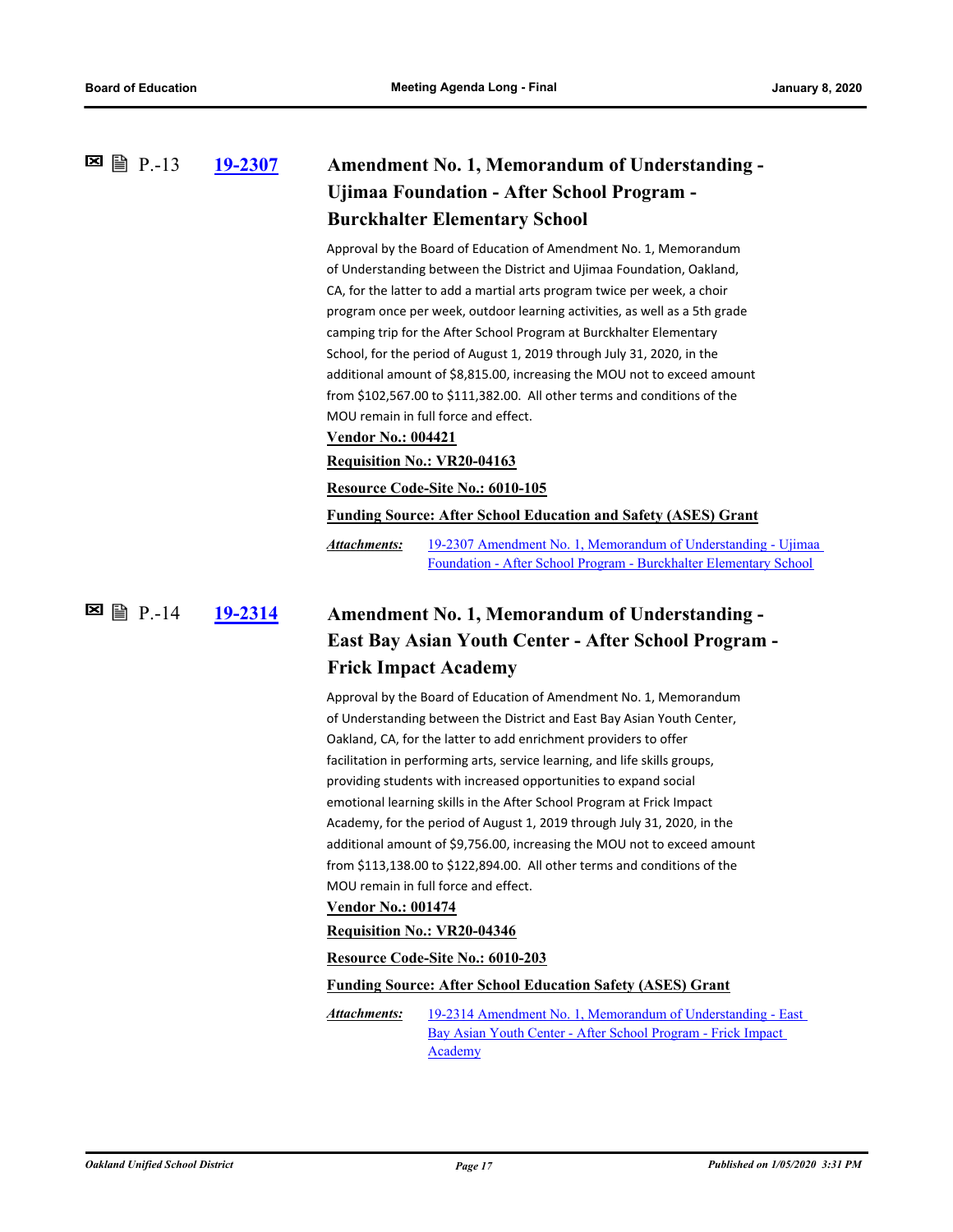P.-13 **19-2307**

### Amendment No. 1, Memorandum of Understanding - Ujimaa Foundation - After School Program - Burckhalter Elementary School

Approval by the Board of Education of Amendment No. 1, Memorandum of Understanding between the District and Ujimaa Foundation, Oakland, CA, for the latter to add a martial arts program twice per week, a choir program once per week, outdoor learning activities, as well as a 5th grade camping trip for the After School Program at Burckhalter Elementary School, for the period of August 1, 2019 through July 31, 2020, in the additional amount of $8,815.00, increasing the MOU not to exceed amount from $102,567.00 to $111,382.00. All other terms and conditions of the MOU remain in full force and effect.

**Vendor No.: 004421**

**Requisition No.: VR20-04163**

**Resource Code-Site No.: 6010-105**

**Funding Source: After School Education and Safety (ASES) Grant**

***Attachments:*** 19-2307 Amendment No. 1, Memorandum of Understanding - Ujimaa Foundation - After School Program - Burckhalter Elementary School

P.-14 **19-2314**

### Amendment No. 1, Memorandum of Understanding - East Bay Asian Youth Center - After School Program - Frick Impact Academy

Approval by the Board of Education of Amendment No. 1, Memorandum of Understanding between the District and East Bay Asian Youth Center, Oakland, CA, for the latter to add enrichment providers to offer facilitation in performing arts, service learning, and life skills groups, providing students with increased opportunities to expand social emotional learning skills in the After School Program at Frick Impact Academy, for the period of August 1, 2019 through July 31, 2020, in the additional amount of $9,756.00, increasing the MOU not to exceed amount from $113,138.00 to $122,894.00. All other terms and conditions of the MOU remain in full force and effect.

**Vendor No.: 001474**

**Requisition No.: VR20-04346**

**Resource Code-Site No.: 6010-203**

**Funding Source: After School Education Safety (ASES) Grant**

***Attachments:*** 19-2314 Amendment No. 1, Memorandum of Understanding - East Bay Asian Youth Center - After School Program - Frick Impact Academy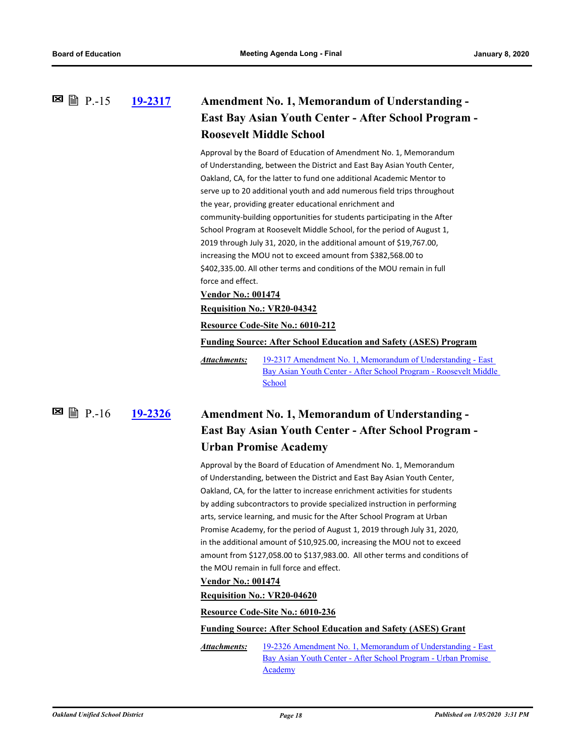### P.-15 [19-2317](19-2317) Amendment No. 1, Memorandum of Understanding - East Bay Asian Youth Center - After School Program - Roosevelt Middle School

Approval by the Board of Education of Amendment No. 1, Memorandum of Understanding, between the District and East Bay Asian Youth Center, Oakland, CA, for the latter to fund one additional Academic Mentor to serve up to 20 additional youth and add numerous field trips throughout the year, providing greater educational enrichment and community-building opportunities for students participating in the After School Program at Roosevelt Middle School, for the period of August 1, 2019 through July 31, 2020, in the additional amount of $19,767.00, increasing the MOU not to exceed amount from $382,568.00 to $402,335.00. All other terms and conditions of the MOU remain in full force and effect.

**Vendor No.: 001474**

**Requisition No.: VR20-04342**

**Resource Code-Site No.: 6010-212**

**Funding Source: After School Education and Safety (ASES) Program**

***Attachments:*** 19-2317 Amendment No. 1, Memorandum of Understanding - East Bay Asian Youth Center - After School Program - Roosevelt Middle School

### P.-16 [19-2326](19-2326) Amendment No. 1, Memorandum of Understanding - East Bay Asian Youth Center - After School Program - Urban Promise Academy

Approval by the Board of Education of Amendment No. 1, Memorandum of Understanding, between the District and East Bay Asian Youth Center, Oakland, CA, for the latter to increase enrichment activities for students by adding subcontractors to provide specialized instruction in performing arts, service learning, and music for the After School Program at Urban Promise Academy, for the period of August 1, 2019 through July 31, 2020, in the additional amount of $10,925.00, increasing the MOU not to exceed amount from $127,058.00 to $137,983.00. All other terms and conditions of the MOU remain in full force and effect.

**Vendor No.: 001474**

**Requisition No.: VR20-04620**

**Resource Code-Site No.: 6010-236**

**Funding Source: After School Education and Safety (ASES) Grant**

***Attachments:*** 19-2326 Amendment No. 1, Memorandum of Understanding - East Bay Asian Youth Center - After School Program - Urban Promise Academy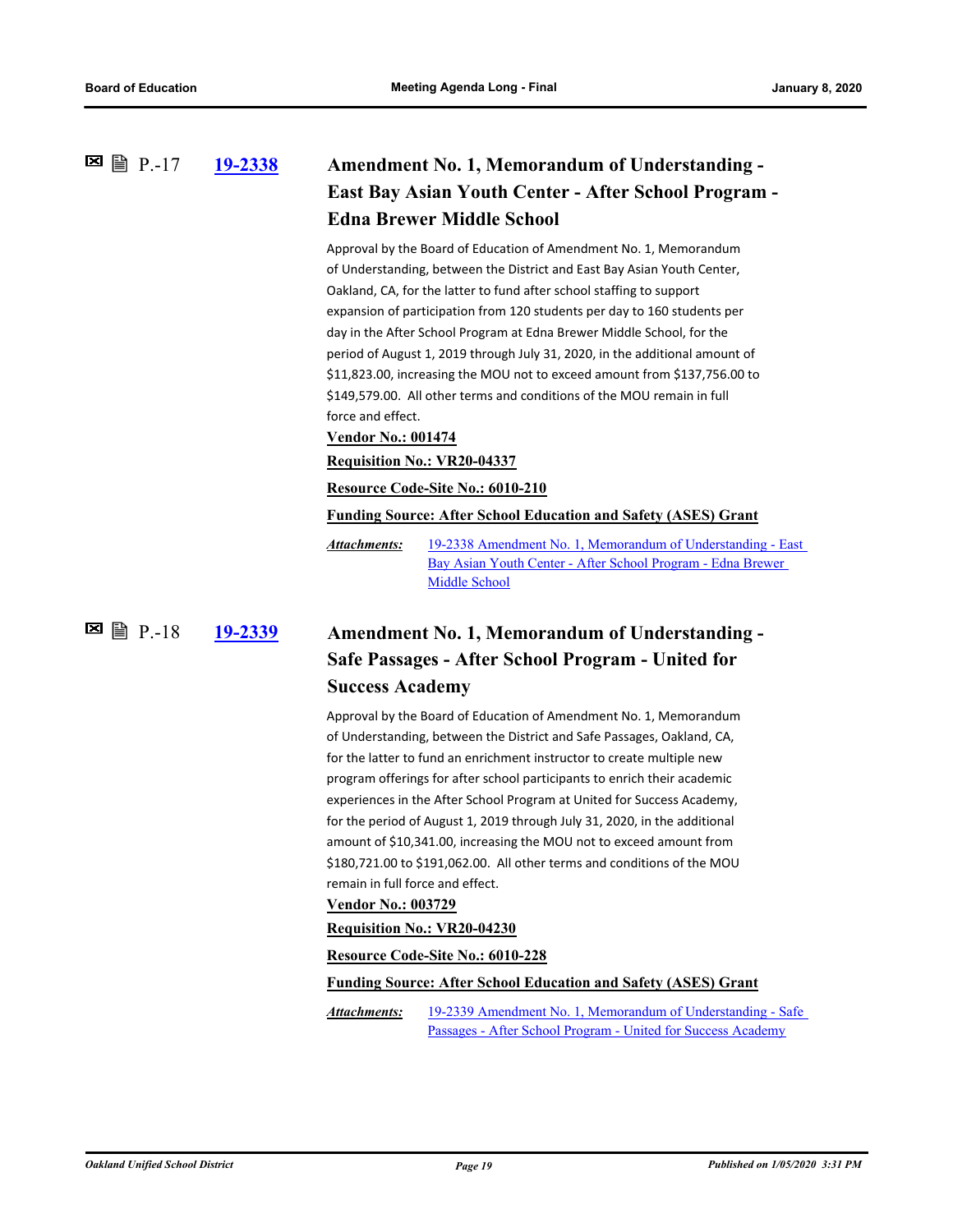## P.-17 [19-2338] Amendment No. 1, Memorandum of Understanding - East Bay Asian Youth Center - After School Program - Edna Brewer Middle School

Approval by the Board of Education of Amendment No. 1, Memorandum of Understanding, between the District and East Bay Asian Youth Center, Oakland, CA, for the latter to fund after school staffing to support expansion of participation from 120 students per day to 160 students per day in the After School Program at Edna Brewer Middle School, for the period of August 1, 2019 through July 31, 2020, in the additional amount of $11,823.00, increasing the MOU not to exceed amount from $137,756.00 to $149,579.00. All other terms and conditions of the MOU remain in full force and effect.

**Vendor No.: 001474**

**Requisition No.: VR20-04337**

**Resource Code-Site No.: 6010-210**

**Funding Source: After School Education and Safety (ASES) Grant**

***Attachments:*** 19-2338 Amendment No. 1, Memorandum of Understanding - East Bay Asian Youth Center - After School Program - Edna Brewer Middle School

## P.-18 [19-2339] Amendment No. 1, Memorandum of Understanding - Safe Passages - After School Program - United for Success Academy

Approval by the Board of Education of Amendment No. 1, Memorandum of Understanding, between the District and Safe Passages, Oakland, CA, for the latter to fund an enrichment instructor to create multiple new program offerings for after school participants to enrich their academic experiences in the After School Program at United for Success Academy, for the period of August 1, 2019 through July 31, 2020, in the additional amount of $10,341.00, increasing the MOU not to exceed amount from $180,721.00 to $191,062.00. All other terms and conditions of the MOU remain in full force and effect.

**Vendor No.: 003729**

**Requisition No.: VR20-04230**

**Resource Code-Site No.: 6010-228**

**Funding Source: After School Education and Safety (ASES) Grant**

***Attachments:*** 19-2339 Amendment No. 1, Memorandum of Understanding - Safe Passages - After School Program - United for Success Academy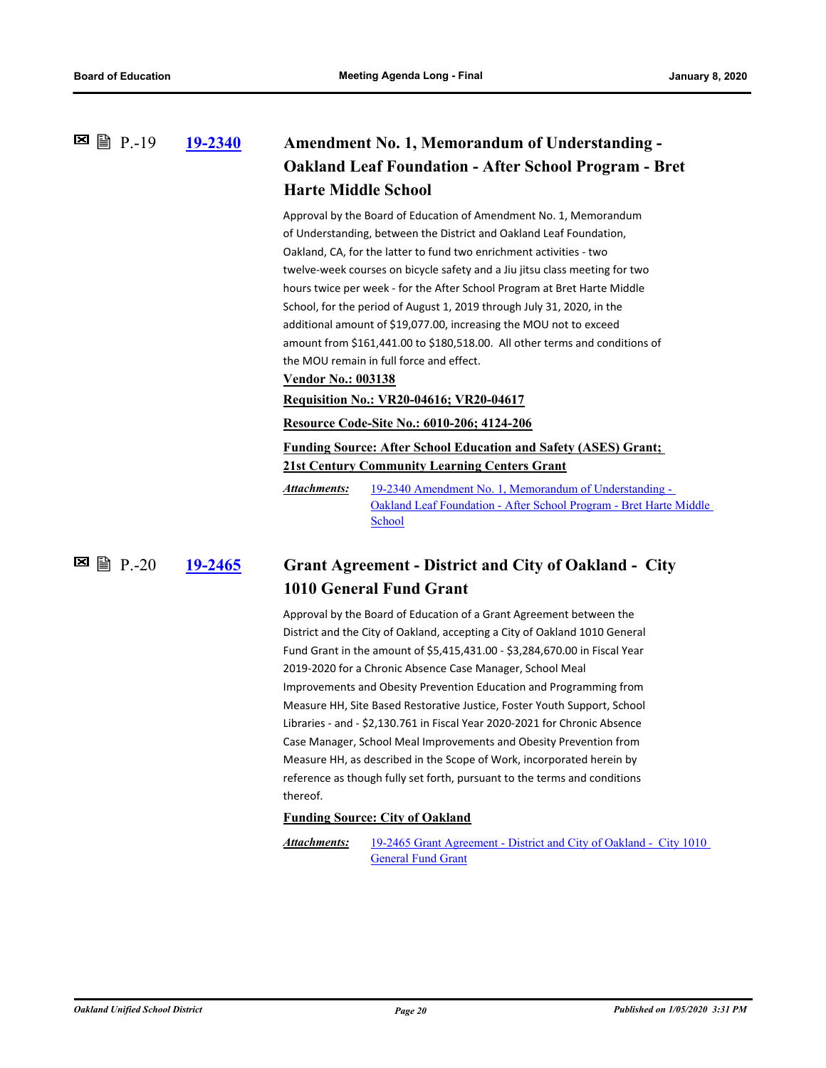### P.-19 19-2340 Amendment No. 1, Memorandum of Understanding - Oakland Leaf Foundation - After School Program - Bret Harte Middle School

Approval by the Board of Education of Amendment No. 1, Memorandum of Understanding, between the District and Oakland Leaf Foundation, Oakland, CA, for the latter to fund two enrichment activities - two twelve-week courses on bicycle safety and a Jiu jitsu class meeting for two hours twice per week - for the After School Program at Bret Harte Middle School, for the period of August 1, 2019 through July 31, 2020, in the additional amount of $19,077.00, increasing the MOU not to exceed amount from $161,441.00 to $180,518.00. All other terms and conditions of the MOU remain in full force and effect.

**Vendor No.: 003138**

**Requisition No.: VR20-04616; VR20-04617**

**Resource Code-Site No.: 6010-206; 4124-206**

**Funding Source: After School Education and Safety (ASES) Grant; 21st Century Community Learning Centers Grant**

*Attachments:* 19-2340 Amendment No. 1, Memorandum of Understanding - Oakland Leaf Foundation - After School Program - Bret Harte Middle School

### P.-20 19-2465 Grant Agreement - District and City of Oakland - City 1010 General Fund Grant

Approval by the Board of Education of a Grant Agreement between the District and the City of Oakland, accepting a City of Oakland 1010 General Fund Grant in the amount of $5,415,431.00 - $3,284,670.00 in Fiscal Year 2019-2020 for a Chronic Absence Case Manager, School Meal Improvements and Obesity Prevention Education and Programming from Measure HH, Site Based Restorative Justice, Foster Youth Support, School Libraries - and - $2,130.761 in Fiscal Year 2020-2021 for Chronic Absence Case Manager, School Meal Improvements and Obesity Prevention from Measure HH, as described in the Scope of Work, incorporated herein by reference as though fully set forth, pursuant to the terms and conditions thereof.

**Funding Source: City of Oakland**

*Attachments:* 19-2465 Grant Agreement - District and City of Oakland - City 1010 General Fund Grant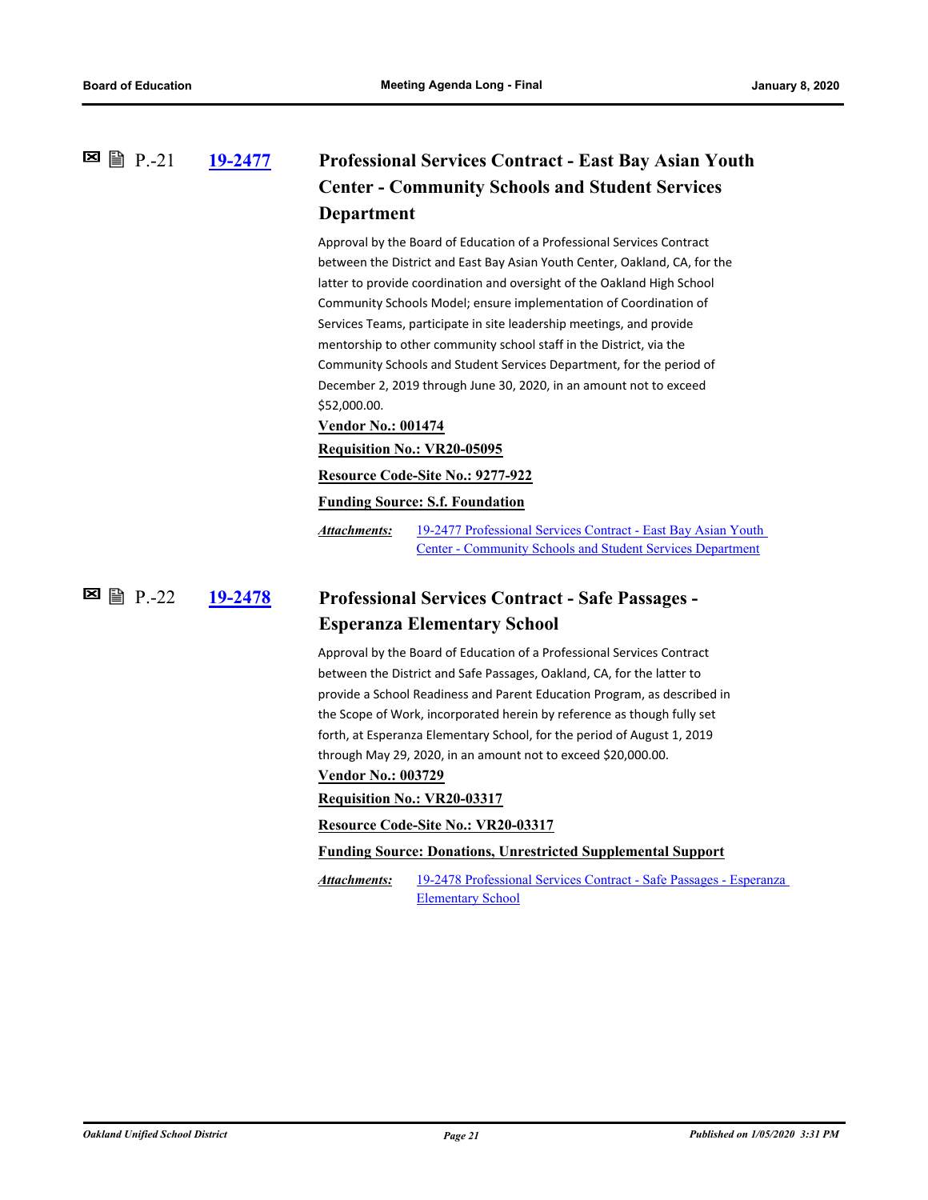P.-21 **[19-2477](19-2477)**

### Professional Services Contract - East Bay Asian Youth Center - Community Schools and Student Services Department

Approval by the Board of Education of a Professional Services Contract between the District and East Bay Asian Youth Center, Oakland, CA, for the latter to provide coordination and oversight of the Oakland High School Community Schools Model; ensure implementation of Coordination of Services Teams, participate in site leadership meetings, and provide mentorship to other community school staff in the District, via the Community Schools and Student Services Department, for the period of December 2, 2019 through June 30, 2020, in an amount not to exceed $52,000.00.

**Vendor No.: 001474**

**Requisition No.: VR20-05095**

**Resource Code-Site No.: 9277-922**

**Funding Source: S.f. Foundation**

***Attachments:*** 19-2477 Professional Services Contract - East Bay Asian Youth Center - Community Schools and Student Services Department

P.-22 **[19-2478](19-2478)**

### Professional Services Contract - Safe Passages - Esperanza Elementary School

Approval by the Board of Education of a Professional Services Contract between the District and Safe Passages, Oakland, CA, for the latter to provide a School Readiness and Parent Education Program, as described in the Scope of Work, incorporated herein by reference as though fully set forth, at Esperanza Elementary School, for the period of August 1, 2019 through May 29, 2020, in an amount not to exceed $20,000.00.

**Vendor No.: 003729**

**Requisition No.: VR20-03317**

**Resource Code-Site No.: VR20-03317**

**Funding Source: Donations, Unrestricted Supplemental Support**

***Attachments:*** 19-2478 Professional Services Contract - Safe Passages - Esperanza Elementary School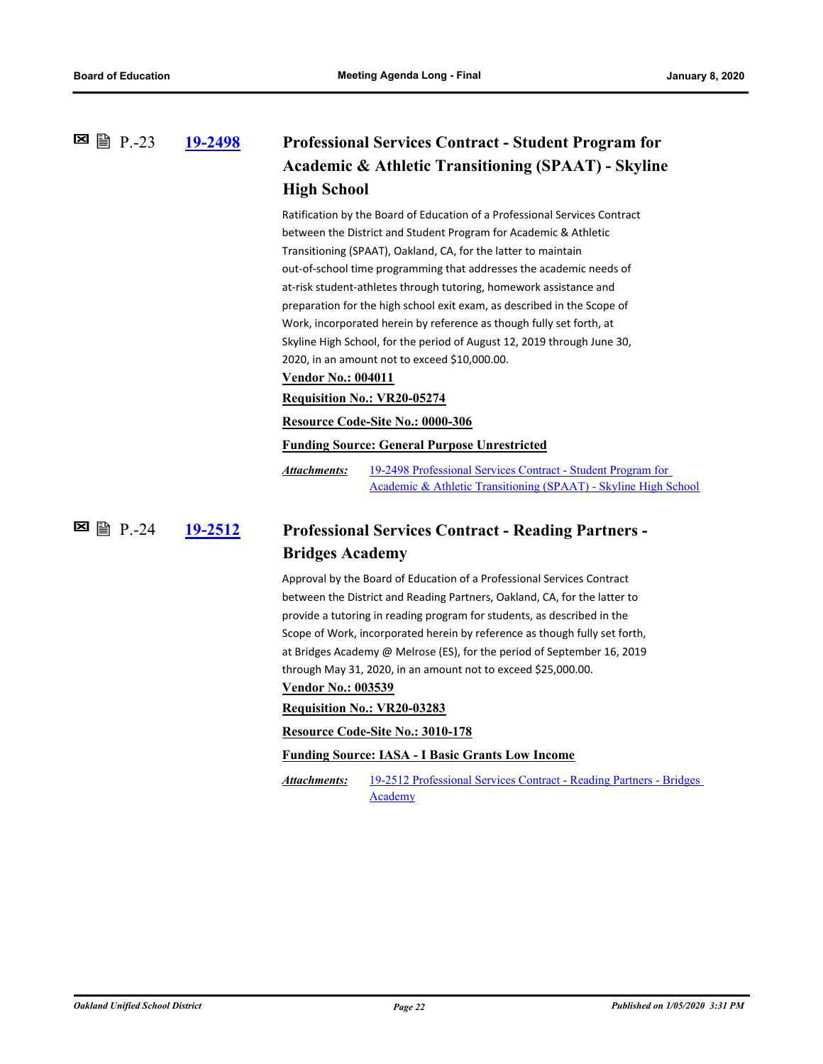## P.-23 19-2498 Professional Services Contract - Student Program for Academic & Athletic Transitioning (SPAAT) - Skyline High School

Ratification by the Board of Education of a Professional Services Contract between the District and Student Program for Academic & Athletic Transitioning (SPAAT), Oakland, CA, for the latter to maintain out-of-school time programming that addresses the academic needs of at-risk student-athletes through tutoring, homework assistance and preparation for the high school exit exam, as described in the Scope of Work, incorporated herein by reference as though fully set forth, at Skyline High School, for the period of August 12, 2019 through June 30, 2020, in an amount not to exceed $10,000.00.

**Vendor No.: 004011**

**Requisition No.: VR20-05274**

**Resource Code-Site No.: 0000-306**

**Funding Source: General Purpose Unrestricted**

*Attachments:* 19-2498 Professional Services Contract - Student Program for Academic & Athletic Transitioning (SPAAT) - Skyline High School

## P.-24 19-2512 Professional Services Contract - Reading Partners - Bridges Academy

Approval by the Board of Education of a Professional Services Contract between the District and Reading Partners, Oakland, CA, for the latter to provide a tutoring in reading program for students, as described in the Scope of Work, incorporated herein by reference as though fully set forth, at Bridges Academy @ Melrose (ES), for the period of September 16, 2019 through May 31, 2020, in an amount not to exceed $25,000.00.

**Vendor No.: 003539**

**Requisition No.: VR20-03283**

**Resource Code-Site No.: 3010-178**

**Funding Source: IASA - I Basic Grants Low Income**

*Attachments:* 19-2512 Professional Services Contract - Reading Partners - Bridges Academy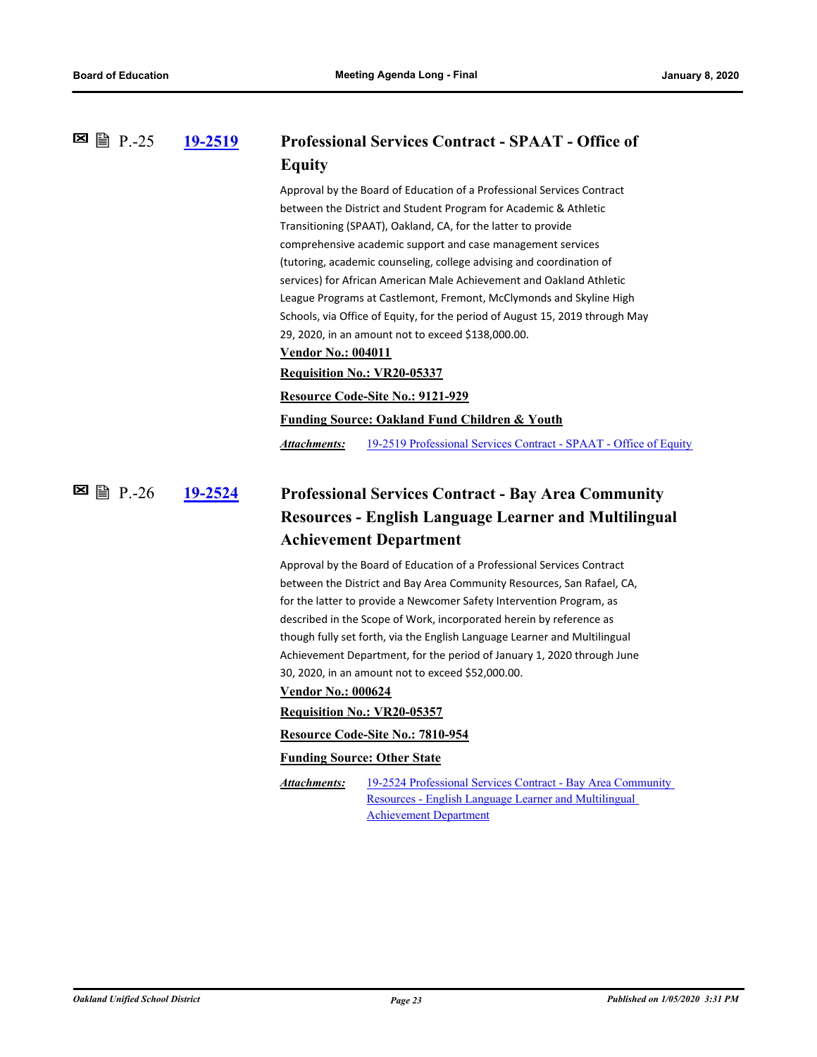### P.-25 [19-2519](#) Professional Services Contract - SPAAT - Office of Equity

Approval by the Board of Education of a Professional Services Contract between the District and Student Program for Academic & Athletic Transitioning (SPAAT), Oakland, CA, for the latter to provide comprehensive academic support and case management services (tutoring, academic counseling, college advising and coordination of services) for African American Male Achievement and Oakland Athletic League Programs at Castlemont, Fremont, McClymonds and Skyline High Schools, via Office of Equity, for the period of August 15, 2019 through May 29, 2020, in an amount not to exceed $138,000.00.

**Vendor No.: 004011**

**Requisition No.: VR20-05337**

**Resource Code-Site No.: 9121-929**

**Funding Source: Oakland Fund Children & Youth**

***Attachments:*** 19-2519 Professional Services Contract - SPAAT - Office of Equity

### P.-26 [19-2524](#) Professional Services Contract - Bay Area Community Resources - English Language Learner and Multilingual Achievement Department

Approval by the Board of Education of a Professional Services Contract between the District and Bay Area Community Resources, San Rafael, CA, for the latter to provide a Newcomer Safety Intervention Program, as described in the Scope of Work, incorporated herein by reference as though fully set forth, via the English Language Learner and Multilingual Achievement Department, for the period of January 1, 2020 through June 30, 2020, in an amount not to exceed $52,000.00.

**Vendor No.: 000624**

**Requisition No.: VR20-05357**

**Resource Code-Site No.: 7810-954**

**Funding Source: Other State**

***Attachments:*** 19-2524 Professional Services Contract - Bay Area Community Resources - English Language Learner and Multilingual Achievement Department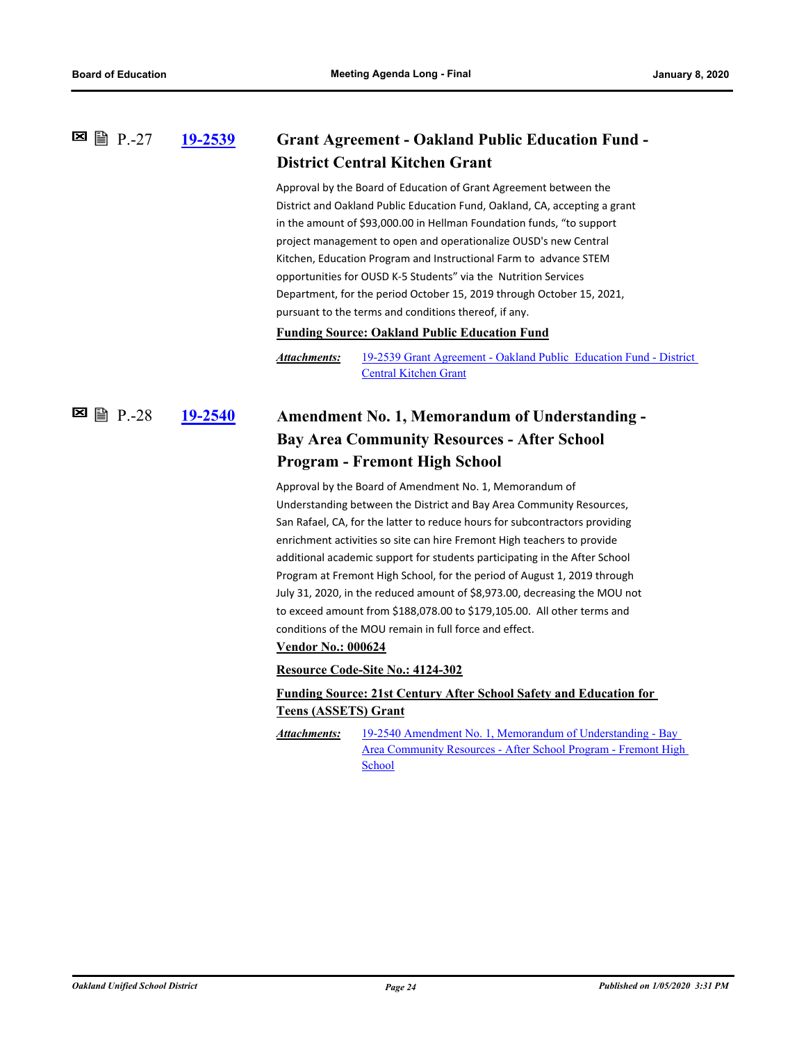### P.-27 [19-2539](19-2539) Grant Agreement - Oakland Public Education Fund - District Central Kitchen Grant

Approval by the Board of Education of Grant Agreement between the District and Oakland Public Education Fund, Oakland, CA, accepting a grant in the amount of $93,000.00 in Hellman Foundation funds, "to support project management to open and operationalize OUSD's new Central Kitchen, Education Program and Instructional Farm to advance STEM opportunities for OUSD K-5 Students" via the Nutrition Services Department, for the period October 15, 2019 through October 15, 2021, pursuant to the terms and conditions thereof, if any.

**Funding Source: Oakland Public Education Fund**

***Attachments:*** 19-2539 Grant Agreement - Oakland Public Education Fund - District Central Kitchen Grant

### P.-28 [19-2540](19-2540) Amendment No. 1, Memorandum of Understanding - Bay Area Community Resources - After School Program - Fremont High School

Approval by the Board of Amendment No. 1, Memorandum of Understanding between the District and Bay Area Community Resources, San Rafael, CA, for the latter to reduce hours for subcontractors providing enrichment activities so site can hire Fremont High teachers to provide additional academic support for students participating in the After School Program at Fremont High School, for the period of August 1, 2019 through July 31, 2020, in the reduced amount of $8,973.00, decreasing the MOU not to exceed amount from $188,078.00 to $179,105.00. All other terms and conditions of the MOU remain in full force and effect.

**Vendor No.: 000624**

**Resource Code-Site No.: 4124-302**

**Funding Source: 21st Century After School Safety and Education for Teens (ASSETS) Grant**

***Attachments:*** 19-2540 Amendment No. 1, Memorandum of Understanding - Bay Area Community Resources - After School Program - Fremont High School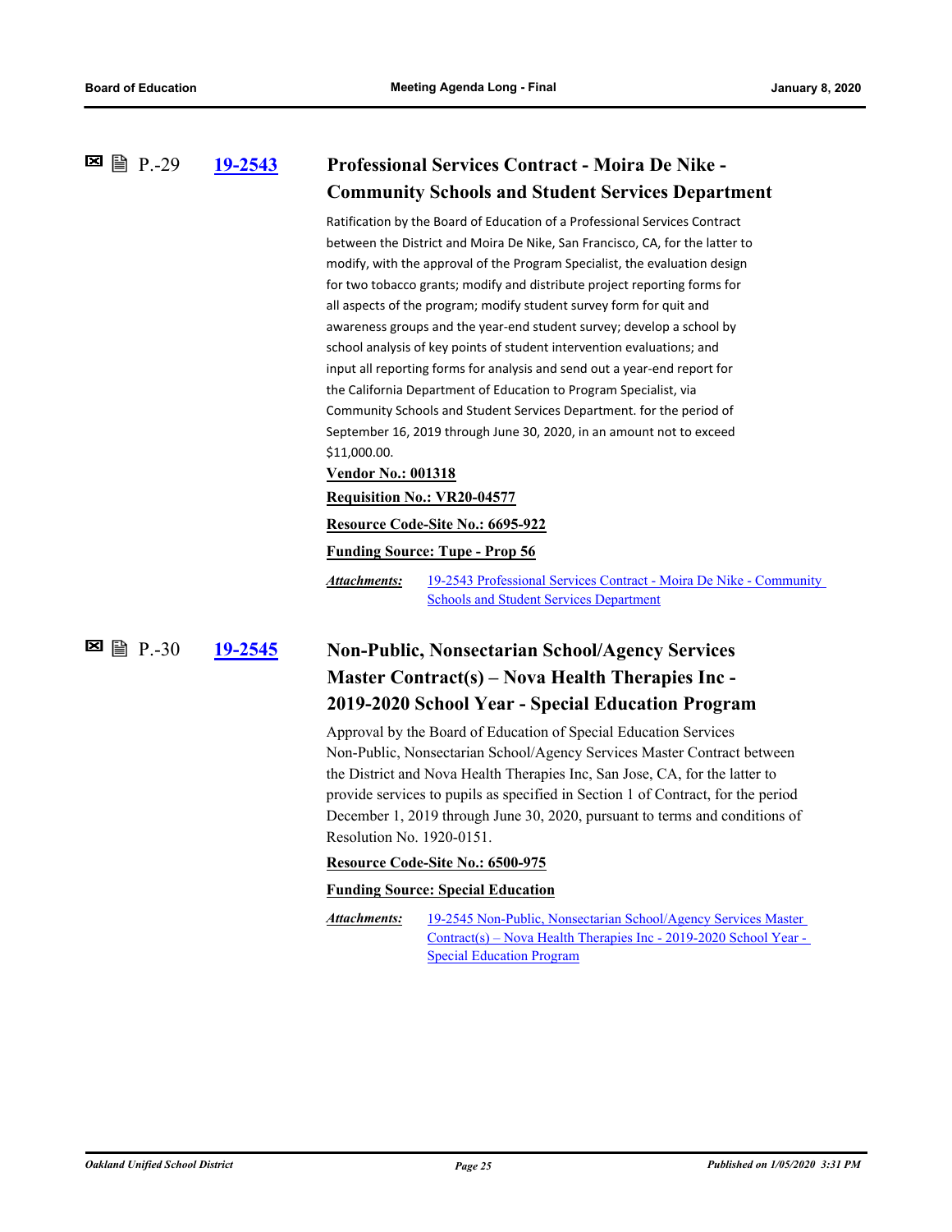## P.-29 [19-2543](#) Professional Services Contract - Moira De Nike - Community Schools and Student Services Department

Ratification by the Board of Education of a Professional Services Contract between the District and Moira De Nike, San Francisco, CA, for the latter to modify, with the approval of the Program Specialist, the evaluation design for two tobacco grants; modify and distribute project reporting forms for all aspects of the program; modify student survey form for quit and awareness groups and the year-end student survey; develop a school by school analysis of key points of student intervention evaluations; and input all reporting forms for analysis and send out a year-end report for the California Department of Education to Program Specialist, via Community Schools and Student Services Department. for the period of September 16, 2019 through June 30, 2020, in an amount not to exceed $11,000.00.

**Vendor No.: 001318**

**Requisition No.: VR20-04577**

**Resource Code-Site No.: 6695-922**

**Funding Source: Tupe - Prop 56**

***Attachments:*** 19-2543 Professional Services Contract - Moira De Nike - Community Schools and Student Services Department

## P.-30 [19-2545](#) Non-Public, Nonsectarian School/Agency Services Master Contract(s) – Nova Health Therapies Inc - 2019-2020 School Year - Special Education Program

Approval by the Board of Education of Special Education Services Non-Public, Nonsectarian School/Agency Services Master Contract between the District and Nova Health Therapies Inc, San Jose, CA, for the latter to provide services to pupils as specified in Section 1 of Contract, for the period December 1, 2019 through June 30, 2020, pursuant to terms and conditions of Resolution No. 1920-0151.

**Resource Code-Site No.: 6500-975**

**Funding Source: Special Education**

***Attachments:*** 19-2545 Non-Public, Nonsectarian School/Agency Services Master Contract(s) – Nova Health Therapies Inc - 2019-2020 School Year - Special Education Program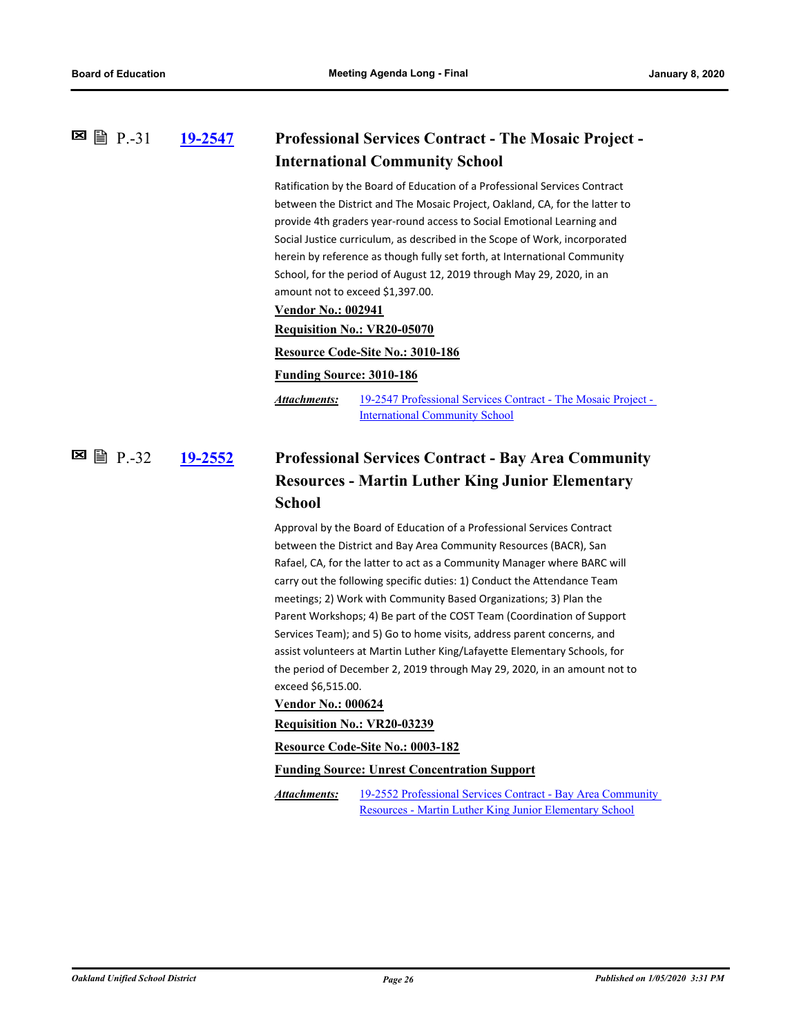### P.-31 **19-2547** Professional Services Contract - The Mosaic Project - International Community School

Ratification by the Board of Education of a Professional Services Contract between the District and The Mosaic Project, Oakland, CA, for the latter to provide 4th graders year-round access to Social Emotional Learning and Social Justice curriculum, as described in the Scope of Work, incorporated herein by reference as though fully set forth, at International Community School, for the period of August 12, 2019 through May 29, 2020, in an amount not to exceed $1,397.00.

**Vendor No.: 002941**

**Requisition No.: VR20-05070**

**Resource Code-Site No.: 3010-186**

**Funding Source: 3010-186**

*Attachments:* 19-2547 Professional Services Contract - The Mosaic Project - International Community School

### P.-32 **19-2552** Professional Services Contract - Bay Area Community Resources - Martin Luther King Junior Elementary School

Approval by the Board of Education of a Professional Services Contract between the District and Bay Area Community Resources (BACR), San Rafael, CA, for the latter to act as a Community Manager where BARC will carry out the following specific duties: 1) Conduct the Attendance Team meetings; 2) Work with Community Based Organizations; 3) Plan the Parent Workshops; 4) Be part of the COST Team (Coordination of Support Services Team); and 5) Go to home visits, address parent concerns, and assist volunteers at Martin Luther King/Lafayette Elementary Schools, for the period of December 2, 2019 through May 29, 2020, in an amount not to exceed $6,515.00.

**Vendor No.: 000624**

**Requisition No.: VR20-03239**

**Resource Code-Site No.: 0003-182**

**Funding Source: Unrest Concentration Support**

*Attachments:* 19-2552 Professional Services Contract - Bay Area Community Resources - Martin Luther King Junior Elementary School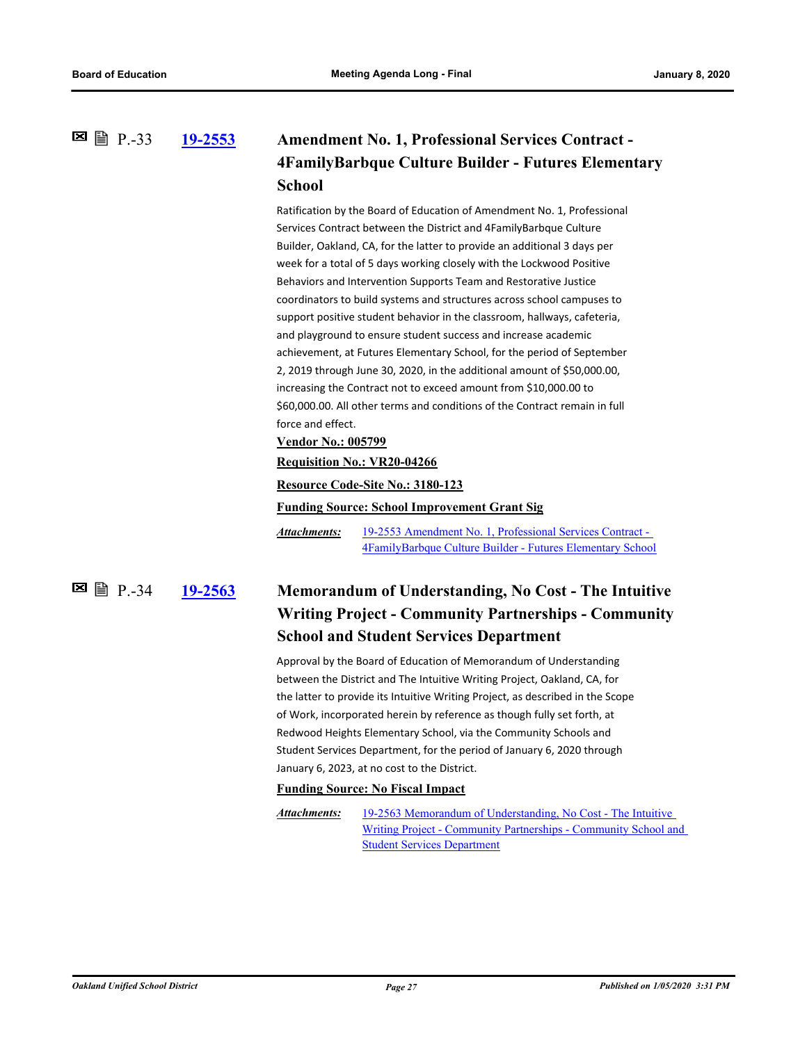### P.-33 [19-2553](19-2553) Amendment No. 1, Professional Services Contract - 4FamilyBarbque Culture Builder - Futures Elementary School

Ratification by the Board of Education of Amendment No. 1, Professional Services Contract between the District and 4FamilyBarbque Culture Builder, Oakland, CA, for the latter to provide an additional 3 days per week for a total of 5 days working closely with the Lockwood Positive Behaviors and Intervention Supports Team and Restorative Justice coordinators to build systems and structures across school campuses to support positive student behavior in the classroom, hallways, cafeteria, and playground to ensure student success and increase academic achievement, at Futures Elementary School, for the period of September 2, 2019 through June 30, 2020, in the additional amount of $50,000.00, increasing the Contract not to exceed amount from $10,000.00 to $60,000.00. All other terms and conditions of the Contract remain in full force and effect.

**Vendor No.: 005799**

**Requisition No.: VR20-04266**

**Resource Code-Site No.: 3180-123**

**Funding Source: School Improvement Grant Sig**

***Attachments:*** 19-2553 Amendment No. 1, Professional Services Contract - 4FamilyBarbque Culture Builder - Futures Elementary School

### P.-34 [19-2563](19-2563) Memorandum of Understanding, No Cost - The Intuitive Writing Project - Community Partnerships - Community School and Student Services Department

Approval by the Board of Education of Memorandum of Understanding between the District and The Intuitive Writing Project, Oakland, CA, for the latter to provide its Intuitive Writing Project, as described in the Scope of Work, incorporated herein by reference as though fully set forth, at Redwood Heights Elementary School, via the Community Schools and Student Services Department, for the period of January 6, 2020 through January 6, 2023, at no cost to the District.

**Funding Source: No Fiscal Impact**

***Attachments:*** 19-2563 Memorandum of Understanding, No Cost - The Intuitive Writing Project - Community Partnerships - Community School and Student Services Department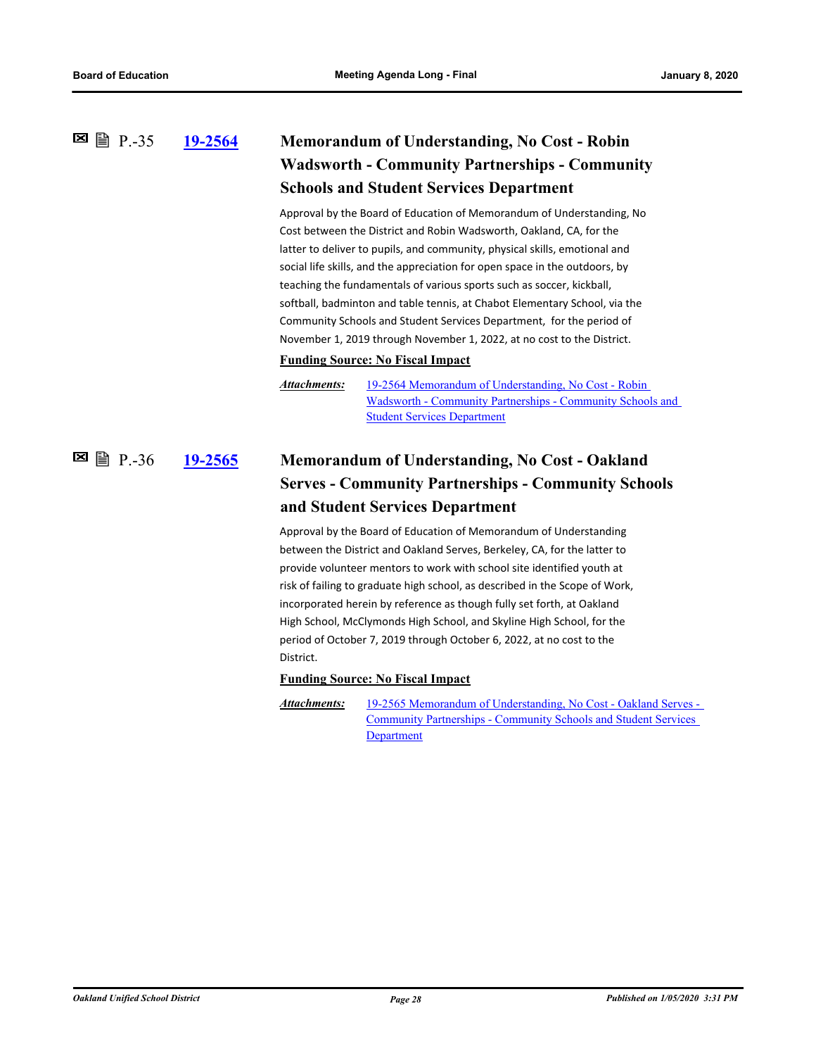P.-35 **[19-2564](#)**

### Memorandum of Understanding, No Cost - Robin Wadsworth - Community Partnerships - Community Schools and Student Services Department

Approval by the Board of Education of Memorandum of Understanding, No Cost between the District and Robin Wadsworth, Oakland, CA, for the latter to deliver to pupils, and community, physical skills, emotional and social life skills, and the appreciation for open space in the outdoors, by teaching the fundamentals of various sports such as soccer, kickball, softball, badminton and table tennis, at Chabot Elementary School, via the Community Schools and Student Services Department, for the period of November 1, 2019 through November 1, 2022, at no cost to the District.

**Funding Source: No Fiscal Impact**

***Attachments:*** 19-2564 Memorandum of Understanding, No Cost - Robin Wadsworth - Community Partnerships - Community Schools and Student Services Department

P.-36 **[19-2565](#)**

### Memorandum of Understanding, No Cost - Oakland Serves - Community Partnerships - Community Schools and Student Services Department

Approval by the Board of Education of Memorandum of Understanding between the District and Oakland Serves, Berkeley, CA, for the latter to provide volunteer mentors to work with school site identified youth at risk of failing to graduate high school, as described in the Scope of Work, incorporated herein by reference as though fully set forth, at Oakland High School, McClymonds High School, and Skyline High School, for the period of October 7, 2019 through October 6, 2022, at no cost to the District.

**Funding Source: No Fiscal Impact**

***Attachments:*** 19-2565 Memorandum of Understanding, No Cost - Oakland Serves - Community Partnerships - Community Schools and Student Services Department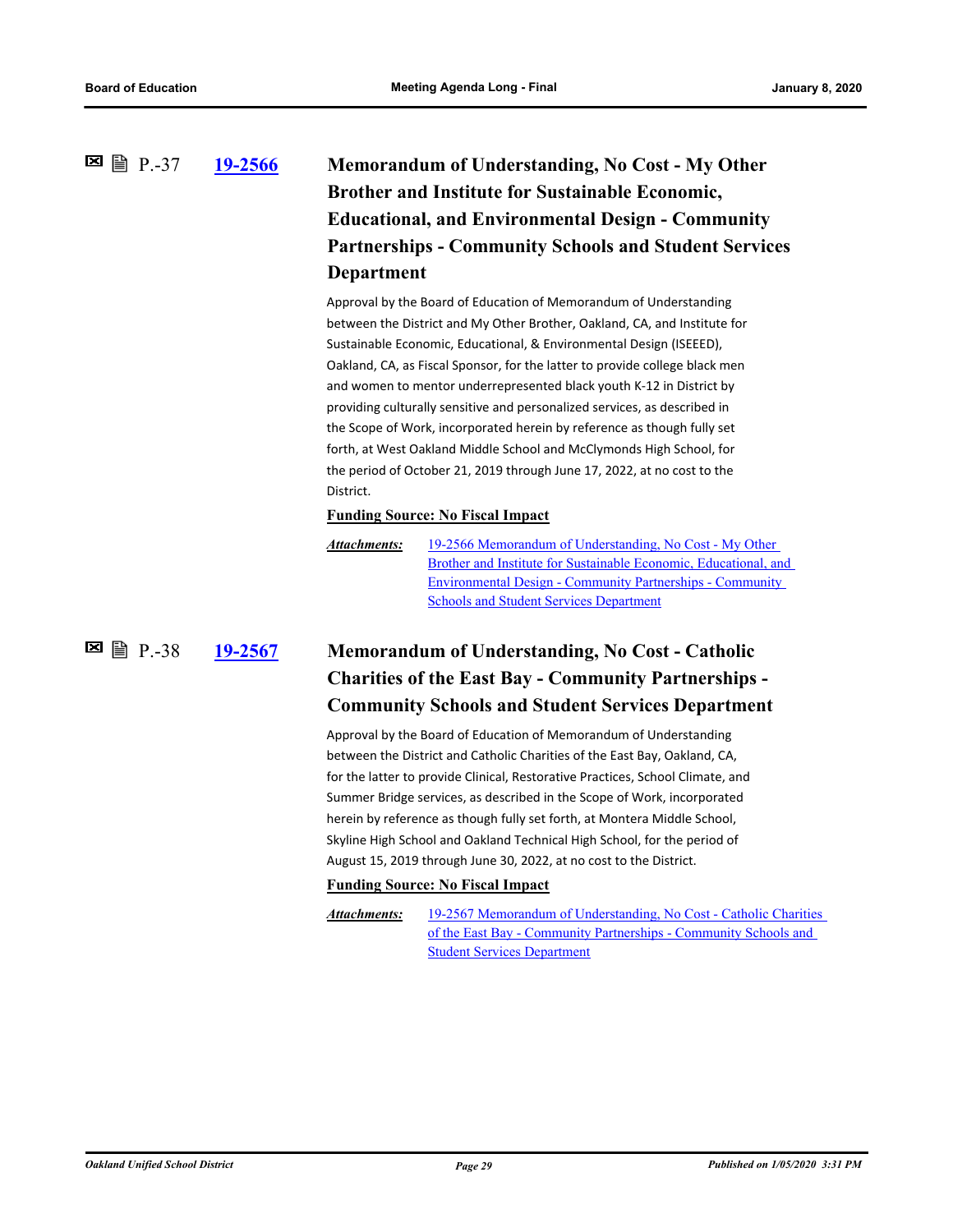P.-37 **19-2566**

### Memorandum of Understanding, No Cost - My Other Brother and Institute for Sustainable Economic, Educational, and Environmental Design - Community Partnerships - Community Schools and Student Services Department

Approval by the Board of Education of Memorandum of Understanding between the District and My Other Brother, Oakland, CA, and Institute for Sustainable Economic, Educational, & Environmental Design (ISEEED), Oakland, CA, as Fiscal Sponsor, for the latter to provide college black men and women to mentor underrepresented black youth K-12 in District by providing culturally sensitive and personalized services, as described in the Scope of Work, incorporated herein by reference as though fully set forth, at West Oakland Middle School and McClymonds High School, for the period of October 21, 2019 through June 17, 2022, at no cost to the District.

**Funding Source: No Fiscal Impact**

***Attachments:*** 19-2566 Memorandum of Understanding, No Cost - My Other Brother and Institute for Sustainable Economic, Educational, and Environmental Design - Community Partnerships - Community Schools and Student Services Department

P.-38 **19-2567**

### Memorandum of Understanding, No Cost - Catholic Charities of the East Bay - Community Partnerships - Community Schools and Student Services Department

Approval by the Board of Education of Memorandum of Understanding between the District and Catholic Charities of the East Bay, Oakland, CA, for the latter to provide Clinical, Restorative Practices, School Climate, and Summer Bridge services, as described in the Scope of Work, incorporated herein by reference as though fully set forth, at Montera Middle School, Skyline High School and Oakland Technical High School, for the period of August 15, 2019 through June 30, 2022, at no cost to the District.

**Funding Source: No Fiscal Impact**

***Attachments:*** 19-2567 Memorandum of Understanding, No Cost - Catholic Charities of the East Bay - Community Partnerships - Community Schools and Student Services Department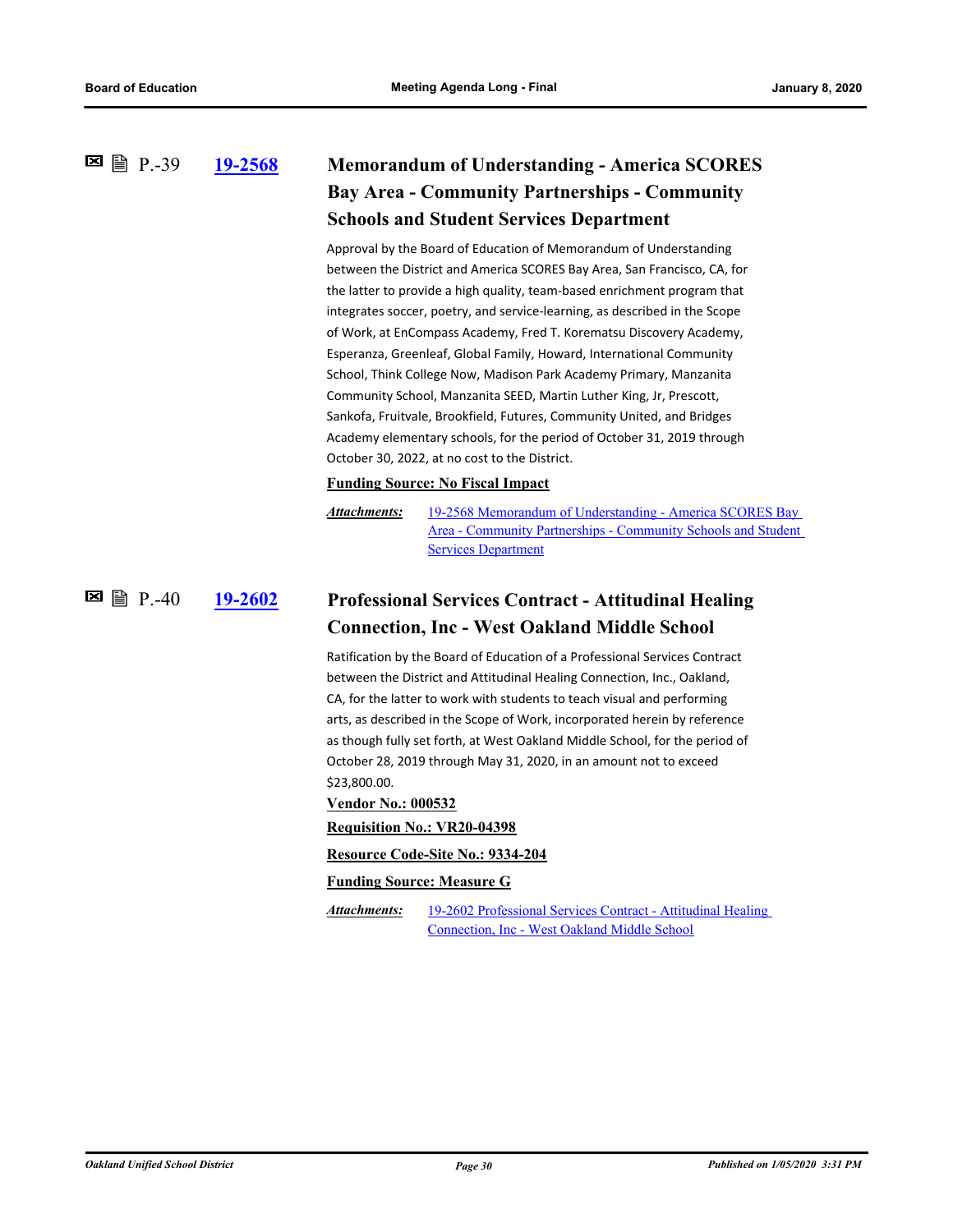### P.-39 19-2568 Memorandum of Understanding - America SCORES Bay Area - Community Partnerships - Community Schools and Student Services Department

Approval by the Board of Education of Memorandum of Understanding between the District and America SCORES Bay Area, San Francisco, CA, for the latter to provide a high quality, team-based enrichment program that integrates soccer, poetry, and service-learning, as described in the Scope of Work, at EnCompass Academy, Fred T. Korematsu Discovery Academy, Esperanza, Greenleaf, Global Family, Howard, International Community School, Think College Now, Madison Park Academy Primary, Manzanita Community School, Manzanita SEED, Martin Luther King, Jr, Prescott, Sankofa, Fruitvale, Brookfield, Futures, Community United, and Bridges Academy elementary schools, for the period of October 31, 2019 through October 30, 2022, at no cost to the District.

**Funding Source: No Fiscal Impact**

***Attachments:*** 19-2568 Memorandum of Understanding - America SCORES Bay Area - Community Partnerships - Community Schools and Student Services Department

### P.-40 19-2602 Professional Services Contract - Attitudinal Healing Connection, Inc - West Oakland Middle School

Ratification by the Board of Education of a Professional Services Contract between the District and Attitudinal Healing Connection, Inc., Oakland, CA, for the latter to work with students to teach visual and performing arts, as described in the Scope of Work, incorporated herein by reference as though fully set forth, at West Oakland Middle School, for the period of October 28, 2019 through May 31, 2020, in an amount not to exceed $23,800.00.

**Vendor No.: 000532**

**Requisition No.: VR20-04398**

**Resource Code-Site No.: 9334-204**

**Funding Source: Measure G**

***Attachments:*** 19-2602 Professional Services Contract - Attitudinal Healing Connection, Inc - West Oakland Middle School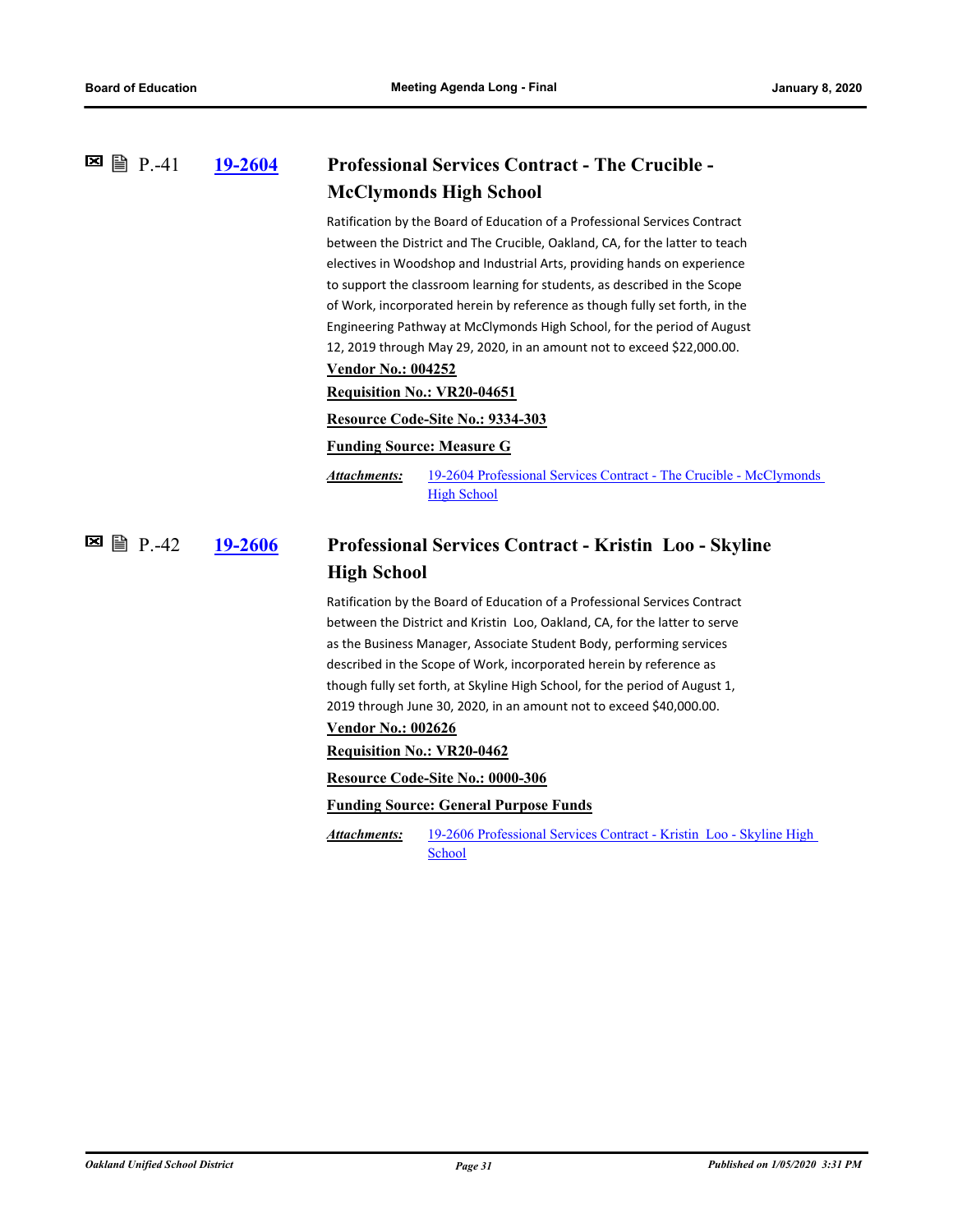P.-41 **19-2604**

## Professional Services Contract - The Crucible - McClymonds High School

Ratification by the Board of Education of a Professional Services Contract between the District and The Crucible, Oakland, CA, for the latter to teach electives in Woodshop and Industrial Arts, providing hands on experience to support the classroom learning for students, as described in the Scope of Work, incorporated herein by reference as though fully set forth, in the Engineering Pathway at McClymonds High School, for the period of August 12, 2019 through May 29, 2020, in an amount not to exceed $22,000.00.

**Vendor No.: 004252**

**Requisition No.: VR20-04651**

**Resource Code-Site No.: 9334-303**

**Funding Source: Measure G**

***Attachments:*** 19-2604 Professional Services Contract - The Crucible - McClymonds High School

P.-42 **19-2606**

## Professional Services Contract - Kristin Loo - Skyline High School

Ratification by the Board of Education of a Professional Services Contract between the District and Kristin Loo, Oakland, CA, for the latter to serve as the Business Manager, Associate Student Body, performing services described in the Scope of Work, incorporated herein by reference as though fully set forth, at Skyline High School, for the period of August 1, 2019 through June 30, 2020, in an amount not to exceed $40,000.00.

**Vendor No.: 002626**

**Requisition No.: VR20-0462**

**Resource Code-Site No.: 0000-306**

**Funding Source: General Purpose Funds**

***Attachments:*** 19-2606 Professional Services Contract - Kristin Loo - Skyline High School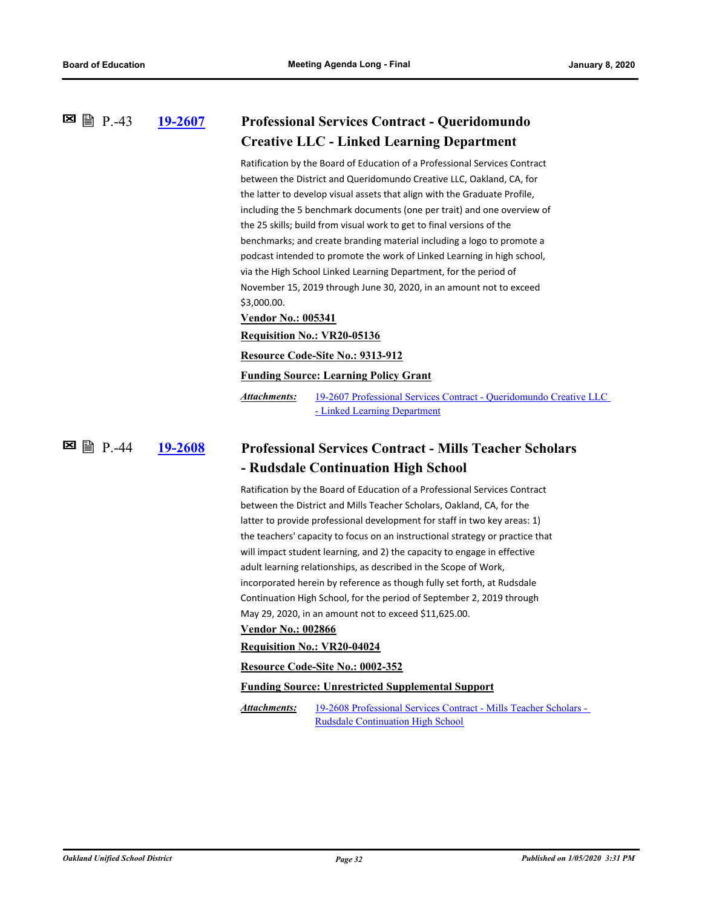### P.-43 [19-2607](19-2607) Professional Services Contract - Queridomundo Creative LLC - Linked Learning Department

Ratification by the Board of Education of a Professional Services Contract between the District and Queridomundo Creative LLC, Oakland, CA, for the latter to develop visual assets that align with the Graduate Profile, including the 5 benchmark documents (one per trait) and one overview of the 25 skills; build from visual work to get to final versions of the benchmarks; and create branding material including a logo to promote a podcast intended to promote the work of Linked Learning in high school, via the High School Linked Learning Department, for the period of November 15, 2019 through June 30, 2020, in an amount not to exceed $3,000.00.

**Vendor No.: 005341**

**Requisition No.: VR20-05136**

**Resource Code-Site No.: 9313-912**

**Funding Source: Learning Policy Grant**

*Attachments:* 19-2607 Professional Services Contract - Queridomundo Creative LLC - Linked Learning Department

### P.-44 [19-2608](19-2608) Professional Services Contract - Mills Teacher Scholars - Rudsdale Continuation High School

Ratification by the Board of Education of a Professional Services Contract between the District and Mills Teacher Scholars, Oakland, CA, for the latter to provide professional development for staff in two key areas: 1) the teachers' capacity to focus on an instructional strategy or practice that will impact student learning, and 2) the capacity to engage in effective adult learning relationships, as described in the Scope of Work, incorporated herein by reference as though fully set forth, at Rudsdale Continuation High School, for the period of September 2, 2019 through May 29, 2020, in an amount not to exceed $11,625.00.

**Vendor No.: 002866**

**Requisition No.: VR20-04024**

**Resource Code-Site No.: 0002-352**

**Funding Source: Unrestricted Supplemental Support**

*Attachments:* 19-2608 Professional Services Contract - Mills Teacher Scholars - Rudsdale Continuation High School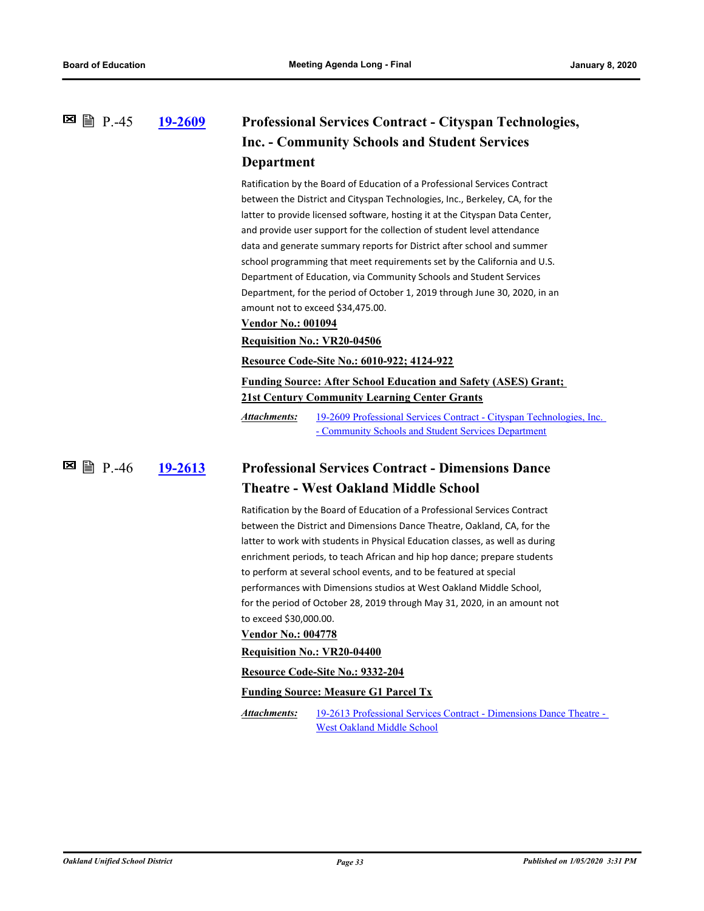### P.-45 19-2609 Professional Services Contract - Cityspan Technologies, Inc. - Community Schools and Student Services Department

Ratification by the Board of Education of a Professional Services Contract between the District and Cityspan Technologies, Inc., Berkeley, CA, for the latter to provide licensed software, hosting it at the Cityspan Data Center, and provide user support for the collection of student level attendance data and generate summary reports for District after school and summer school programming that meet requirements set by the California and U.S. Department of Education, via Community Schools and Student Services Department, for the period of October 1, 2019 through June 30, 2020, in an amount not to exceed $34,475.00.

**Vendor No.: 001094**

**Requisition No.: VR20-04506**

**Resource Code-Site No.: 6010-922; 4124-922**

**Funding Source: After School Education and Safety (ASES) Grant; 21st Century Community Learning Center Grants**

*Attachments:* 19-2609 Professional Services Contract - Cityspan Technologies, Inc. - Community Schools and Student Services Department

### P.-46 19-2613 Professional Services Contract - Dimensions Dance Theatre - West Oakland Middle School

Ratification by the Board of Education of a Professional Services Contract between the District and Dimensions Dance Theatre, Oakland, CA, for the latter to work with students in Physical Education classes, as well as during enrichment periods, to teach African and hip hop dance; prepare students to perform at several school events, and to be featured at special performances with Dimensions studios at West Oakland Middle School, for the period of October 28, 2019 through May 31, 2020, in an amount not to exceed $30,000.00.

**Vendor No.: 004778**

**Requisition No.: VR20-04400**

**Resource Code-Site No.: 9332-204**

**Funding Source: Measure G1 Parcel Tx**

*Attachments:* 19-2613 Professional Services Contract - Dimensions Dance Theatre - West Oakland Middle School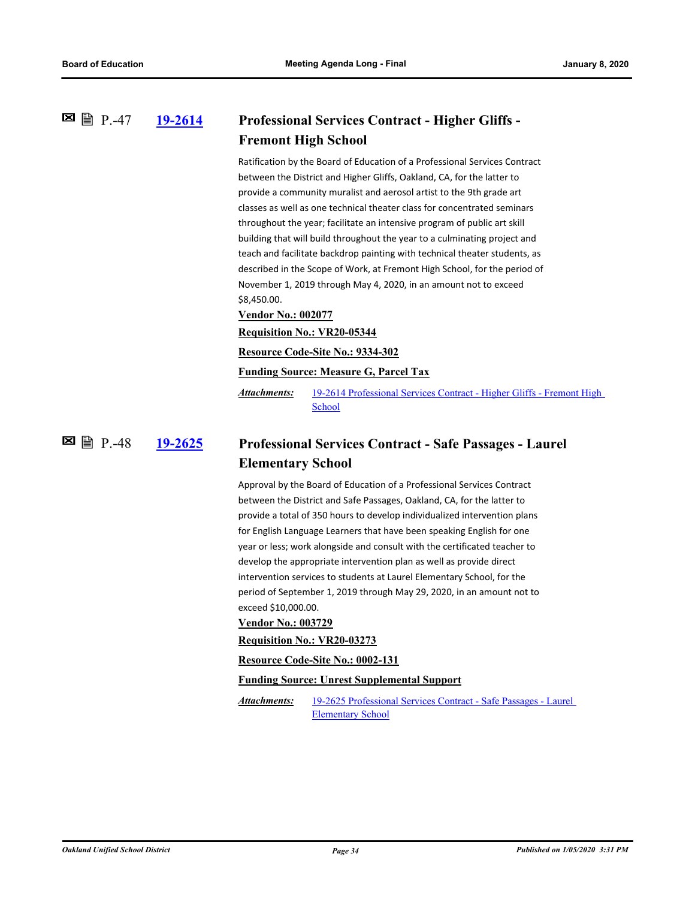P.-47 **19-2614**

### Professional Services Contract - Higher Gliffs - Fremont High School

Ratification by the Board of Education of a Professional Services Contract between the District and Higher Gliffs, Oakland, CA, for the latter to provide a community muralist and aerosol artist to the 9th grade art classes as well as one technical theater class for concentrated seminars throughout the year; facilitate an intensive program of public art skill building that will build throughout the year to a culminating project and teach and facilitate backdrop painting with technical theater students, as described in the Scope of Work, at Fremont High School, for the period of November 1, 2019 through May 4, 2020, in an amount not to exceed $8,450.00.

**Vendor No.: 002077**

**Requisition No.: VR20-05344**

**Resource Code-Site No.: 9334-302**

**Funding Source: Measure G, Parcel Tax**

*Attachments:* 19-2614 Professional Services Contract - Higher Gliffs - Fremont High School

P.-48 **19-2625**

### Professional Services Contract - Safe Passages - Laurel Elementary School

Approval by the Board of Education of a Professional Services Contract between the District and Safe Passages, Oakland, CA, for the latter to provide a total of 350 hours to develop individualized intervention plans for English Language Learners that have been speaking English for one year or less; work alongside and consult with the certificated teacher to develop the appropriate intervention plan as well as provide direct intervention services to students at Laurel Elementary School, for the period of September 1, 2019 through May 29, 2020, in an amount not to exceed $10,000.00.

**Vendor No.: 003729**

**Requisition No.: VR20-03273**

**Resource Code-Site No.: 0002-131**

**Funding Source: Unrest Supplemental Support**

*Attachments:* 19-2625 Professional Services Contract - Safe Passages - Laurel Elementary School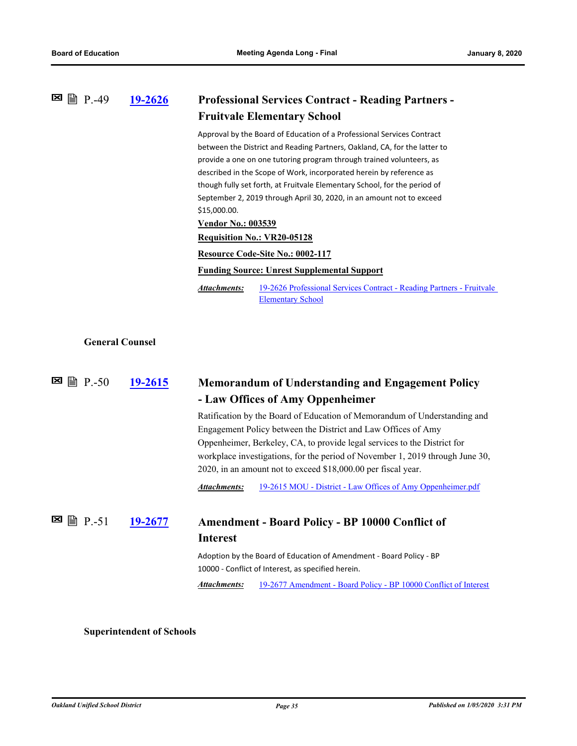P.-49 **19-2626**

### Professional Services Contract - Reading Partners - Fruitvale Elementary School

Approval by the Board of Education of a Professional Services Contract between the District and Reading Partners, Oakland, CA, for the latter to provide a one on one tutoring program through trained volunteers, as described in the Scope of Work, incorporated herein by reference as though fully set forth, at Fruitvale Elementary School, for the period of September 2, 2019 through April 30, 2020, in an amount not to exceed $15,000.00.

**Vendor No.: 003539**

**Requisition No.: VR20-05128**

**Resource Code-Site No.: 0002-117**

**Funding Source: Unrest Supplemental Support**

***Attachments:*** 19-2626 Professional Services Contract - Reading Partners - Fruitvale Elementary School

## General Counsel

P.-50 **19-2615**

### Memorandum of Understanding and Engagement Policy - Law Offices of Amy Oppenheimer

Ratification by the Board of Education of Memorandum of Understanding and Engagement Policy between the District and Law Offices of Amy Oppenheimer, Berkeley, CA, to provide legal services to the District for workplace investigations, for the period of November 1, 2019 through June 30, 2020, in an amount not to exceed $18,000.00 per fiscal year.

***Attachments:*** 19-2615 MOU - District - Law Offices of Amy Oppenheimer.pdf

P.-51 **19-2677**

### Amendment - Board Policy - BP 10000 Conflict of Interest

Adoption by the Board of Education of Amendment - Board Policy - BP 10000 - Conflict of Interest, as specified herein.

***Attachments:*** 19-2677 Amendment - Board Policy - BP 10000 Conflict of Interest

## Superintendent of Schools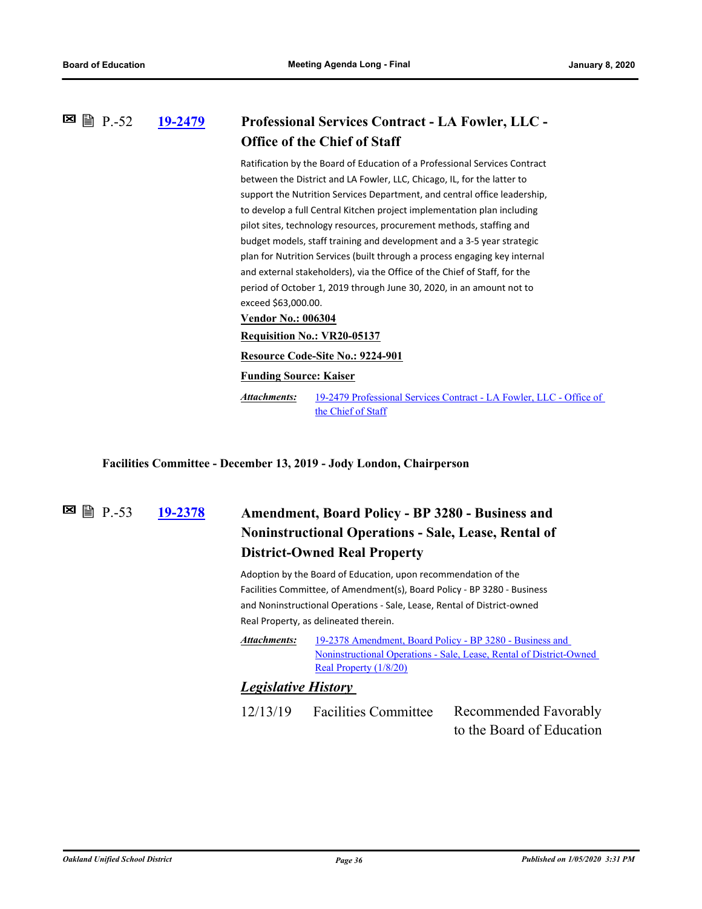### P.-52 [19-2479](#) Professional Services Contract - LA Fowler, LLC - Office of the Chief of Staff

Ratification by the Board of Education of a Professional Services Contract between the District and LA Fowler, LLC, Chicago, IL, for the latter to support the Nutrition Services Department, and central office leadership, to develop a full Central Kitchen project implementation plan including pilot sites, technology resources, procurement methods, staffing and budget models, staff training and development and a 3-5 year strategic plan for Nutrition Services (built through a process engaging key internal and external stakeholders), via the Office of the Chief of Staff, for the period of October 1, 2019 through June 30, 2020, in an amount not to exceed $63,000.00.

**Vendor No.: 006304**

**Requisition No.: VR20-05137**

**Resource Code-Site No.: 9224-901**

**Funding Source: Kaiser**

***Attachments:*** [19-2479 Professional Services Contract - LA Fowler, LLC - Office of the Chief of Staff](#)

**Facilities Committee - December 13, 2019 - Jody London, Chairperson**

### P.-53 [19-2378](#) Amendment, Board Policy - BP 3280 - Business and Noninstructional Operations - Sale, Lease, Rental of District-Owned Real Property

Adoption by the Board of Education, upon recommendation of the Facilities Committee, of Amendment(s), Board Policy - BP 3280 - Business and Noninstructional Operations - Sale, Lease, Rental of District-owned Real Property, as delineated therein.

***Attachments:*** [19-2378 Amendment, Board Policy - BP 3280 - Business and Noninstructional Operations - Sale, Lease, Rental of District-Owned Real Property (1/8/20)](#)

***Legislative History***

| | | |
|---|---|---|
| 12/13/19 | Facilities Committee | Recommended Favorably to the Board of Education |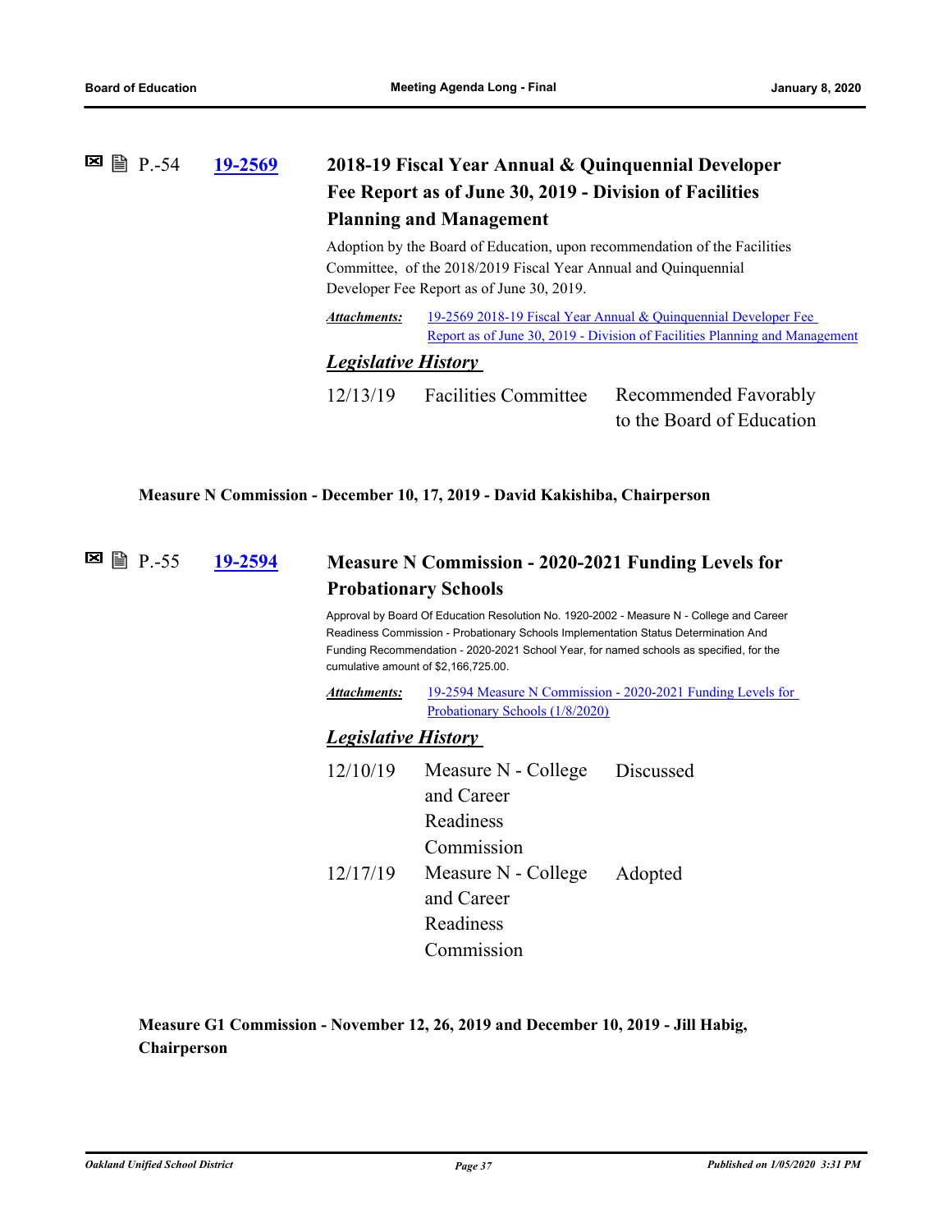P.-54 **19-2569**

### 2018-19 Fiscal Year Annual & Quinquennial Developer Fee Report as of June 30, 2019 - Division of Facilities Planning and Management

Adoption by the Board of Education, upon recommendation of the Facilities Committee, of the 2018/2019 Fiscal Year Annual and Quinquennial Developer Fee Report as of June 30, 2019.

***Attachments:*** 19-2569 2018-19 Fiscal Year Annual & Quinquennial Developer Fee Report as of June 30, 2019 - Division of Facilities Planning and Management

***Legislative History***

| | | |
|---|---|---|
| 12/13/19 | Facilities Committee | Recommended Favorably to the Board of Education |

**Measure N Commission - December 10, 17, 2019 - David Kakishiba, Chairperson**

P.-55 **19-2594**

### Measure N Commission - 2020-2021 Funding Levels for Probationary Schools

Approval by Board Of Education Resolution No. 1920-2002 - Measure N - College and Career Readiness Commission - Probationary Schools Implementation Status Determination And Funding Recommendation - 2020-2021 School Year, for named schools as specified, for the cumulative amount of $2,166,725.00.

***Attachments:*** 19-2594 Measure N Commission - 2020-2021 Funding Levels for Probationary Schools (1/8/2020)

***Legislative History***

| | | |
|---|---|---|
| 12/10/19 | Measure N - College and Career Readiness Commission | Discussed |
| 12/17/19 | Measure N - College and Career Readiness Commission | Adopted |

**Measure G1 Commission - November 12, 26, 2019 and December 10, 2019 - Jill Habig, Chairperson**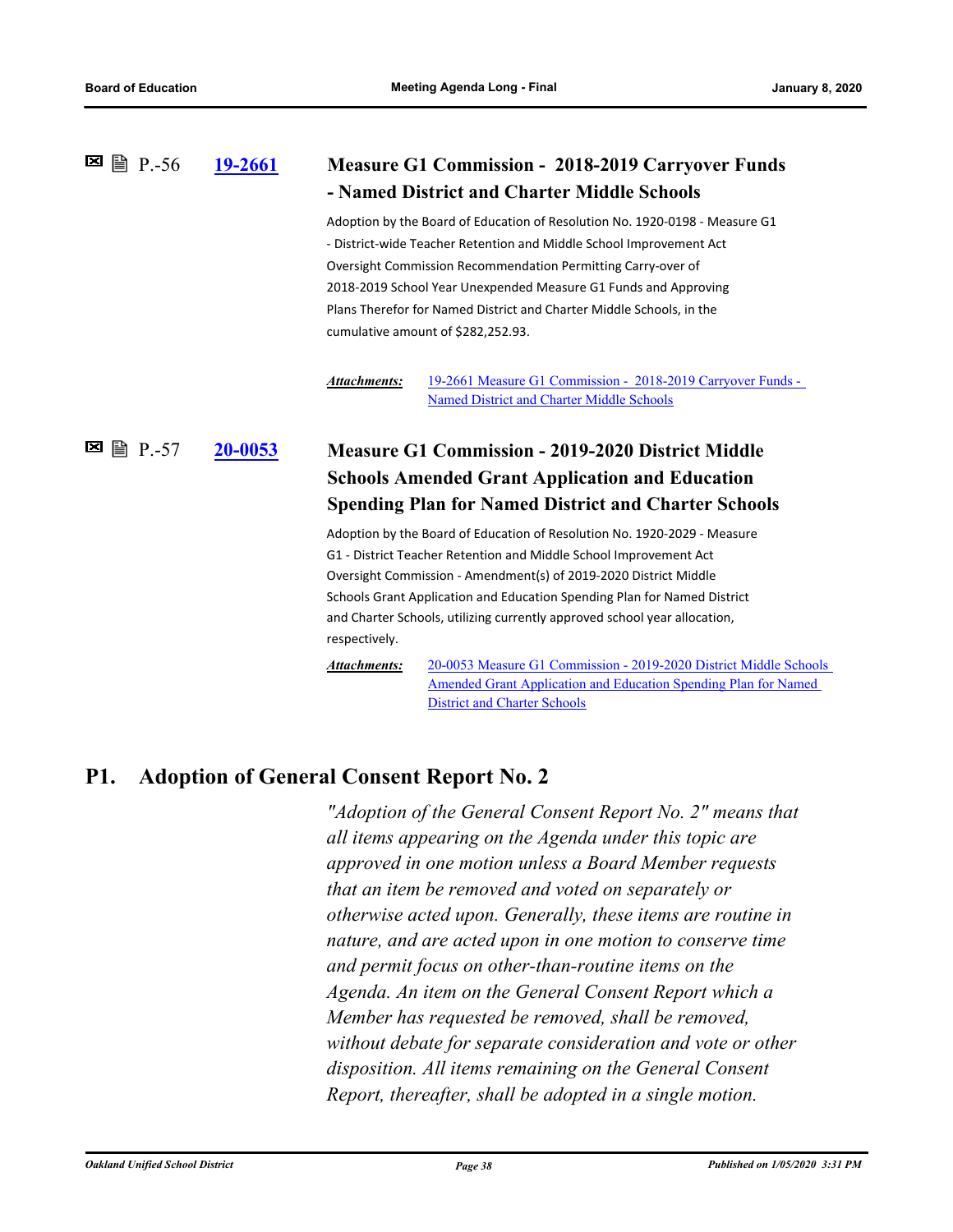P.-56 **19-2661** **Measure G1 Commission - 2018-2019 Carryover Funds - Named District and Charter Middle Schools**

Adoption by the Board of Education of Resolution No. 1920-0198 - Measure G1 - District-wide Teacher Retention and Middle School Improvement Act Oversight Commission Recommendation Permitting Carry-over of 2018-2019 School Year Unexpended Measure G1 Funds and Approving Plans Therefor for Named District and Charter Middle Schools, in the cumulative amount of $282,252.93.

***Attachments:*** 19-2661 Measure G1 Commission - 2018-2019 Carryover Funds - Named District and Charter Middle Schools

P.-57 **20-0053** **Measure G1 Commission - 2019-2020 District Middle Schools Amended Grant Application and Education Spending Plan for Named District and Charter Schools**

Adoption by the Board of Education of Resolution No. 1920-2029 - Measure G1 - District Teacher Retention and Middle School Improvement Act Oversight Commission - Amendment(s) of 2019-2020 District Middle Schools Grant Application and Education Spending Plan for Named District and Charter Schools, utilizing currently approved school year allocation, respectively.

***Attachments:*** 20-0053 Measure G1 Commission - 2019-2020 District Middle Schools Amended Grant Application and Education Spending Plan for Named District and Charter Schools

## P1. Adoption of General Consent Report No. 2

*"Adoption of the General Consent Report No. 2" means that all items appearing on the Agenda under this topic are approved in one motion unless a Board Member requests that an item be removed and voted on separately or otherwise acted upon. Generally, these items are routine in nature, and are acted upon in one motion to conserve time and permit focus on other-than-routine items on the Agenda. An item on the General Consent Report which a Member has requested be removed, shall be removed, without debate for separate consideration and vote or other disposition. All items remaining on the General Consent Report, thereafter, shall be adopted in a single motion.*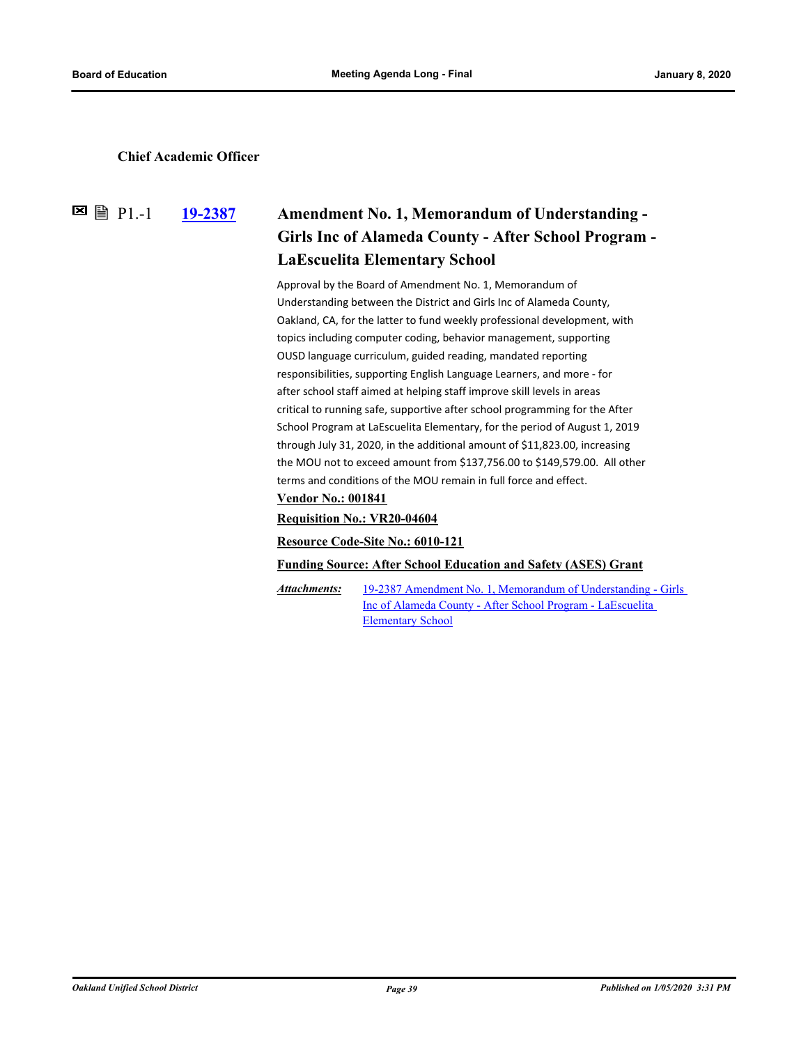### Chief Academic Officer

### P1.-1 [19-2387](#) Amendment No. 1, Memorandum of Understanding - Girls Inc of Alameda County - After School Program - LaEscuelita Elementary School

Approval by the Board of Amendment No. 1, Memorandum of Understanding between the District and Girls Inc of Alameda County, Oakland, CA, for the latter to fund weekly professional development, with topics including computer coding, behavior management, supporting OUSD language curriculum, guided reading, mandated reporting responsibilities, supporting English Language Learners, and more - for after school staff aimed at helping staff improve skill levels in areas critical to running safe, supportive after school programming for the After School Program at LaEscuelita Elementary, for the period of August 1, 2019 through July 31, 2020, in the additional amount of $11,823.00, increasing the MOU not to exceed amount from $137,756.00 to $149,579.00. All other terms and conditions of the MOU remain in full force and effect.

**Vendor No.: 001841**

**Requisition No.: VR20-04604**

**Resource Code-Site No.: 6010-121**

**Funding Source: After School Education and Safety (ASES) Grant**

*Attachments:* 19-2387 Amendment No. 1, Memorandum of Understanding - Girls Inc of Alameda County - After School Program - LaEscuelita Elementary School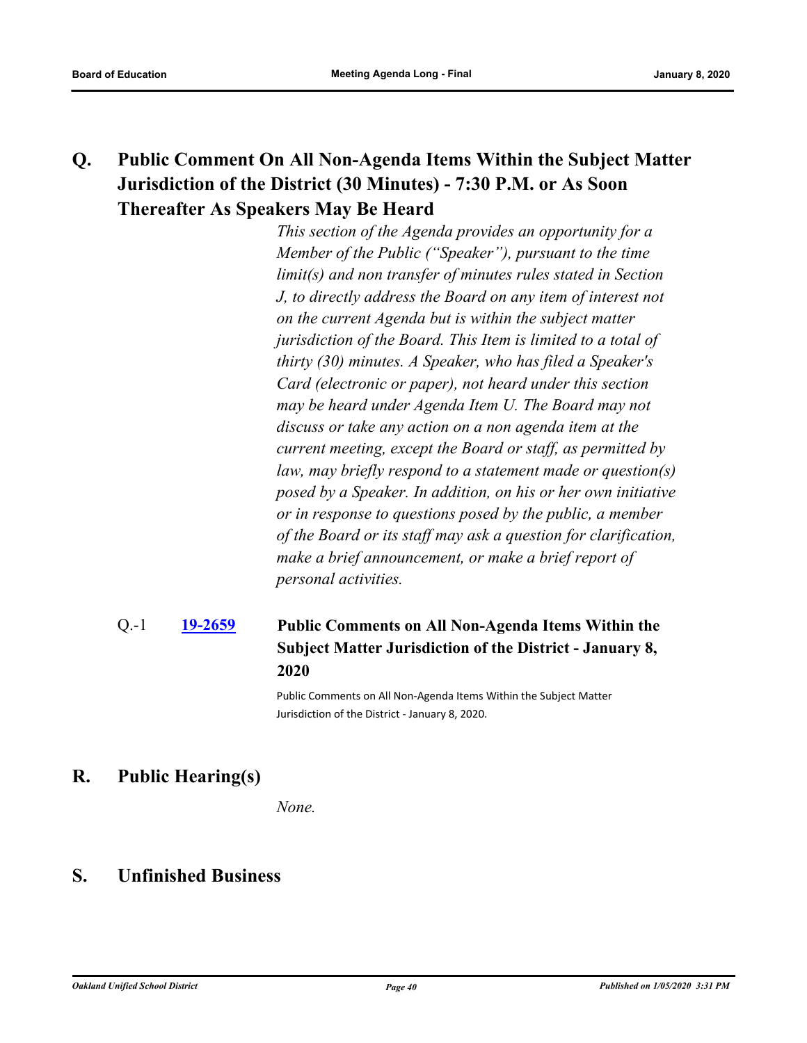## Q. Public Comment On All Non-Agenda Items Within the Subject Matter Jurisdiction of the District (30 Minutes) - 7:30 P.M. or As Soon Thereafter As Speakers May Be Heard

*This section of the Agenda provides an opportunity for a Member of the Public ("Speaker"), pursuant to the time limit(s) and non transfer of minutes rules stated in Section J, to directly address the Board on any item of interest not on the current Agenda but is within the subject matter jurisdiction of the Board. This Item is limited to a total of thirty (30) minutes. A Speaker, who has filed a Speaker's Card (electronic or paper), not heard under this section may be heard under Agenda Item U. The Board may not discuss or take any action on a non agenda item at the current meeting, except the Board or staff, as permitted by law, may briefly respond to a statement made or question(s) posed by a Speaker. In addition, on his or her own initiative or in response to questions posed by the public, a member of the Board or its staff may ask a question for clarification, make a brief announcement, or make a brief report of personal activities.*

Q.-1 **19-2659** **Public Comments on All Non-Agenda Items Within the Subject Matter Jurisdiction of the District - January 8, 2020**

Public Comments on All Non-Agenda Items Within the Subject Matter Jurisdiction of the District - January 8, 2020.

## R. Public Hearing(s)

*None.*

## S. Unfinished Business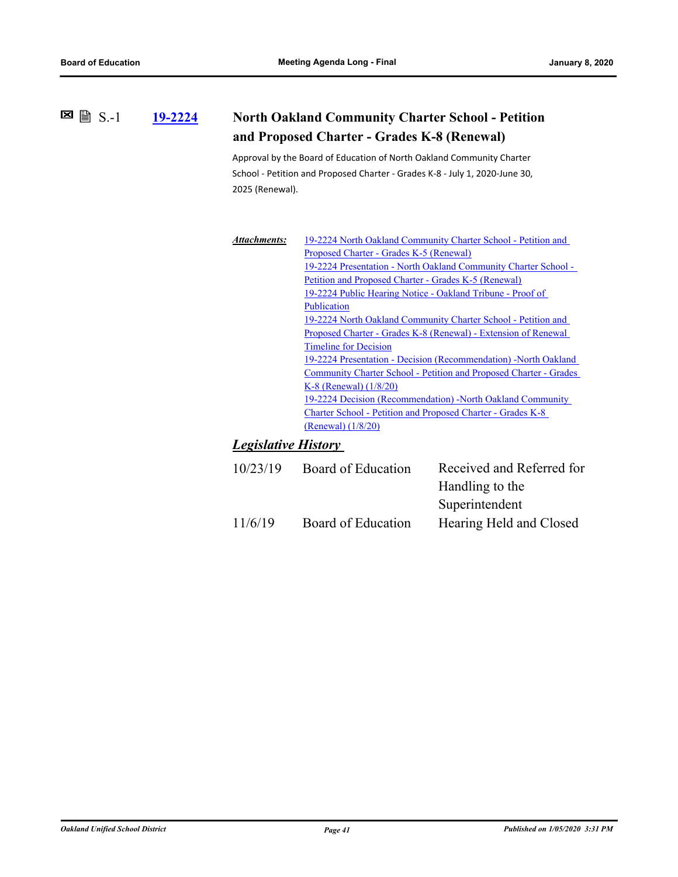S.-1 **19-2224** **North Oakland Community Charter School - Petition and Proposed Charter - Grades K-8 (Renewal)**

Approval by the Board of Education of North Oakland Community Charter School - Petition and Proposed Charter - Grades K-8 - July 1, 2020-June 30, 2025 (Renewal).

***Attachments:***

- 19-2224 North Oakland Community Charter School - Petition and Proposed Charter - Grades K-5 (Renewal)
- 19-2224 Presentation - North Oakland Community Charter School - Petition and Proposed Charter - Grades K-5 (Renewal)
- 19-2224 Public Hearing Notice - Oakland Tribune - Proof of Publication
- 19-2224 North Oakland Community Charter School - Petition and Proposed Charter - Grades K-8 (Renewal) - Extension of Renewal Timeline for Decision
- 19-2224 Presentation - Decision (Recommendation) -North Oakland Community Charter School - Petition and Proposed Charter - Grades K-8 (Renewal) (1/8/20)
- 19-2224 Decision (Recommendation) -North Oakland Community Charter School - Petition and Proposed Charter - Grades K-8 (Renewal) (1/8/20)

## ***Legislative History***

| | | |
|---|---|---|
| 10/23/19 | Board of Education | Received and Referred for Handling to the Superintendent |
| 11/6/19 | Board of Education | Hearing Held and Closed |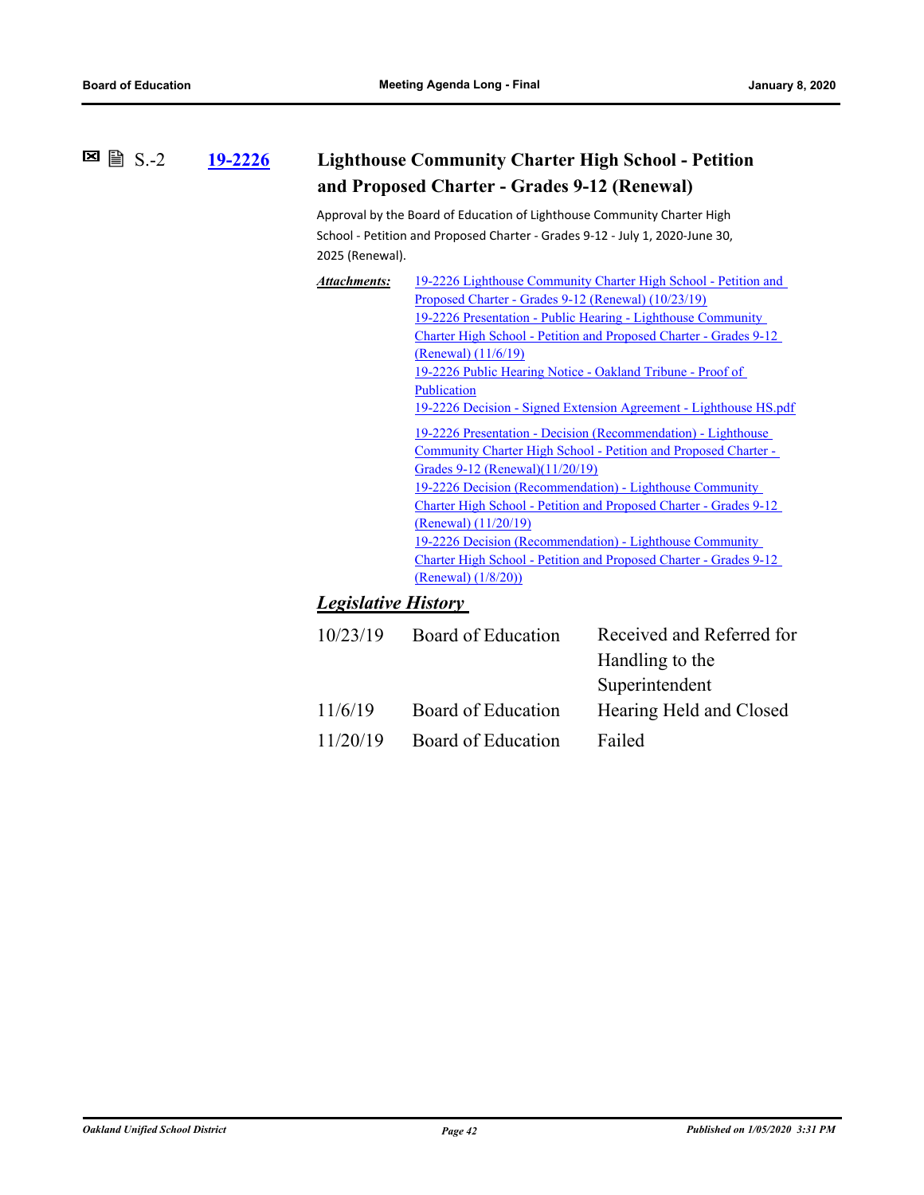S.-2 **19-2226** 

## Lighthouse Community Charter High School - Petition and Proposed Charter - Grades 9-12 (Renewal)

Approval by the Board of Education of Lighthouse Community Charter High School - Petition and Proposed Charter - Grades 9-12 - July 1, 2020-June 30, 2025 (Renewal).

***Attachments:***
19-2226 Lighthouse Community Charter High School - Petition and Proposed Charter - Grades 9-12 (Renewal) (10/23/19)
19-2226 Presentation - Public Hearing - Lighthouse Community Charter High School - Petition and Proposed Charter - Grades 9-12 (Renewal) (11/6/19)
19-2226 Public Hearing Notice - Oakland Tribune - Proof of Publication
19-2226 Decision - Signed Extension Agreement - Lighthouse HS.pdf
19-2226 Presentation - Decision (Recommendation) - Lighthouse Community Charter High School - Petition and Proposed Charter - Grades 9-12 (Renewal)(11/20/19)
19-2226 Decision (Recommendation) - Lighthouse Community Charter High School - Petition and Proposed Charter - Grades 9-12 (Renewal) (11/20/19)
19-2226 Decision (Recommendation) - Lighthouse Community Charter High School - Petition and Proposed Charter - Grades 9-12 (Renewal) (1/8/20))

### *Legislative History*

| | | |
|---|---|---|
| 10/23/19 | Board of Education | Received and Referred for Handling to the Superintendent |
| 11/6/19 | Board of Education | Hearing Held and Closed |
| 11/20/19 | Board of Education | Failed |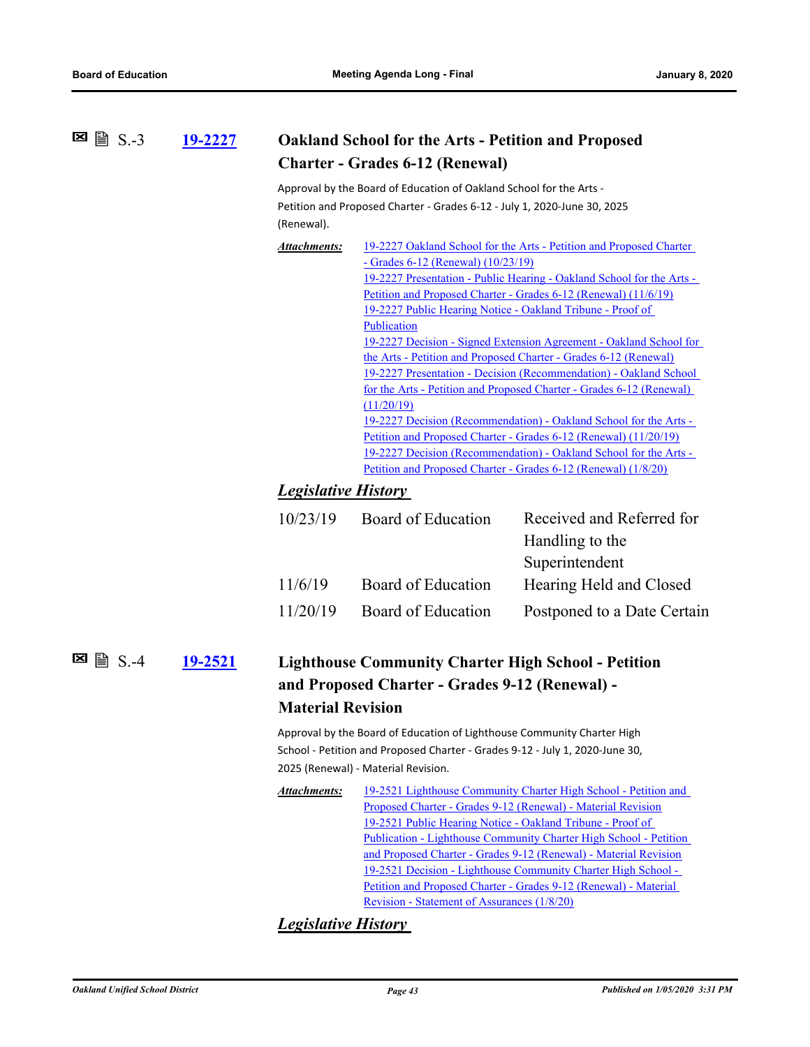S.-3 **19-2227**

## Oakland School for the Arts - Petition and Proposed Charter - Grades 6-12 (Renewal)

Approval by the Board of Education of Oakland School for the Arts - Petition and Proposed Charter - Grades 6-12 - July 1, 2020-June 30, 2025 (Renewal).

***Attachments:***
- 19-2227 Oakland School for the Arts - Petition and Proposed Charter - Grades 6-12 (Renewal) (10/23/19)
- 19-2227 Presentation - Public Hearing - Oakland School for the Arts - Petition and Proposed Charter - Grades 6-12 (Renewal) (11/6/19)
- 19-2227 Public Hearing Notice - Oakland Tribune - Proof of Publication
- 19-2227 Decision - Signed Extension Agreement - Oakland School for the Arts - Petition and Proposed Charter - Grades 6-12 (Renewal)
- 19-2227 Presentation - Decision (Recommendation) - Oakland School for the Arts - Petition and Proposed Charter - Grades 6-12 (Renewal) (11/20/19)
- 19-2227 Decision (Recommendation) - Oakland School for the Arts - Petition and Proposed Charter - Grades 6-12 (Renewal) (11/20/19)
- 19-2227 Decision (Recommendation) - Oakland School for the Arts - Petition and Proposed Charter - Grades 6-12 (Renewal) (1/8/20)

***Legislative History***

| | | |
|---|---|---|
| 10/23/19 | Board of Education | Received and Referred for Handling to the Superintendent |
| 11/6/19 | Board of Education | Hearing Held and Closed |
| 11/20/19 | Board of Education | Postponed to a Date Certain |

S.-4 **19-2521**

## Lighthouse Community Charter High School - Petition and Proposed Charter - Grades 9-12 (Renewal) - Material Revision

Approval by the Board of Education of Lighthouse Community Charter High School - Petition and Proposed Charter - Grades 9-12 - July 1, 2020-June 30, 2025 (Renewal) - Material Revision.

***Attachments:***
- 19-2521 Lighthouse Community Charter High School - Petition and Proposed Charter - Grades 9-12 (Renewal) - Material Revision
- 19-2521 Public Hearing Notice - Oakland Tribune - Proof of Publication - Lighthouse Community Charter High School - Petition and Proposed Charter - Grades 9-12 (Renewal) - Material Revision
- 19-2521 Decision - Lighthouse Community Charter High School - Petition and Proposed Charter - Grades 9-12 (Renewal) - Material Revision - Statement of Assurances (1/8/20)

***Legislative History***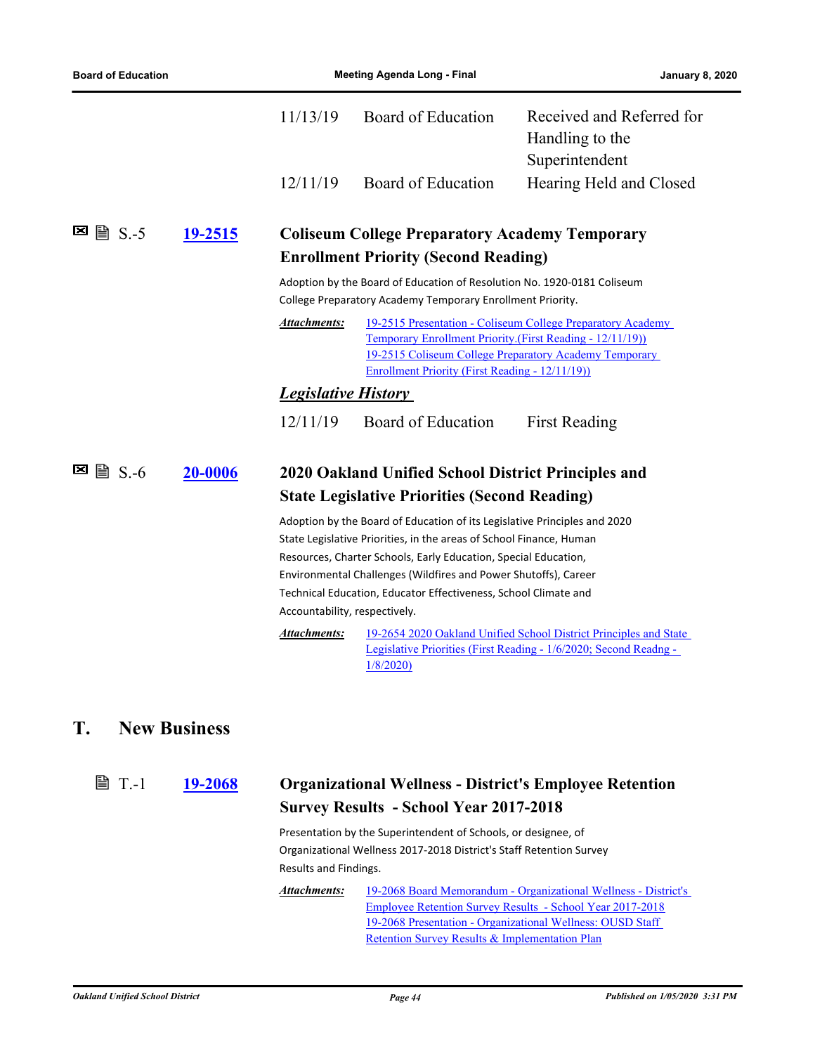| | | |
|---|---|---|
| 11/13/19 | Board of Education | Received and Referred for Handling to the Superintendent |
| 12/11/19 | Board of Education | Hearing Held and Closed |

### S.-5 [19-2515](#) Coliseum College Preparatory Academy Temporary Enrollment Priority (Second Reading)

Adoption by the Board of Education of Resolution No. 1920-0181 Coliseum College Preparatory Academy Temporary Enrollment Priority.

***Attachments:*** [19-2515 Presentation - Coliseum College Preparatory Academy Temporary Enrollment Priority.(First Reading - 12/11/19))](#)
[19-2515 Coliseum College Preparatory Academy Temporary Enrollment Priority (First Reading - 12/11/19))](#)

***Legislative History***

| | | |
|---|---|---|
| 12/11/19 | Board of Education | First Reading |

### S.-6 [20-0006](#) 2020 Oakland Unified School District Principles and State Legislative Priorities (Second Reading)

Adoption by the Board of Education of its Legislative Principles and 2020 State Legislative Priorities, in the areas of School Finance, Human Resources, Charter Schools, Early Education, Special Education, Environmental Challenges (Wildfires and Power Shutoffs), Career Technical Education, Educator Effectiveness, School Climate and Accountability, respectively.

***Attachments:*** [19-2654 2020 Oakland Unified School District Principles and State Legislative Priorities (First Reading - 1/6/2020; Second Readng - 1/8/2020)](#)

## T. New Business

### T.-1 [19-2068](#) Organizational Wellness - District's Employee Retention Survey Results - School Year 2017-2018

Presentation by the Superintendent of Schools, or designee, of Organizational Wellness 2017-2018 District's Staff Retention Survey Results and Findings.

***Attachments:*** [19-2068 Board Memorandum - Organizational Wellness - District's Employee Retention Survey Results - School Year 2017-2018](#)
[19-2068 Presentation - Organizational Wellness: OUSD Staff Retention Survey Results & Implementation Plan](#)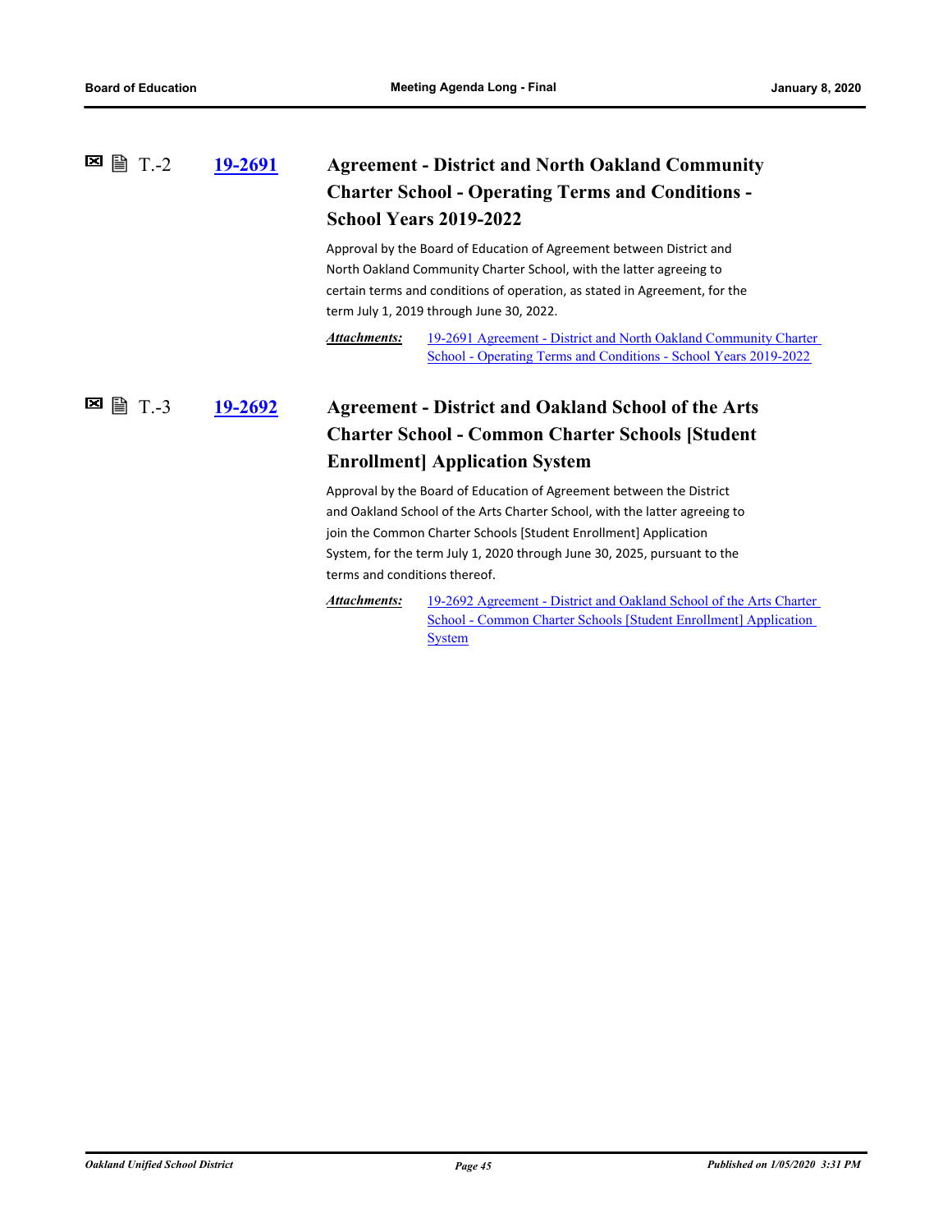T.-2 **19-2691**

### Agreement - District and North Oakland Community Charter School - Operating Terms and Conditions - School Years 2019-2022

Approval by the Board of Education of Agreement between District and North Oakland Community Charter School, with the latter agreeing to certain terms and conditions of operation, as stated in Agreement, for the term July 1, 2019 through June 30, 2022.

***Attachments:*** 19-2691 Agreement - District and North Oakland Community Charter School - Operating Terms and Conditions - School Years 2019-2022

T.-3 **19-2692**

### Agreement - District and Oakland School of the Arts Charter School - Common Charter Schools [Student Enrollment] Application System

Approval by the Board of Education of Agreement between the District and Oakland School of the Arts Charter School, with the latter agreeing to join the Common Charter Schools [Student Enrollment] Application System, for the term July 1, 2020 through June 30, 2025, pursuant to the terms and conditions thereof.

***Attachments:*** 19-2692 Agreement - District and Oakland School of the Arts Charter School - Common Charter Schools [Student Enrollment] Application System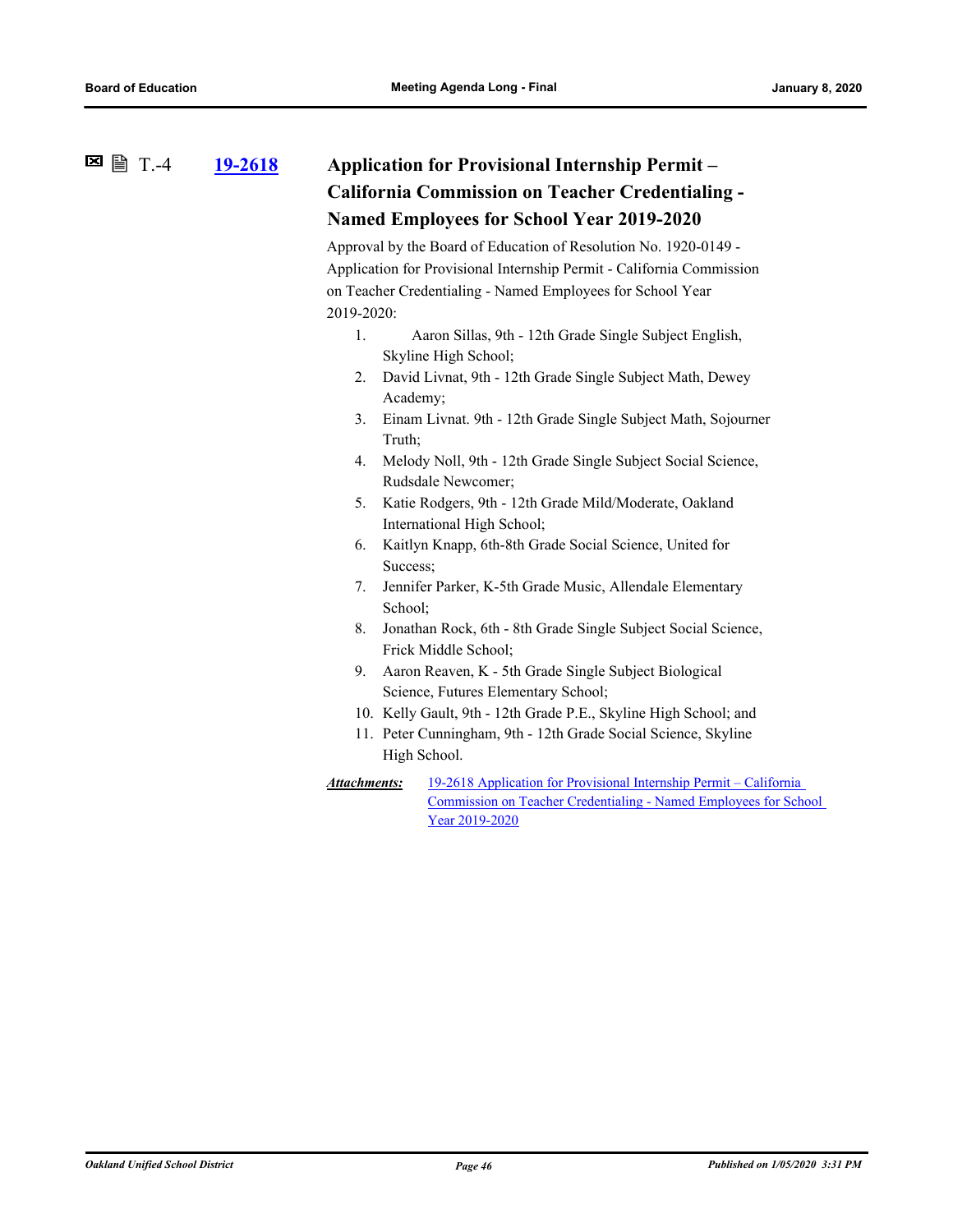T.-4 **19-2618**

### Application for Provisional Internship Permit – California Commission on Teacher Credentialing - Named Employees for School Year 2019-2020

Approval by the Board of Education of Resolution No. 1920-0149 - Application for Provisional Internship Permit - California Commission on Teacher Credentialing - Named Employees for School Year 2019-2020:

1. Aaron Sillas, 9th - 12th Grade Single Subject English, Skyline High School;
2. David Livnat, 9th - 12th Grade Single Subject Math, Dewey Academy;
3. Einam Livnat. 9th - 12th Grade Single Subject Math, Sojourner Truth;
4. Melody Noll, 9th - 12th Grade Single Subject Social Science, Rudsdale Newcomer;
5. Katie Rodgers, 9th - 12th Grade Mild/Moderate, Oakland International High School;
6. Kaitlyn Knapp, 6th-8th Grade Social Science, United for Success;
7. Jennifer Parker, K-5th Grade Music, Allendale Elementary School;
8. Jonathan Rock, 6th - 8th Grade Single Subject Social Science, Frick Middle School;
9. Aaron Reaven, K - 5th Grade Single Subject Biological Science, Futures Elementary School;
10. Kelly Gault, 9th - 12th Grade P.E., Skyline High School; and
11. Peter Cunningham, 9th - 12th Grade Social Science, Skyline High School.

***Attachments:*** 19-2618 Application for Provisional Internship Permit – California Commission on Teacher Credentialing - Named Employees for School Year 2019-2020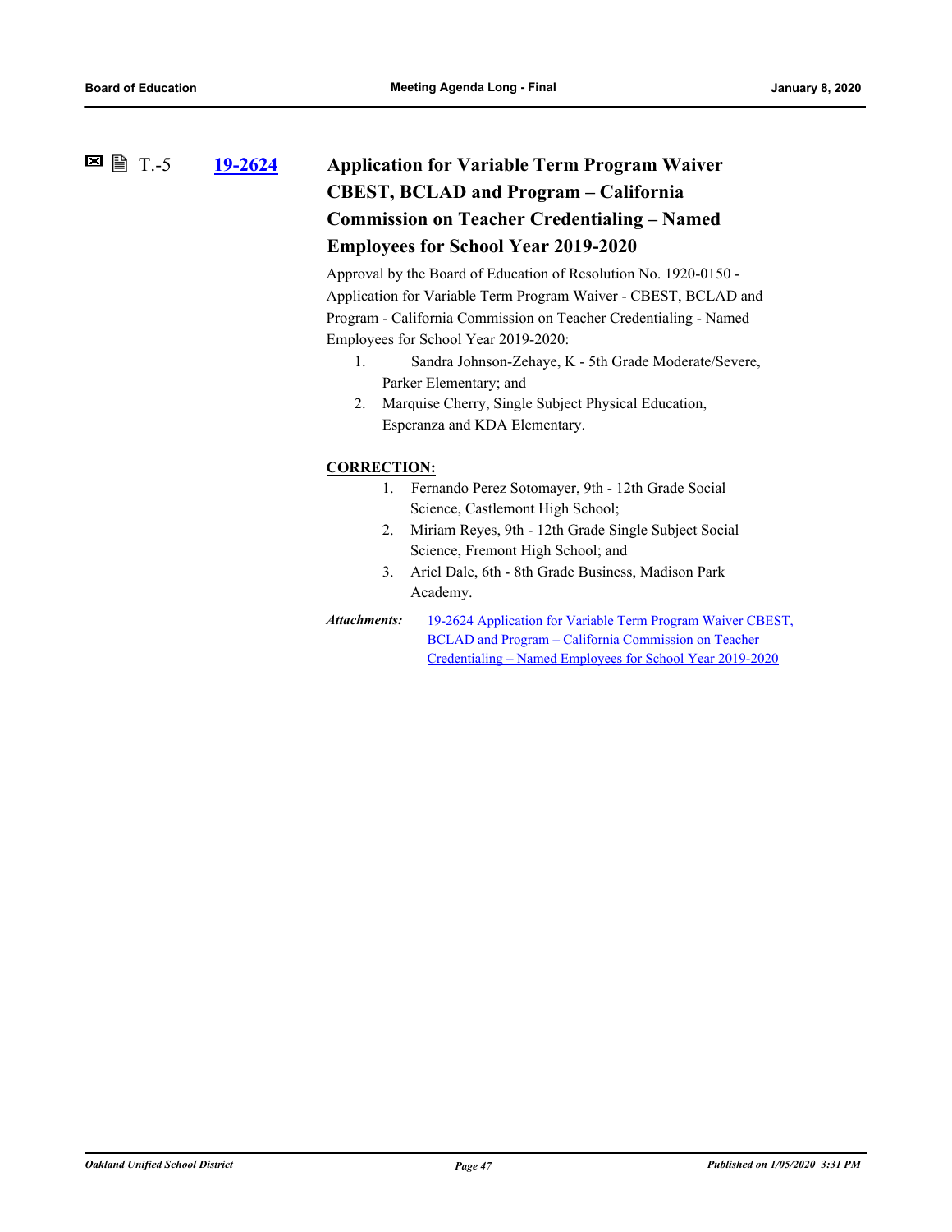T.-5 **[19-2624](#)**

### Application for Variable Term Program Waiver CBEST, BCLAD and Program – California Commission on Teacher Credentialing – Named Employees for School Year 2019-2020

Approval by the Board of Education of Resolution No. 1920-0150 - Application for Variable Term Program Waiver - CBEST, BCLAD and Program - California Commission on Teacher Credentialing - Named Employees for School Year 2019-2020:

1. Sandra Johnson-Zehaye, K - 5th Grade Moderate/Severe, Parker Elementary; and
2. Marquise Cherry, Single Subject Physical Education, Esperanza and KDA Elementary.

**CORRECTION:**

1. Fernando Perez Sotomayer, 9th - 12th Grade Social Science, Castlemont High School;
2. Miriam Reyes, 9th - 12th Grade Single Subject Social Science, Fremont High School; and
3. Ariel Dale, 6th - 8th Grade Business, Madison Park Academy.

***Attachments:*** [19-2624 Application for Variable Term Program Waiver CBEST, BCLAD and Program – California Commission on Teacher Credentialing – Named Employees for School Year 2019-2020](#)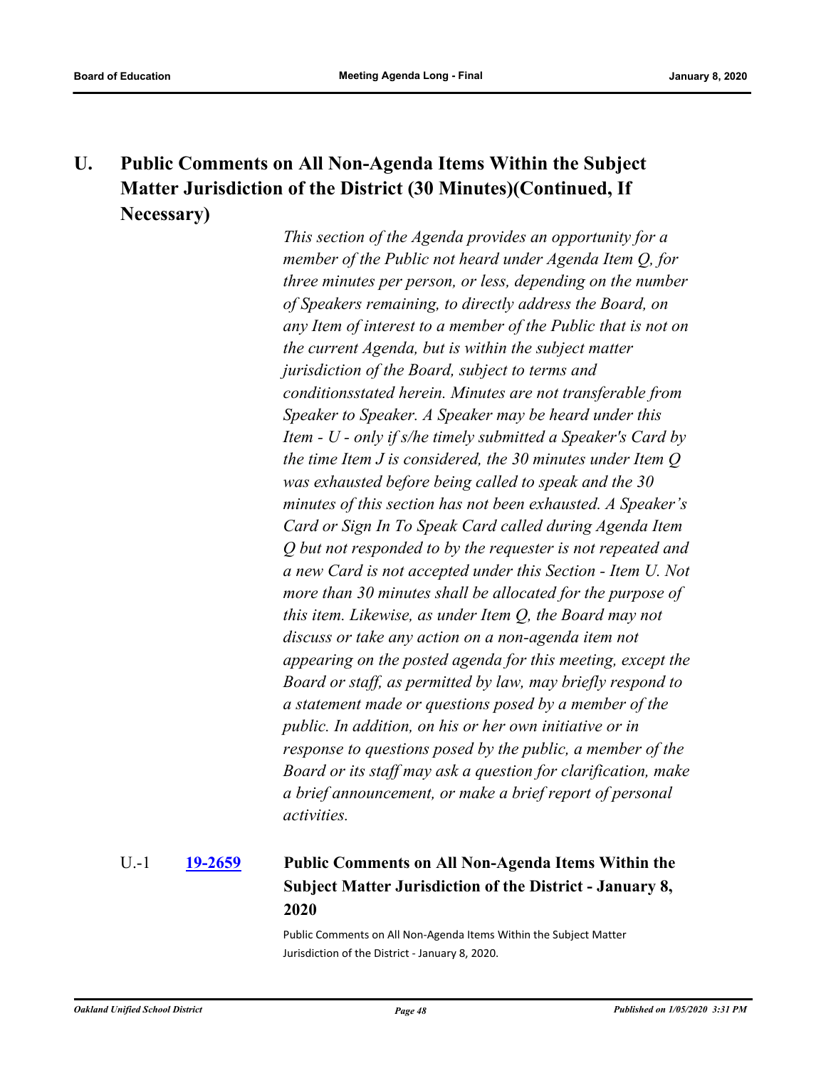## U. Public Comments on All Non-Agenda Items Within the Subject Matter Jurisdiction of the District (30 Minutes)(Continued, If Necessary)

*This section of the Agenda provides an opportunity for a member of the Public not heard under Agenda Item Q, for three minutes per person, or less, depending on the number of Speakers remaining, to directly address the Board, on any Item of interest to a member of the Public that is not on the current Agenda, but is within the subject matter jurisdiction of the Board, subject to terms and conditionsstated herein. Minutes are not transferable from Speaker to Speaker. A Speaker may be heard under this Item - U - only if s/he timely submitted a Speaker's Card by the time Item J is considered, the 30 minutes under Item Q was exhausted before being called to speak and the 30 minutes of this section has not been exhausted. A Speaker's Card or Sign In To Speak Card called during Agenda Item Q but not responded to by the requester is not repeated and a new Card is not accepted under this Section - Item U. Not more than 30 minutes shall be allocated for the purpose of this item. Likewise, as under Item Q, the Board may not discuss or take any action on a non-agenda item not appearing on the posted agenda for this meeting, except the Board or staff, as permitted by law, may briefly respond to a statement made or questions posed by a member of the public. In addition, on his or her own initiative or in response to questions posed by the public, a member of the Board or its staff may ask a question for clarification, make a brief announcement, or make a brief report of personal activities.*

U.-1 **19-2659** **Public Comments on All Non-Agenda Items Within the Subject Matter Jurisdiction of the District - January 8, 2020**

Public Comments on All Non-Agenda Items Within the Subject Matter Jurisdiction of the District - January 8, 2020.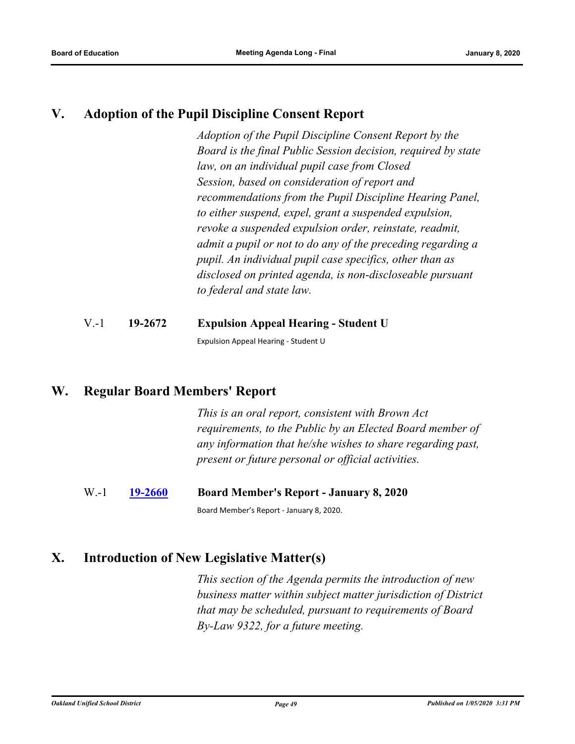## V. Adoption of the Pupil Discipline Consent Report

*Adoption of the Pupil Discipline Consent Report by the Board is the final Public Session decision, required by state law, on an individual pupil case from Closed Session, based on consideration of report and recommendations from the Pupil Discipline Hearing Panel, to either suspend, expel, grant a suspended expulsion, revoke a suspended expulsion order, reinstate, readmit, admit a pupil or not to do any of the preceding regarding a pupil. An individual pupil case specifics, other than as disclosed on printed agenda, is non-discloseable pursuant to federal and state law.*

V.-1 **19-2672** **Expulsion Appeal Hearing - Student U**

Expulsion Appeal Hearing - Student U

## W. Regular Board Members' Report

*This is an oral report, consistent with Brown Act requirements, to the Public by an Elected Board member of any information that he/she wishes to share regarding past, present or future personal or official activities.*

W.-1 **19-2660** **Board Member's Report - January 8, 2020**

Board Member's Report - January 8, 2020.

## X. Introduction of New Legislative Matter(s)

*This section of the Agenda permits the introduction of new business matter within subject matter jurisdiction of District that may be scheduled, pursuant to requirements of Board By-Law 9322, for a future meeting.*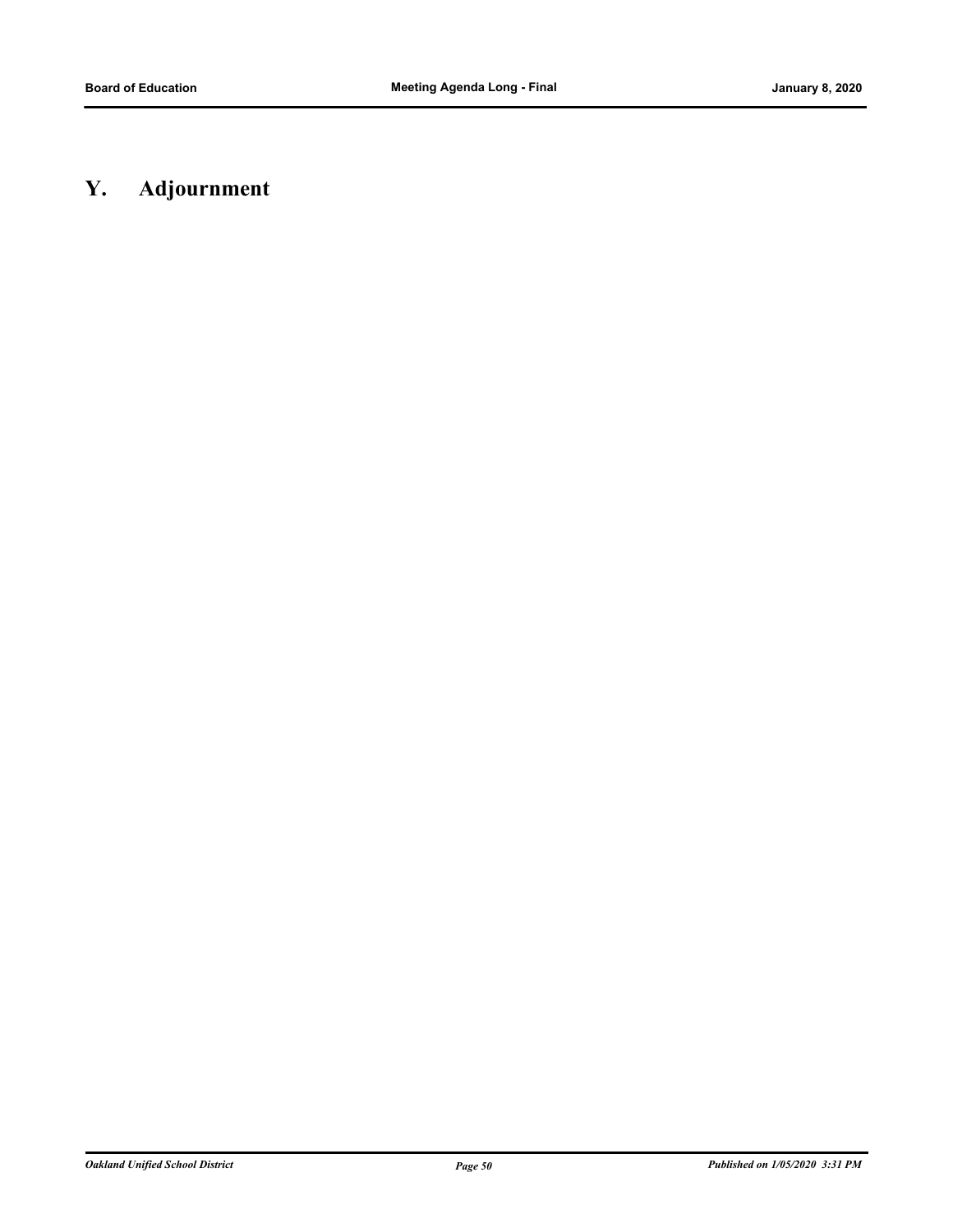# Y. Adjournment